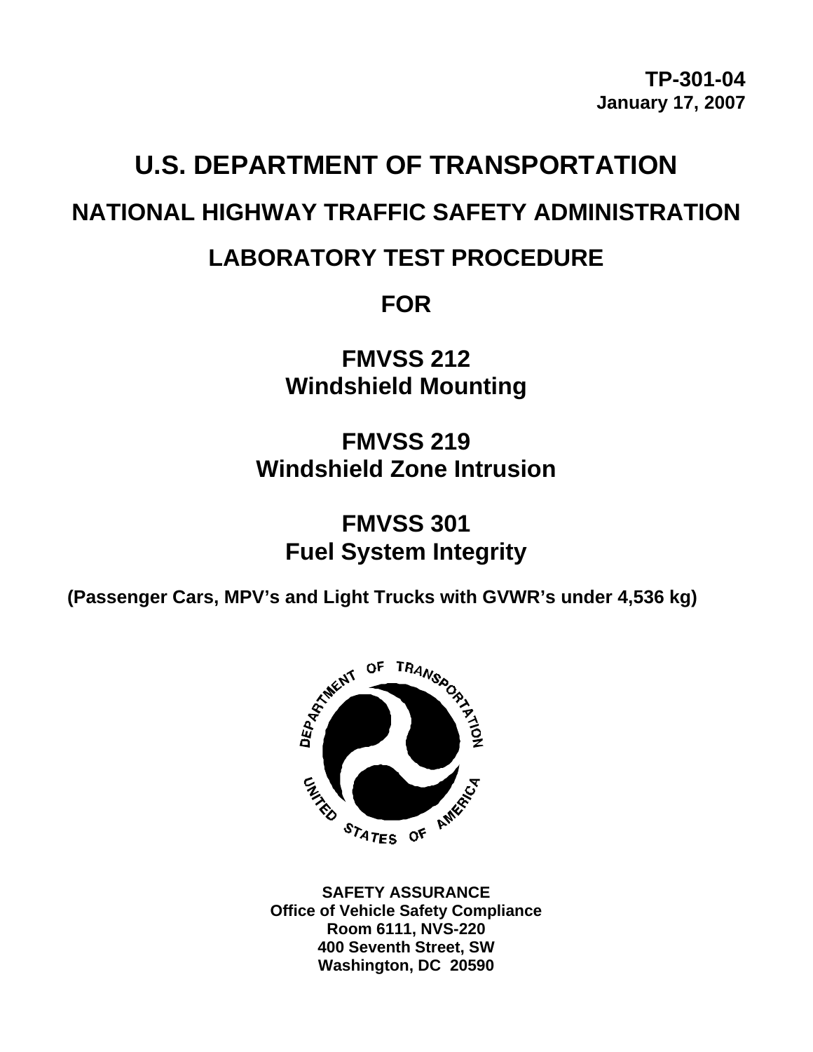**TP-301-04**
**January 17, 2007**

# U.S. DEPARTMENT OF TRANSPORTATION

## NATIONAL HIGHWAY TRAFFIC SAFETY ADMINISTRATION

## LABORATORY TEST PROCEDURE

## FOR

## FMVSS 212
## Windshield Mounting

## FMVSS 219
## Windshield Zone Intrusion

## FMVSS 301
## Fuel System Integrity

**(Passenger Cars, MPV's and Light Trucks with GVWR's under 4,536 kg)**

**SAFETY ASSURANCE**
**Office of Vehicle Safety Compliance**
**Room 6111, NVS-220**
**400 Seventh Street, SW**
**Washington, DC 20590**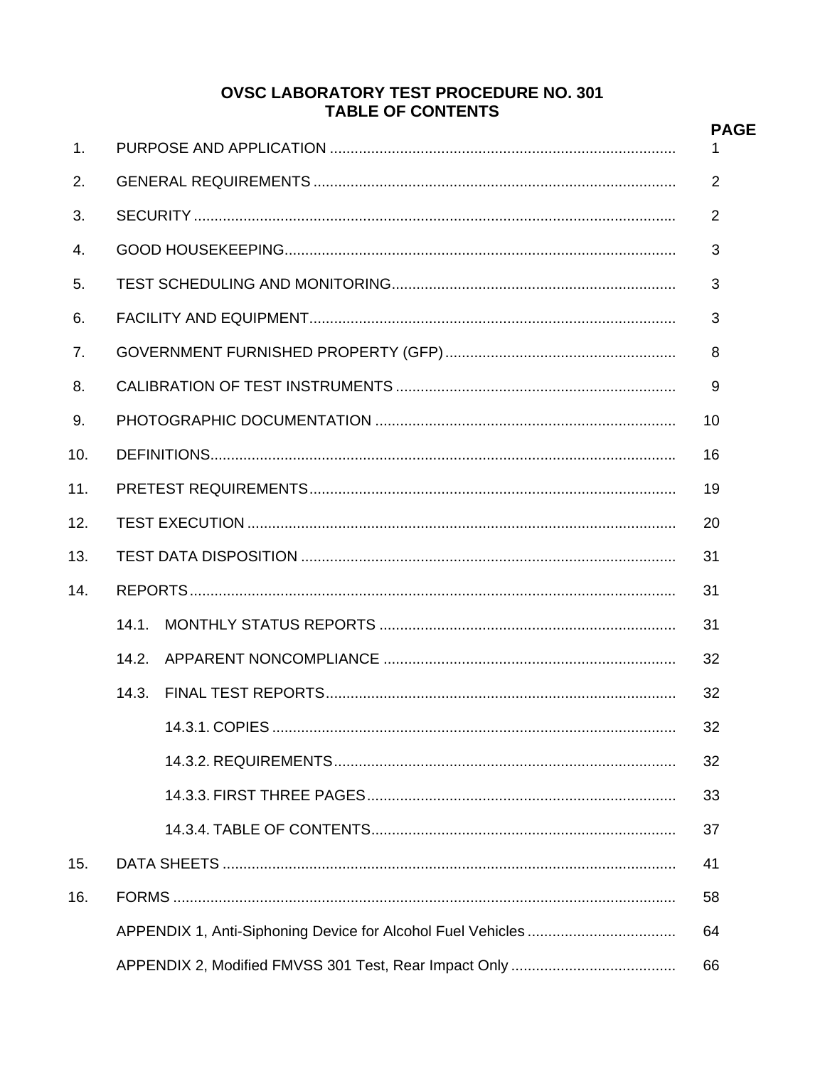# OVSC LABORATORY TEST PROCEDURE NO. 301
## TABLE OF CONTENTS

| | | PAGE |
|---|---|---|
| 1. | PURPOSE AND APPLICATION | 1 |
| 2. | GENERAL REQUIREMENTS | 2 |
| 3. | SECURITY | 2 |
| 4. | GOOD HOUSEKEEPING | 3 |
| 5. | TEST SCHEDULING AND MONITORING | 3 |
| 6. | FACILITY AND EQUIPMENT | 3 |
| 7. | GOVERNMENT FURNISHED PROPERTY (GFP) | 8 |
| 8. | CALIBRATION OF TEST INSTRUMENTS | 9 |
| 9. | PHOTOGRAPHIC DOCUMENTATION | 10 |
| 10. | DEFINITIONS | 16 |
| 11. | PRETEST REQUIREMENTS | 19 |
| 12. | TEST EXECUTION | 20 |
| 13. | TEST DATA DISPOSITION | 31 |
| 14. | REPORTS | 31 |
| | 14.1. MONTHLY STATUS REPORTS | 31 |
| | 14.2. APPARENT NONCOMPLIANCE | 32 |
| | 14.3. FINAL TEST REPORTS | 32 |
| | 14.3.1. COPIES | 32 |
| | 14.3.2. REQUIREMENTS | 32 |
| | 14.3.3. FIRST THREE PAGES | 33 |
| | 14.3.4. TABLE OF CONTENTS | 37 |
| 15. | DATA SHEETS | 41 |
| 16. | FORMS | 58 |
| | APPENDIX 1, Anti-Siphoning Device for Alcohol Fuel Vehicles | 64 |
| | APPENDIX 2, Modified FMVSS 301 Test, Rear Impact Only | 66 |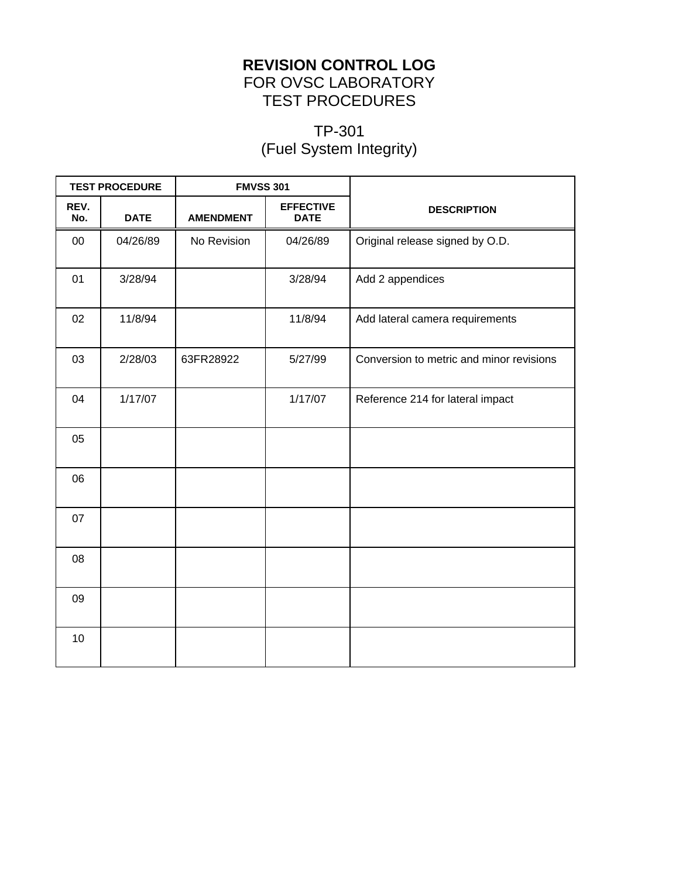# REVISION CONTROL LOG

FOR OVSC LABORATORY
TEST PROCEDURES

TP-301
(Fuel System Integrity)

| TEST PROCEDURE | | FMVSS 301 | | DESCRIPTION |
|---|---|---|---|---|
| REV. No. | DATE | AMENDMENT | EFFECTIVE DATE | |
| 00 | 04/26/89 | No Revision | 04/26/89 | Original release signed by O.D. |
| 01 | 3/28/94 | | 3/28/94 | Add 2 appendices |
| 02 | 11/8/94 | | 11/8/94 | Add lateral camera requirements |
| 03 | 2/28/03 | 63FR28922 | 5/27/99 | Conversion to metric and minor revisions |
| 04 | 1/17/07 | | 1/17/07 | Reference 214 for lateral impact |
| 05 | | | | |
| 06 | | | | |
| 07 | | | | |
| 08 | | | | |
| 09 | | | | |
| 10 | | | | |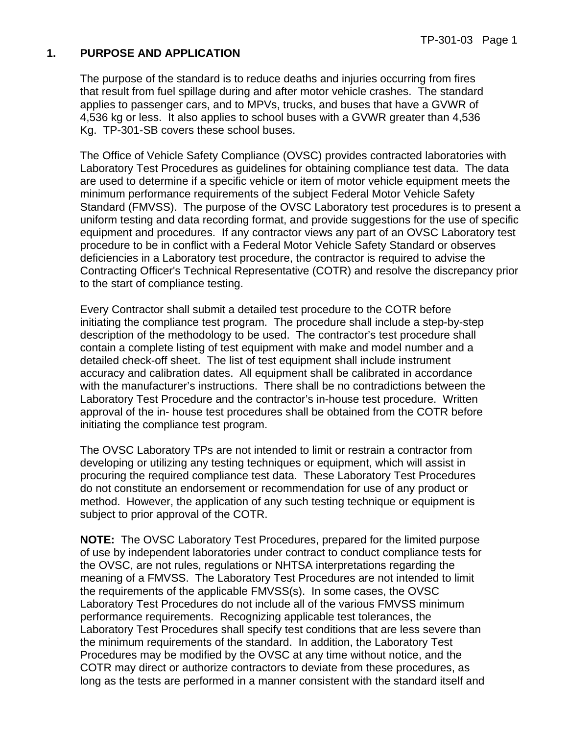## 1. PURPOSE AND APPLICATION

The purpose of the standard is to reduce deaths and injuries occurring from fires that result from fuel spillage during and after motor vehicle crashes. The standard applies to passenger cars, and to MPVs, trucks, and buses that have a GVWR of 4,536 kg or less. It also applies to school buses with a GVWR greater than 4,536 Kg. TP-301-SB covers these school buses.

The Office of Vehicle Safety Compliance (OVSC) provides contracted laboratories with Laboratory Test Procedures as guidelines for obtaining compliance test data. The data are used to determine if a specific vehicle or item of motor vehicle equipment meets the minimum performance requirements of the subject Federal Motor Vehicle Safety Standard (FMVSS). The purpose of the OVSC Laboratory test procedures is to present a uniform testing and data recording format, and provide suggestions for the use of specific equipment and procedures. If any contractor views any part of an OVSC Laboratory test procedure to be in conflict with a Federal Motor Vehicle Safety Standard or observes deficiencies in a Laboratory test procedure, the contractor is required to advise the Contracting Officer's Technical Representative (COTR) and resolve the discrepancy prior to the start of compliance testing.

Every Contractor shall submit a detailed test procedure to the COTR before initiating the compliance test program. The procedure shall include a step-by-step description of the methodology to be used. The contractor's test procedure shall contain a complete listing of test equipment with make and model number and a detailed check-off sheet. The list of test equipment shall include instrument accuracy and calibration dates. All equipment shall be calibrated in accordance with the manufacturer's instructions. There shall be no contradictions between the Laboratory Test Procedure and the contractor's in-house test procedure. Written approval of the in- house test procedures shall be obtained from the COTR before initiating the compliance test program.

The OVSC Laboratory TPs are not intended to limit or restrain a contractor from developing or utilizing any testing techniques or equipment, which will assist in procuring the required compliance test data. These Laboratory Test Procedures do not constitute an endorsement or recommendation for use of any product or method. However, the application of any such testing technique or equipment is subject to prior approval of the COTR.

**NOTE:** The OVSC Laboratory Test Procedures, prepared for the limited purpose of use by independent laboratories under contract to conduct compliance tests for the OVSC, are not rules, regulations or NHTSA interpretations regarding the meaning of a FMVSS. The Laboratory Test Procedures are not intended to limit the requirements of the applicable FMVSS(s). In some cases, the OVSC Laboratory Test Procedures do not include all of the various FMVSS minimum performance requirements. Recognizing applicable test tolerances, the Laboratory Test Procedures shall specify test conditions that are less severe than the minimum requirements of the standard. In addition, the Laboratory Test Procedures may be modified by the OVSC at any time without notice, and the COTR may direct or authorize contractors to deviate from these procedures, as long as the tests are performed in a manner consistent with the standard itself and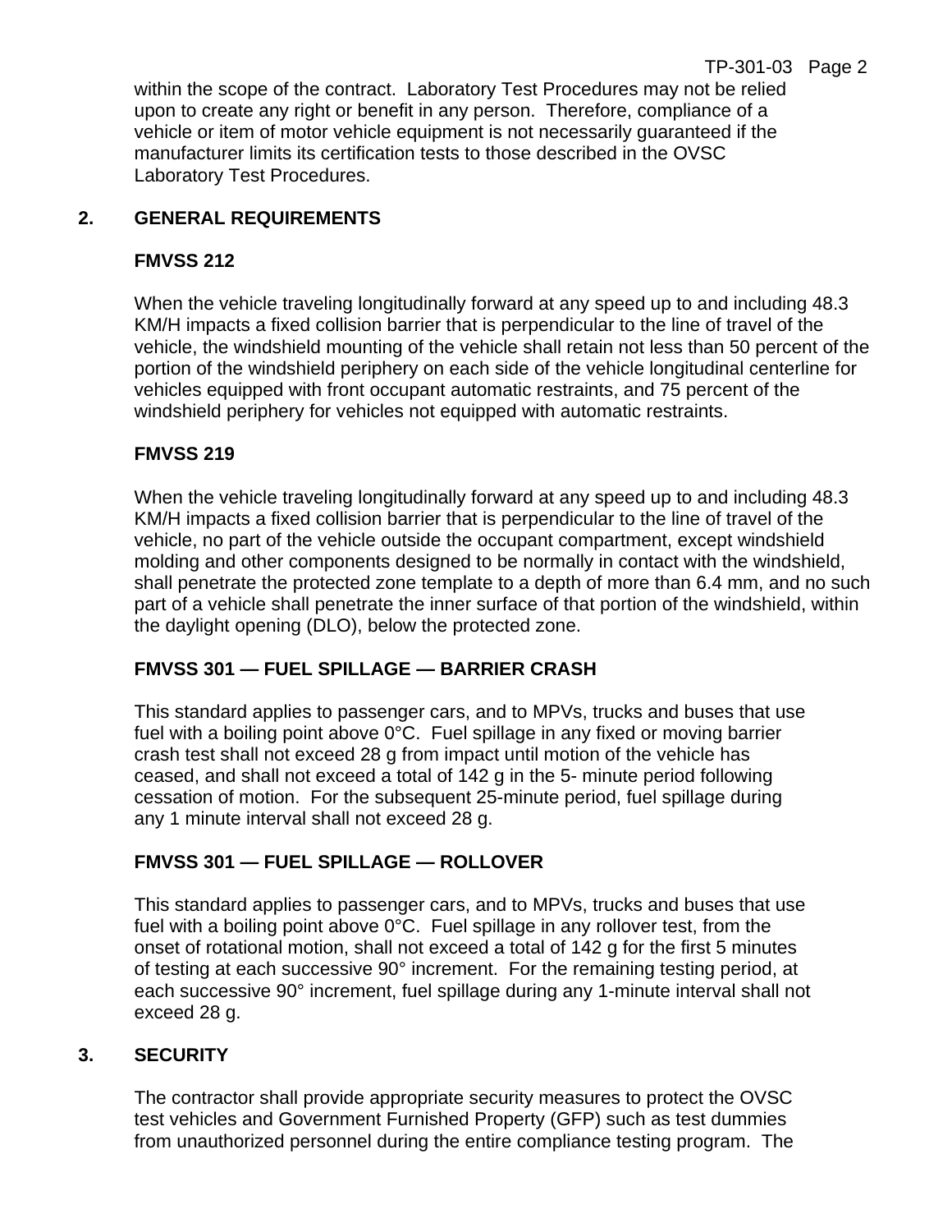within the scope of the contract. Laboratory Test Procedures may not be relied upon to create any right or benefit in any person. Therefore, compliance of a vehicle or item of motor vehicle equipment is not necessarily guaranteed if the manufacturer limits its certification tests to those described in the OVSC Laboratory Test Procedures.

## 2. GENERAL REQUIREMENTS

**FMVSS 212**

When the vehicle traveling longitudinally forward at any speed up to and including 48.3 KM/H impacts a fixed collision barrier that is perpendicular to the line of travel of the vehicle, the windshield mounting of the vehicle shall retain not less than 50 percent of the portion of the windshield periphery on each side of the vehicle longitudinal centerline for vehicles equipped with front occupant automatic restraints, and 75 percent of the windshield periphery for vehicles not equipped with automatic restraints.

**FMVSS 219**

When the vehicle traveling longitudinally forward at any speed up to and including 48.3 KM/H impacts a fixed collision barrier that is perpendicular to the line of travel of the vehicle, no part of the vehicle outside the occupant compartment, except windshield molding and other components designed to be normally in contact with the windshield, shall penetrate the protected zone template to a depth of more than 6.4 mm, and no such part of a vehicle shall penetrate the inner surface of that portion of the windshield, within the daylight opening (DLO), below the protected zone.

**FMVSS 301 — FUEL SPILLAGE — BARRIER CRASH**

This standard applies to passenger cars, and to MPVs, trucks and buses that use fuel with a boiling point above 0°C. Fuel spillage in any fixed or moving barrier crash test shall not exceed 28 g from impact until motion of the vehicle has ceased, and shall not exceed a total of 142 g in the 5- minute period following cessation of motion. For the subsequent 25-minute period, fuel spillage during any 1 minute interval shall not exceed 28 g.

**FMVSS 301 — FUEL SPILLAGE — ROLLOVER**

This standard applies to passenger cars, and to MPVs, trucks and buses that use fuel with a boiling point above 0°C. Fuel spillage in any rollover test, from the onset of rotational motion, shall not exceed a total of 142 g for the first 5 minutes of testing at each successive 90° increment. For the remaining testing period, at each successive 90° increment, fuel spillage during any 1-minute interval shall not exceed 28 g.

## 3. SECURITY

The contractor shall provide appropriate security measures to protect the OVSC test vehicles and Government Furnished Property (GFP) such as test dummies from unauthorized personnel during the entire compliance testing program. The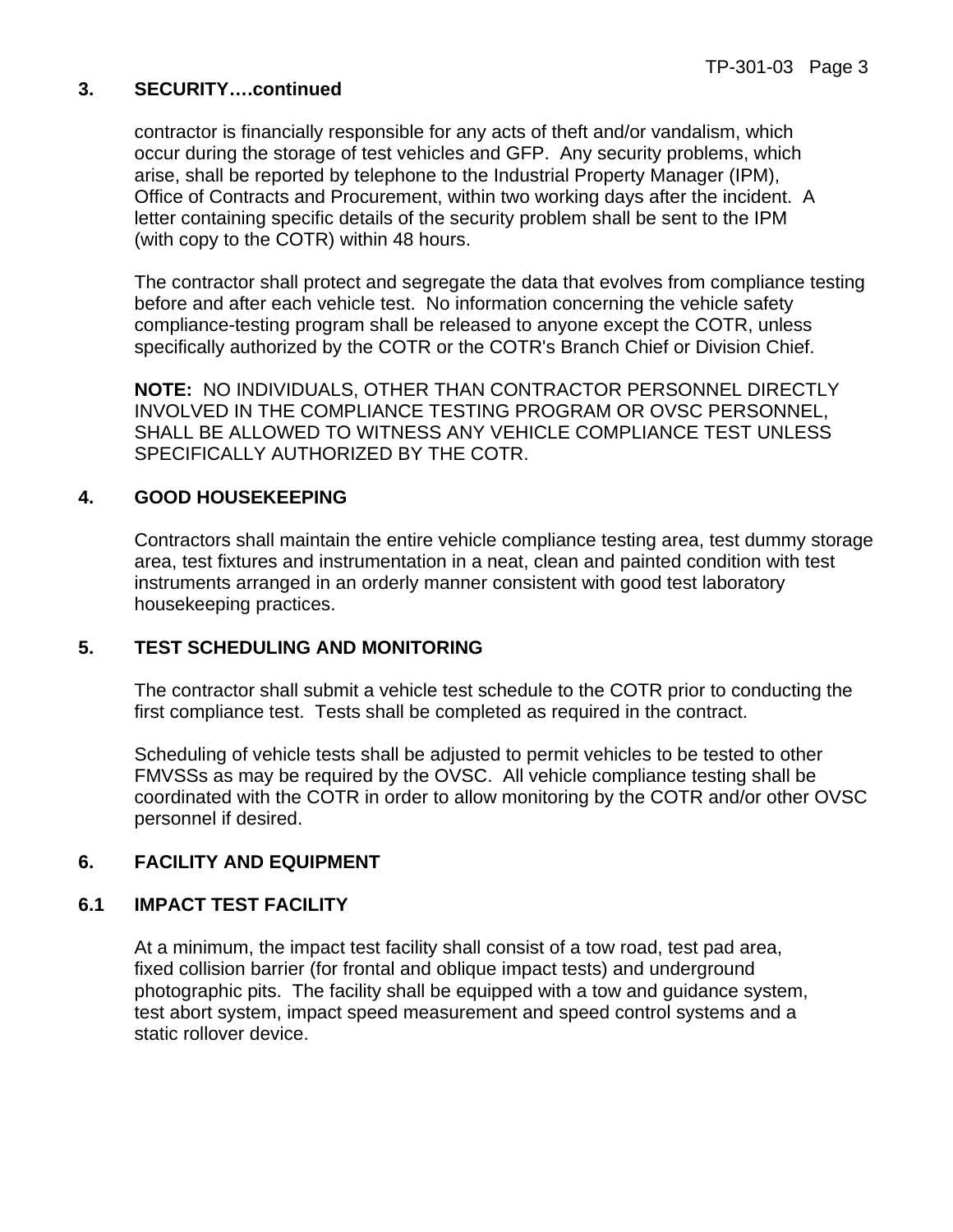## 3. SECURITY….continued

contractor is financially responsible for any acts of theft and/or vandalism, which occur during the storage of test vehicles and GFP. Any security problems, which arise, shall be reported by telephone to the Industrial Property Manager (IPM), Office of Contracts and Procurement, within two working days after the incident. A letter containing specific details of the security problem shall be sent to the IPM (with copy to the COTR) within 48 hours.

The contractor shall protect and segregate the data that evolves from compliance testing before and after each vehicle test. No information concerning the vehicle safety compliance-testing program shall be released to anyone except the COTR, unless specifically authorized by the COTR or the COTR's Branch Chief or Division Chief.

**NOTE:** NO INDIVIDUALS, OTHER THAN CONTRACTOR PERSONNEL DIRECTLY INVOLVED IN THE COMPLIANCE TESTING PROGRAM OR OVSC PERSONNEL, SHALL BE ALLOWED TO WITNESS ANY VEHICLE COMPLIANCE TEST UNLESS SPECIFICALLY AUTHORIZED BY THE COTR.

## 4. GOOD HOUSEKEEPING

Contractors shall maintain the entire vehicle compliance testing area, test dummy storage area, test fixtures and instrumentation in a neat, clean and painted condition with test instruments arranged in an orderly manner consistent with good test laboratory housekeeping practices.

## 5. TEST SCHEDULING AND MONITORING

The contractor shall submit a vehicle test schedule to the COTR prior to conducting the first compliance test. Tests shall be completed as required in the contract.

Scheduling of vehicle tests shall be adjusted to permit vehicles to be tested to other FMVSSs as may be required by the OVSC. All vehicle compliance testing shall be coordinated with the COTR in order to allow monitoring by the COTR and/or other OVSC personnel if desired.

## 6. FACILITY AND EQUIPMENT

### 6.1 IMPACT TEST FACILITY

At a minimum, the impact test facility shall consist of a tow road, test pad area, fixed collision barrier (for frontal and oblique impact tests) and underground photographic pits. The facility shall be equipped with a tow and guidance system, test abort system, impact speed measurement and speed control systems and a static rollover device.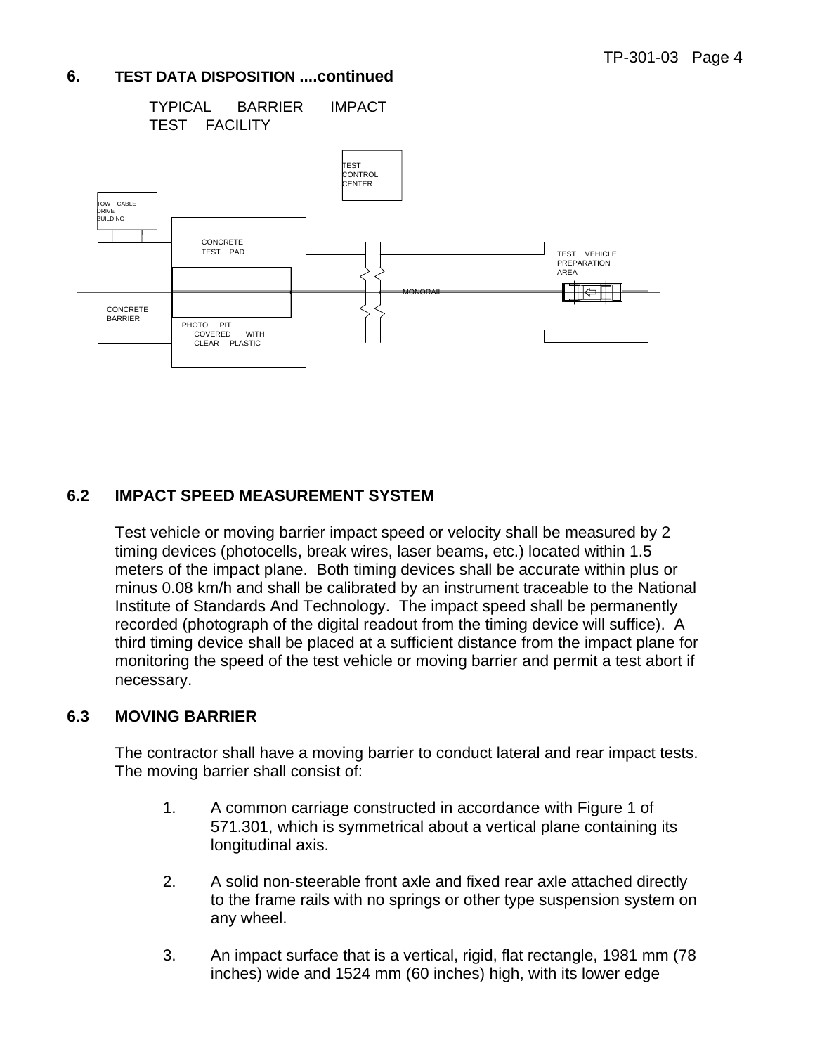## 6. TEST DATA DISPOSITION ....continued

TYPICAL BARRIER IMPACT TEST FACILITY

TOW CABLE DRIVE BUILDING

TEST CONTROL CENTER

CONCRETE TEST PAD

TEST VEHICLE PREPARATION AREA

MONORAIL

CONCRETE BARRIER

PHOTO PIT COVERED WITH CLEAR PLASTIC

## 6.2 IMPACT SPEED MEASUREMENT SYSTEM

Test vehicle or moving barrier impact speed or velocity shall be measured by 2 timing devices (photocells, break wires, laser beams, etc.) located within 1.5 meters of the impact plane. Both timing devices shall be accurate within plus or minus 0.08 km/h and shall be calibrated by an instrument traceable to the National Institute of Standards And Technology. The impact speed shall be permanently recorded (photograph of the digital readout from the timing device will suffice). A third timing device shall be placed at a sufficient distance from the impact plane for monitoring the speed of the test vehicle or moving barrier and permit a test abort if necessary.

## 6.3 MOVING BARRIER

The contractor shall have a moving barrier to conduct lateral and rear impact tests. The moving barrier shall consist of:

1. A common carriage constructed in accordance with Figure 1 of 571.301, which is symmetrical about a vertical plane containing its longitudinal axis.

2. A solid non-steerable front axle and fixed rear axle attached directly to the frame rails with no springs or other type suspension system on any wheel.

3. An impact surface that is a vertical, rigid, flat rectangle, 1981 mm (78 inches) wide and 1524 mm (60 inches) high, with its lower edge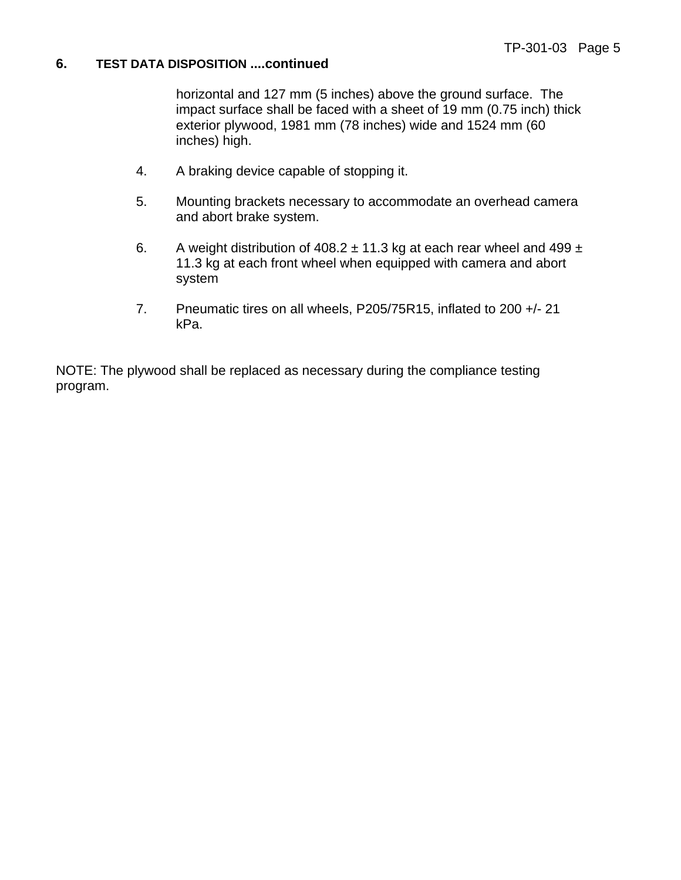## 6. TEST DATA DISPOSITION ....continued

horizontal and 127 mm (5 inches) above the ground surface. The impact surface shall be faced with a sheet of 19 mm (0.75 inch) thick exterior plywood, 1981 mm (78 inches) wide and 1524 mm (60 inches) high.

4. A braking device capable of stopping it.

5. Mounting brackets necessary to accommodate an overhead camera and abort brake system.

6. A weight distribution of 408.2 ± 11.3 kg at each rear wheel and 499 ± 11.3 kg at each front wheel when equipped with camera and abort system

7. Pneumatic tires on all wheels, P205/75R15, inflated to 200 +/- 21 kPa.

NOTE: The plywood shall be replaced as necessary during the compliance testing program.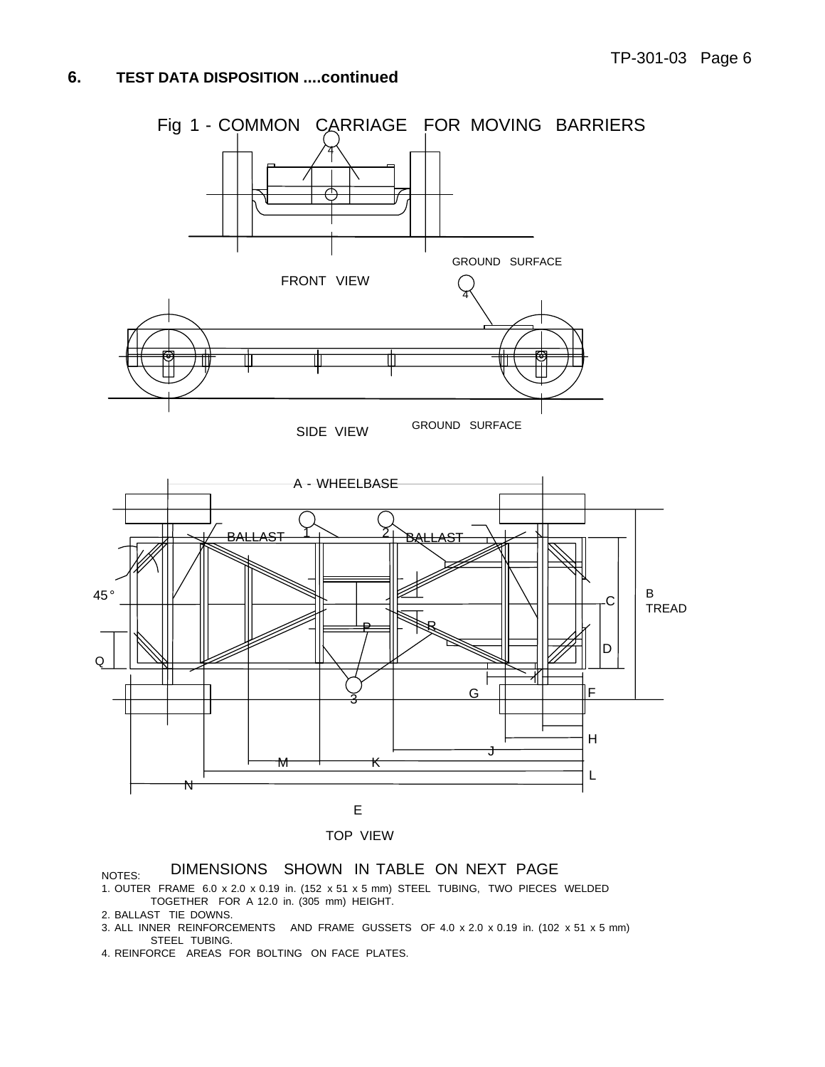## 6. TEST DATA DISPOSITION ....continued

Fig 1 - COMMON CARRIAGE FOR MOVING BARRIERS

FRONT VIEW

GROUND SURFACE

SIDE VIEW

GROUND SURFACE

A - WHEELBASE

B TREAD

TOP VIEW

NOTES: DIMENSIONS SHOWN IN TABLE ON NEXT PAGE

1. OUTER FRAME 6.0 x 2.0 x 0.19 in. (152 x 51 x 5 mm) STEEL TUBING, TWO PIECES WELDED TOGETHER FOR A 12.0 in. (305 mm) HEIGHT.
2. BALLAST TIE DOWNS.
3. ALL INNER REINFORCEMENTS AND FRAME GUSSETS OF 4.0 x 2.0 x 0.19 in. (102 x 51 x 5 mm) STEEL TUBING.
4. REINFORCE AREAS FOR BOLTING ON FACE PLATES.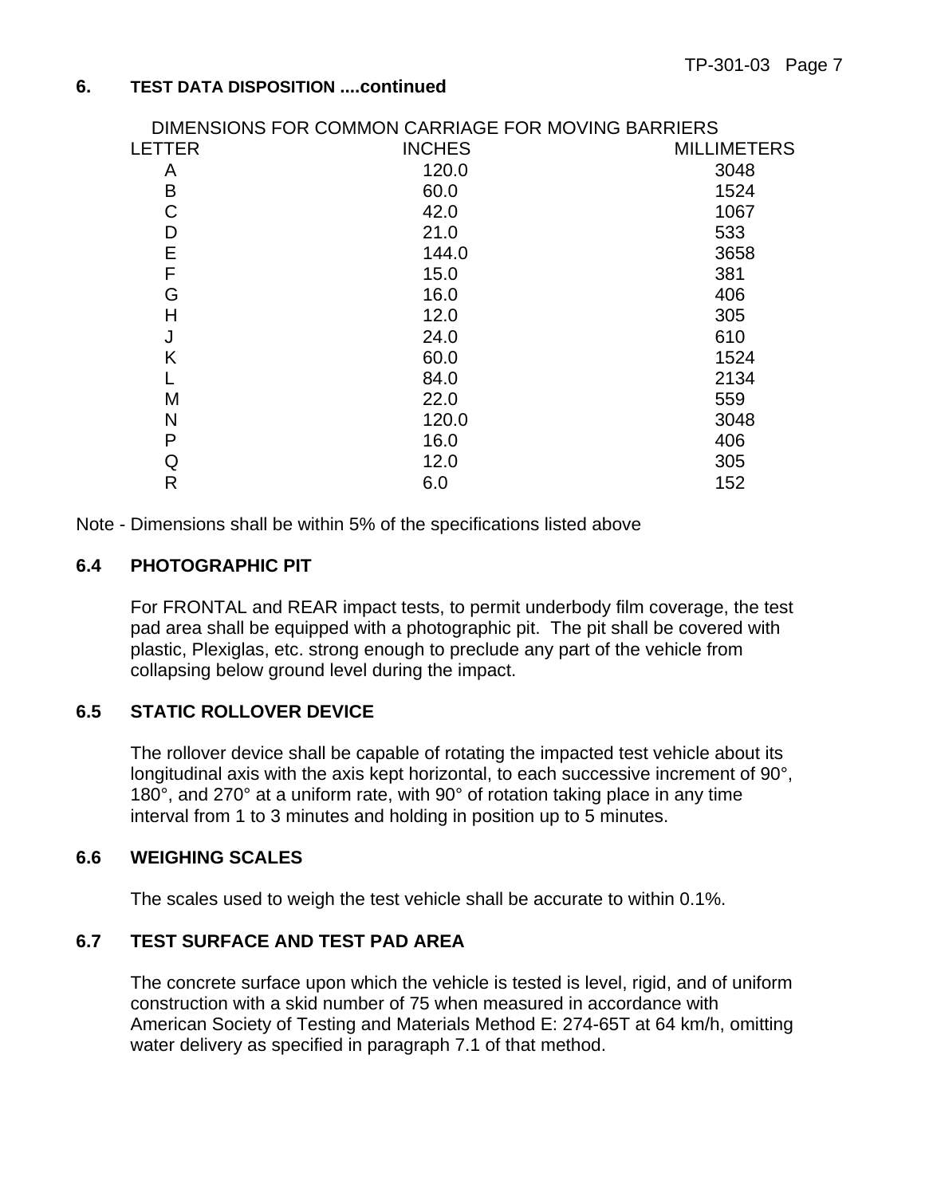## 6. TEST DATA DISPOSITION ....continued

DIMENSIONS FOR COMMON CARRIAGE FOR MOVING BARRIERS

| LETTER | INCHES | MILLIMETERS |
|---|---|---|
| A | 120.0 | 3048 |
| B | 60.0 | 1524 |
| C | 42.0 | 1067 |
| D | 21.0 | 533 |
| E | 144.0 | 3658 |
| F | 15.0 | 381 |
| G | 16.0 | 406 |
| H | 12.0 | 305 |
| J | 24.0 | 610 |
| K | 60.0 | 1524 |
| L | 84.0 | 2134 |
| M | 22.0 | 559 |
| N | 120.0 | 3048 |
| P | 16.0 | 406 |
| Q | 12.0 | 305 |
| R | 6.0 | 152 |

Note - Dimensions shall be within 5% of the specifications listed above

### 6.4 PHOTOGRAPHIC PIT

For FRONTAL and REAR impact tests, to permit underbody film coverage, the test pad area shall be equipped with a photographic pit. The pit shall be covered with plastic, Plexiglas, etc. strong enough to preclude any part of the vehicle from collapsing below ground level during the impact.

### 6.5 STATIC ROLLOVER DEVICE

The rollover device shall be capable of rotating the impacted test vehicle about its longitudinal axis with the axis kept horizontal, to each successive increment of 90°, 180°, and 270° at a uniform rate, with 90° of rotation taking place in any time interval from 1 to 3 minutes and holding in position up to 5 minutes.

### 6.6 WEIGHING SCALES

The scales used to weigh the test vehicle shall be accurate to within 0.1%.

### 6.7 TEST SURFACE AND TEST PAD AREA

The concrete surface upon which the vehicle is tested is level, rigid, and of uniform construction with a skid number of 75 when measured in accordance with American Society of Testing and Materials Method E: 274-65T at 64 km/h, omitting water delivery as specified in paragraph 7.1 of that method.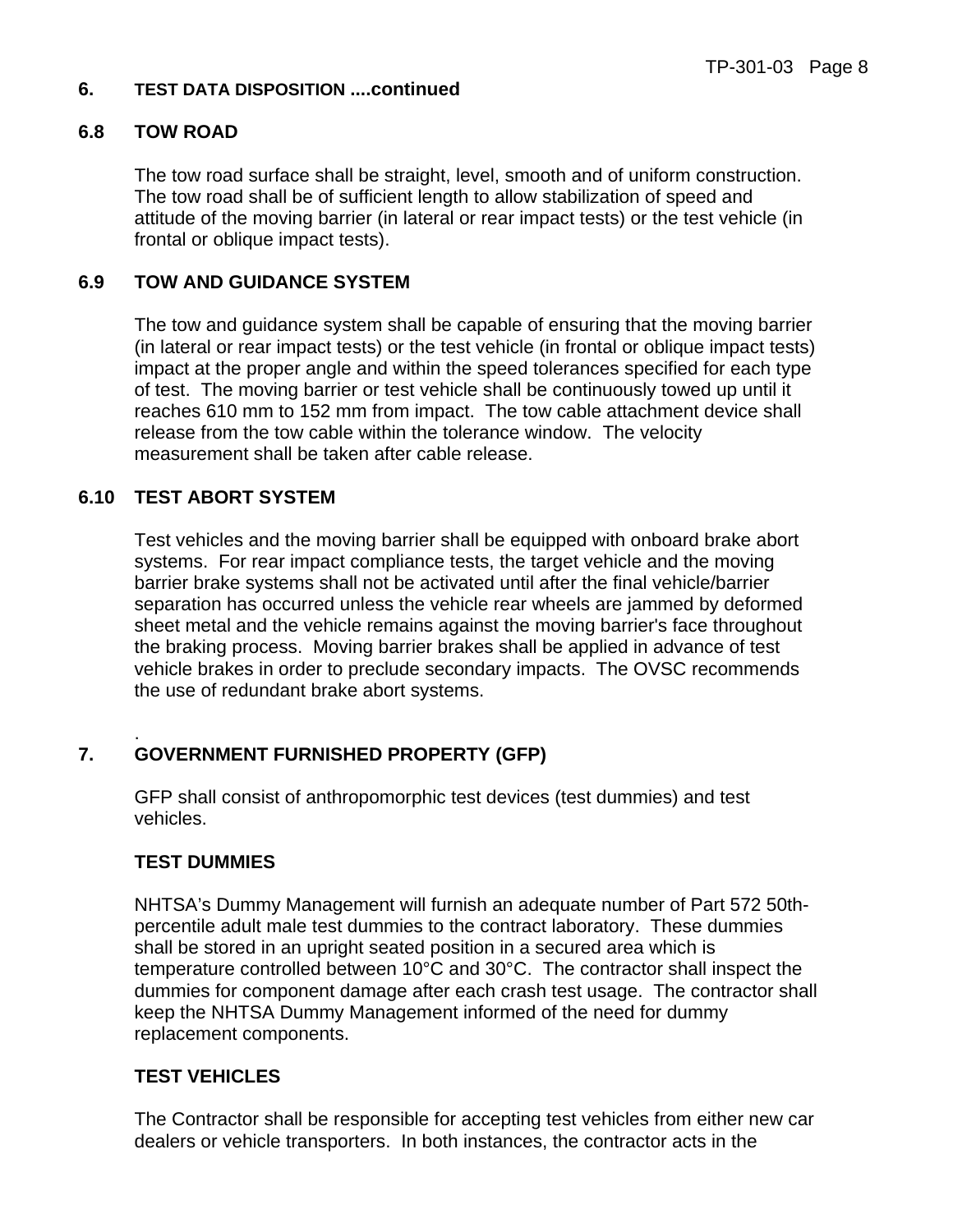## 6. TEST DATA DISPOSITION ....continued

### 6.8 TOW ROAD

The tow road surface shall be straight, level, smooth and of uniform construction. The tow road shall be of sufficient length to allow stabilization of speed and attitude of the moving barrier (in lateral or rear impact tests) or the test vehicle (in frontal or oblique impact tests).

### 6.9 TOW AND GUIDANCE SYSTEM

The tow and guidance system shall be capable of ensuring that the moving barrier (in lateral or rear impact tests) or the test vehicle (in frontal or oblique impact tests) impact at the proper angle and within the speed tolerances specified for each type of test. The moving barrier or test vehicle shall be continuously towed up until it reaches 610 mm to 152 mm from impact. The tow cable attachment device shall release from the tow cable within the tolerance window. The velocity measurement shall be taken after cable release.

### 6.10 TEST ABORT SYSTEM

Test vehicles and the moving barrier shall be equipped with onboard brake abort systems. For rear impact compliance tests, the target vehicle and the moving barrier brake systems shall not be activated until after the final vehicle/barrier separation has occurred unless the vehicle rear wheels are jammed by deformed sheet metal and the vehicle remains against the moving barrier's face throughout the braking process. Moving barrier brakes shall be applied in advance of test vehicle brakes in order to preclude secondary impacts. The OVSC recommends the use of redundant brake abort systems.

## 7. GOVERNMENT FURNISHED PROPERTY (GFP)

GFP shall consist of anthropomorphic test devices (test dummies) and test vehicles.

**TEST DUMMIES**

NHTSA's Dummy Management will furnish an adequate number of Part 572 50th-percentile adult male test dummies to the contract laboratory. These dummies shall be stored in an upright seated position in a secured area which is temperature controlled between 10°C and 30°C. The contractor shall inspect the dummies for component damage after each crash test usage. The contractor shall keep the NHTSA Dummy Management informed of the need for dummy replacement components.

**TEST VEHICLES**

The Contractor shall be responsible for accepting test vehicles from either new car dealers or vehicle transporters. In both instances, the contractor acts in the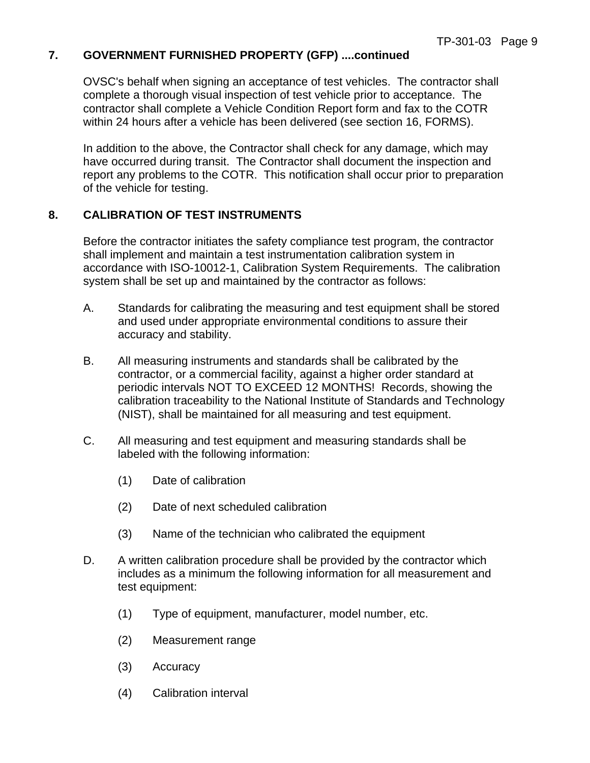## 7. GOVERNMENT FURNISHED PROPERTY (GFP) ....continued

OVSC's behalf when signing an acceptance of test vehicles. The contractor shall complete a thorough visual inspection of test vehicle prior to acceptance. The contractor shall complete a Vehicle Condition Report form and fax to the COTR within 24 hours after a vehicle has been delivered (see section 16, FORMS).

In addition to the above, the Contractor shall check for any damage, which may have occurred during transit. The Contractor shall document the inspection and report any problems to the COTR. This notification shall occur prior to preparation of the vehicle for testing.

## 8. CALIBRATION OF TEST INSTRUMENTS

Before the contractor initiates the safety compliance test program, the contractor shall implement and maintain a test instrumentation calibration system in accordance with ISO-10012-1, Calibration System Requirements. The calibration system shall be set up and maintained by the contractor as follows:

A. Standards for calibrating the measuring and test equipment shall be stored and used under appropriate environmental conditions to assure their accuracy and stability.

B. All measuring instruments and standards shall be calibrated by the contractor, or a commercial facility, against a higher order standard at periodic intervals NOT TO EXCEED 12 MONTHS! Records, showing the calibration traceability to the National Institute of Standards and Technology (NIST), shall be maintained for all measuring and test equipment.

C. All measuring and test equipment and measuring standards shall be labeled with the following information:

  (1) Date of calibration

  (2) Date of next scheduled calibration

  (3) Name of the technician who calibrated the equipment

D. A written calibration procedure shall be provided by the contractor which includes as a minimum the following information for all measurement and test equipment:

  (1) Type of equipment, manufacturer, model number, etc.

  (2) Measurement range

  (3) Accuracy

  (4) Calibration interval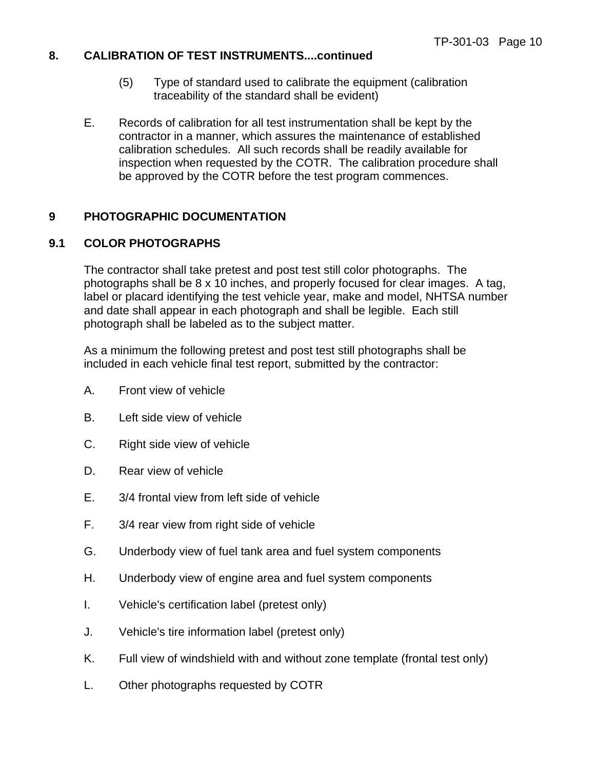## 8. CALIBRATION OF TEST INSTRUMENTS....continued

(5) Type of standard used to calibrate the equipment (calibration traceability of the standard shall be evident)

E. Records of calibration for all test instrumentation shall be kept by the contractor in a manner, which assures the maintenance of established calibration schedules. All such records shall be readily available for inspection when requested by the COTR. The calibration procedure shall be approved by the COTR before the test program commences.

## 9 PHOTOGRAPHIC DOCUMENTATION

### 9.1 COLOR PHOTOGRAPHS

The contractor shall take pretest and post test still color photographs. The photographs shall be 8 x 10 inches, and properly focused for clear images. A tag, label or placard identifying the test vehicle year, make and model, NHTSA number and date shall appear in each photograph and shall be legible. Each still photograph shall be labeled as to the subject matter.

As a minimum the following pretest and post test still photographs shall be included in each vehicle final test report, submitted by the contractor:

A. Front view of vehicle

B. Left side view of vehicle

C. Right side view of vehicle

D. Rear view of vehicle

E. 3/4 frontal view from left side of vehicle

F. 3/4 rear view from right side of vehicle

G. Underbody view of fuel tank area and fuel system components

H. Underbody view of engine area and fuel system components

I. Vehicle's certification label (pretest only)

J. Vehicle's tire information label (pretest only)

K. Full view of windshield with and without zone template (frontal test only)

L. Other photographs requested by COTR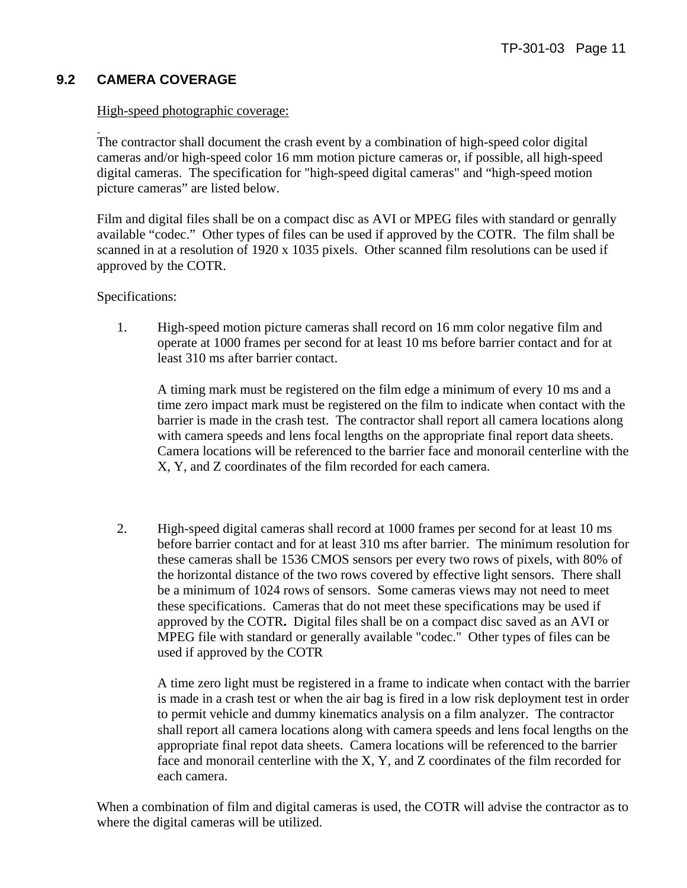## 9.2 CAMERA COVERAGE

High-speed photographic coverage:

The contractor shall document the crash event by a combination of high-speed color digital cameras and/or high-speed color 16 mm motion picture cameras or, if possible, all high-speed digital cameras. The specification for "high-speed digital cameras" and "high-speed motion picture cameras" are listed below.

Film and digital files shall be on a compact disc as AVI or MPEG files with standard or genrally available "codec." Other types of files can be used if approved by the COTR. The film shall be scanned in at a resolution of 1920 x 1035 pixels. Other scanned film resolutions can be used if approved by the COTR.

Specifications:

1. High-speed motion picture cameras shall record on 16 mm color negative film and operate at 1000 frames per second for at least 10 ms before barrier contact and for at least 310 ms after barrier contact.

   A timing mark must be registered on the film edge a minimum of every 10 ms and a time zero impact mark must be registered on the film to indicate when contact with the barrier is made in the crash test. The contractor shall report all camera locations along with camera speeds and lens focal lengths on the appropriate final report data sheets. Camera locations will be referenced to the barrier face and monorail centerline with the X, Y, and Z coordinates of the film recorded for each camera.

2. High-speed digital cameras shall record at 1000 frames per second for at least 10 ms before barrier contact and for at least 310 ms after barrier. The minimum resolution for these cameras shall be 1536 CMOS sensors per every two rows of pixels, with 80% of the horizontal distance of the two rows covered by effective light sensors. There shall be a minimum of 1024 rows of sensors. Some cameras views may not need to meet these specifications. Cameras that do not meet these specifications may be used if approved by the COTR**.** Digital files shall be on a compact disc saved as an AVI or MPEG file with standard or generally available "codec." Other types of files can be used if approved by the COTR

   A time zero light must be registered in a frame to indicate when contact with the barrier is made in a crash test or when the air bag is fired in a low risk deployment test in order to permit vehicle and dummy kinematics analysis on a film analyzer. The contractor shall report all camera locations along with camera speeds and lens focal lengths on the appropriate final repot data sheets. Camera locations will be referenced to the barrier face and monorail centerline with the X, Y, and Z coordinates of the film recorded for each camera.

When a combination of film and digital cameras is used, the COTR will advise the contractor as to where the digital cameras will be utilized.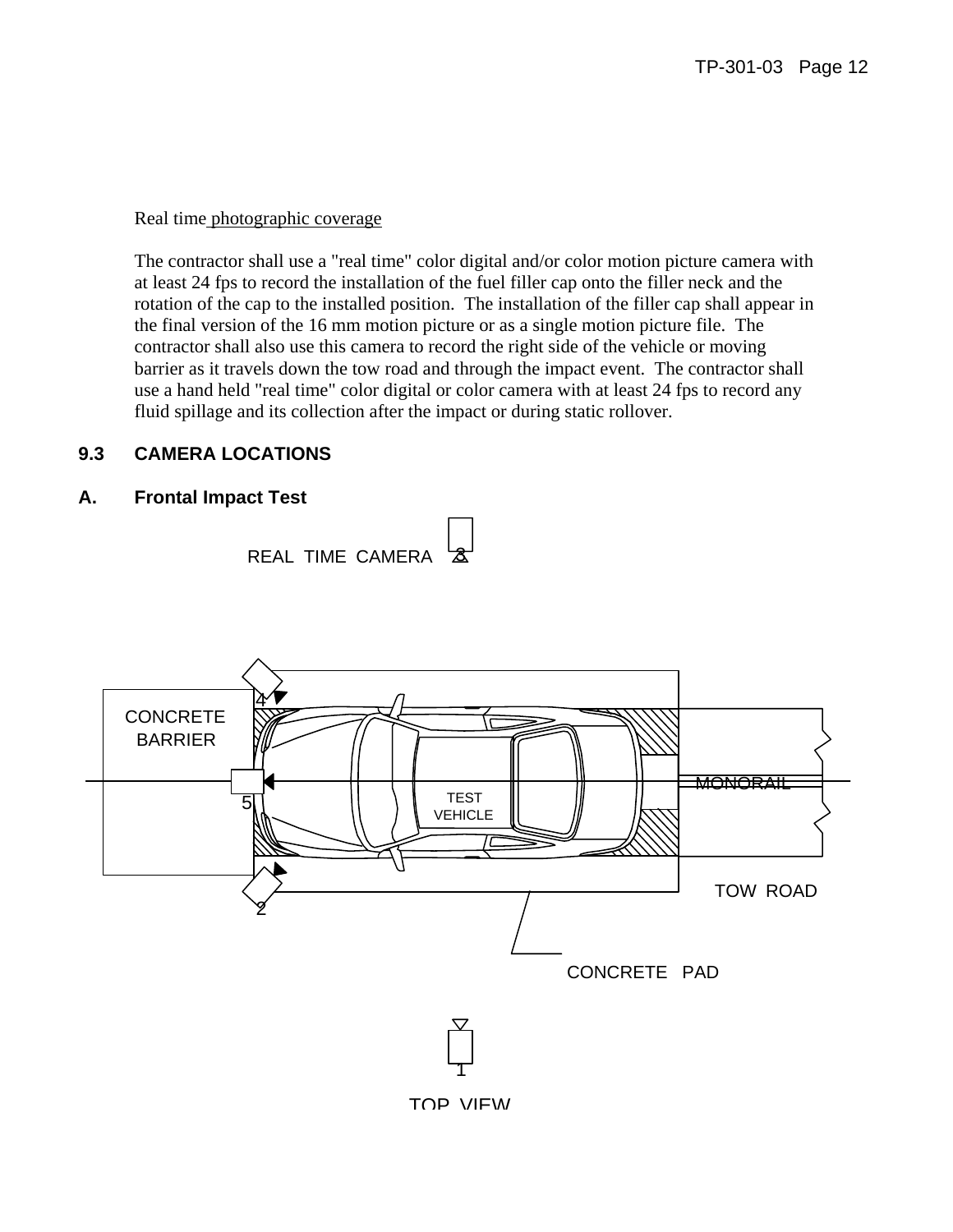Real time photographic coverage

The contractor shall use a "real time" color digital and/or color motion picture camera with at least 24 fps to record the installation of the fuel filler cap onto the filler neck and the rotation of the cap to the installed position. The installation of the filler cap shall appear in the final version of the 16 mm motion picture or as a single motion picture file. The contractor shall also use this camera to record the right side of the vehicle or moving barrier as it travels down the tow road and through the impact event. The contractor shall use a hand held "real time" color digital or color camera with at least 24 fps to record any fluid spillage and its collection after the impact or during static rollover.

## 9.3 CAMERA LOCATIONS

### A. Frontal Impact Test

REAL TIME CAMERA 3

4

CONCRETE BARRIER

5

TEST VEHICLE

MONORAIL

2

TOW ROAD

CONCRETE PAD

1

TOP VIEW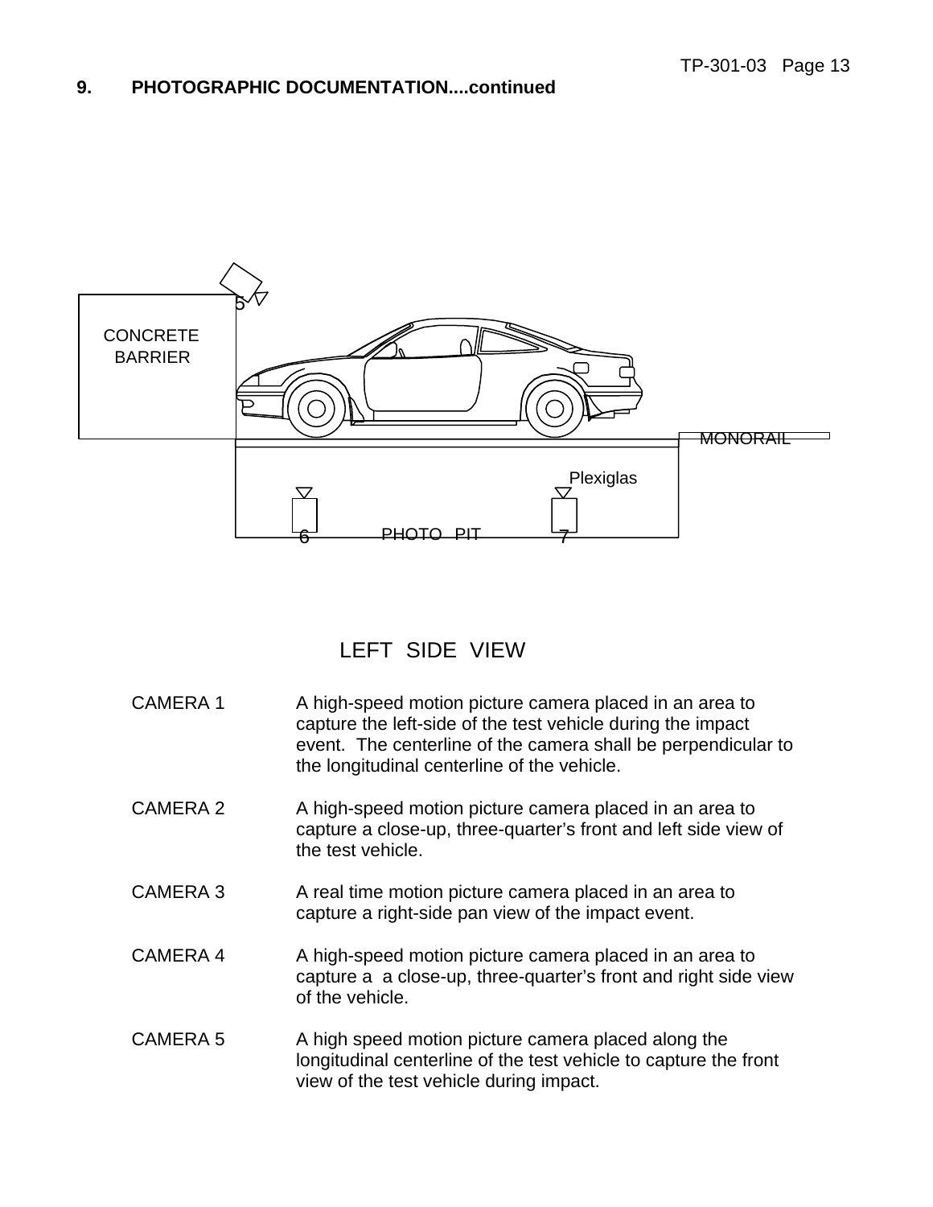## 9. PHOTOGRAPHIC DOCUMENTATION....continued

CONCRETE BARRIER

MONORAIL

Plexiglas

PHOTO PIT

LEFT SIDE VIEW

CAMERA 1 — A high-speed motion picture camera placed in an area to capture the left-side of the test vehicle during the impact event. The centerline of the camera shall be perpendicular to the longitudinal centerline of the vehicle.

CAMERA 2 — A high-speed motion picture camera placed in an area to capture a close-up, three-quarter's front and left side view of the test vehicle.

CAMERA 3 — A real time motion picture camera placed in an area to capture a right-side pan view of the impact event.

CAMERA 4 — A high-speed motion picture camera placed in an area to capture a a close-up, three-quarter's front and right side view of the vehicle.

CAMERA 5 — A high speed motion picture camera placed along the longitudinal centerline of the test vehicle to capture the front view of the test vehicle during impact.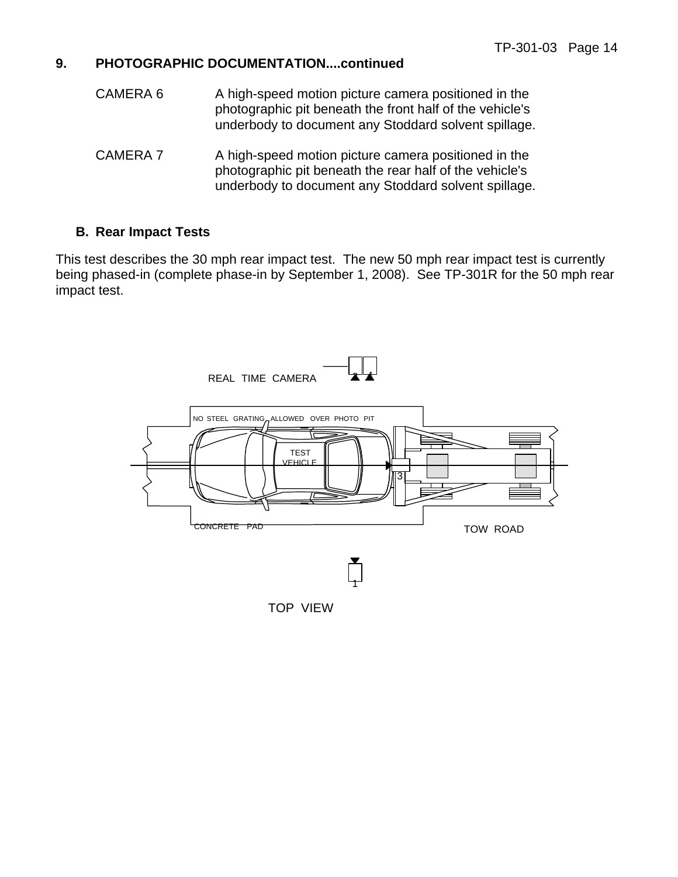## 9. PHOTOGRAPHIC DOCUMENTATION....continued

CAMERA 6 A high-speed motion picture camera positioned in the photographic pit beneath the front half of the vehicle's underbody to document any Stoddard solvent spillage.

CAMERA 7 A high-speed motion picture camera positioned in the photographic pit beneath the rear half of the vehicle's underbody to document any Stoddard solvent spillage.

### B. Rear Impact Tests

This test describes the 30 mph rear impact test. The new 50 mph rear impact test is currently being phased-in (complete phase-in by September 1, 2008). See TP-301R for the 50 mph rear impact test.

REAL TIME CAMERA 2 4

NO STEEL GRATING ALLOWED OVER PHOTO PIT

TEST VEHICLE

3

CONCRETE PAD

TOW ROAD

1

TOP VIEW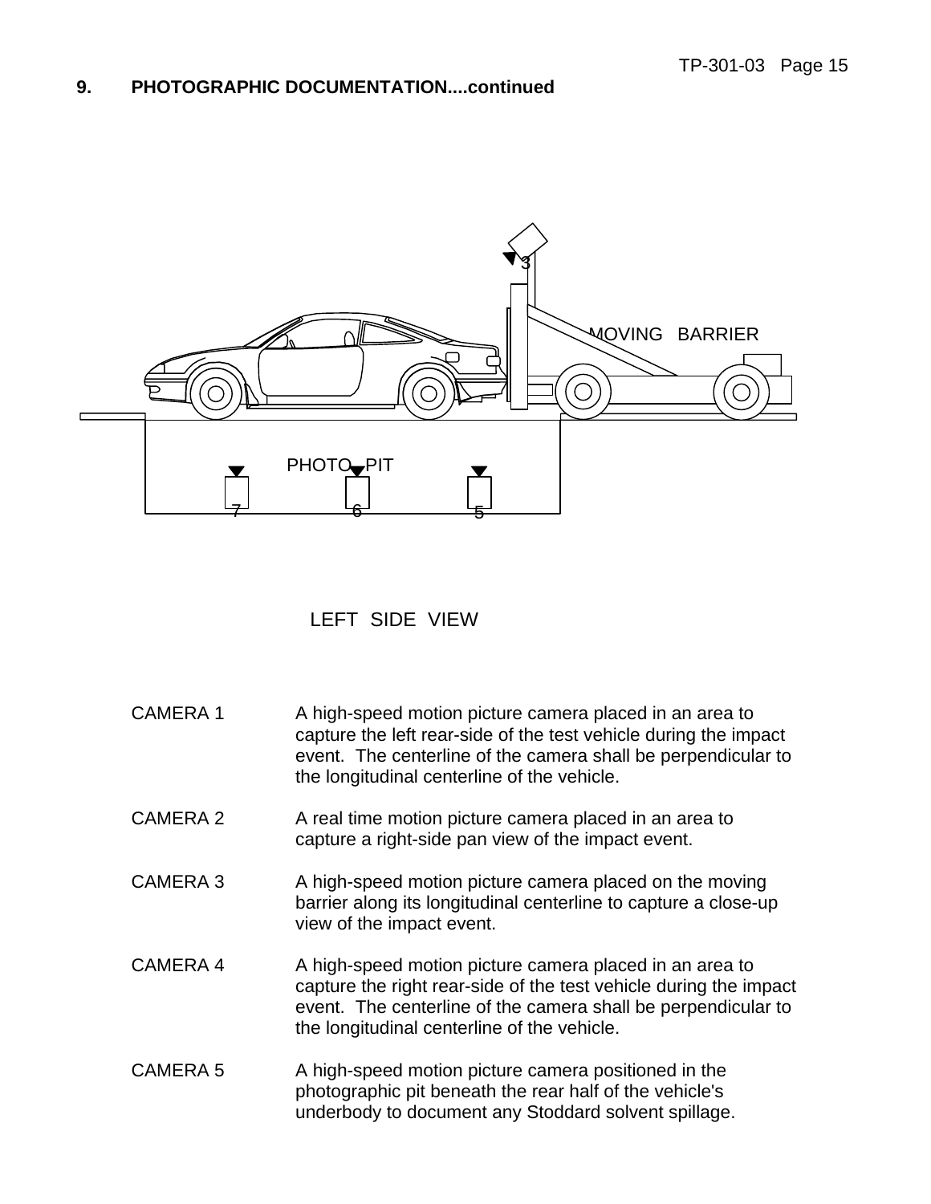## 9. PHOTOGRAPHIC DOCUMENTATION....continued

3

MOVING BARRIER

PHOTO PIT

7 6 5

LEFT SIDE VIEW

CAMERA 1 A high-speed motion picture camera placed in an area to capture the left rear-side of the test vehicle during the impact event. The centerline of the camera shall be perpendicular to the longitudinal centerline of the vehicle.

CAMERA 2 A real time motion picture camera placed in an area to capture a right-side pan view of the impact event.

CAMERA 3 A high-speed motion picture camera placed on the moving barrier along its longitudinal centerline to capture a close-up view of the impact event.

CAMERA 4 A high-speed motion picture camera placed in an area to capture the right rear-side of the test vehicle during the impact event. The centerline of the camera shall be perpendicular to the longitudinal centerline of the vehicle.

CAMERA 5 A high-speed motion picture camera positioned in the photographic pit beneath the rear half of the vehicle's underbody to document any Stoddard solvent spillage.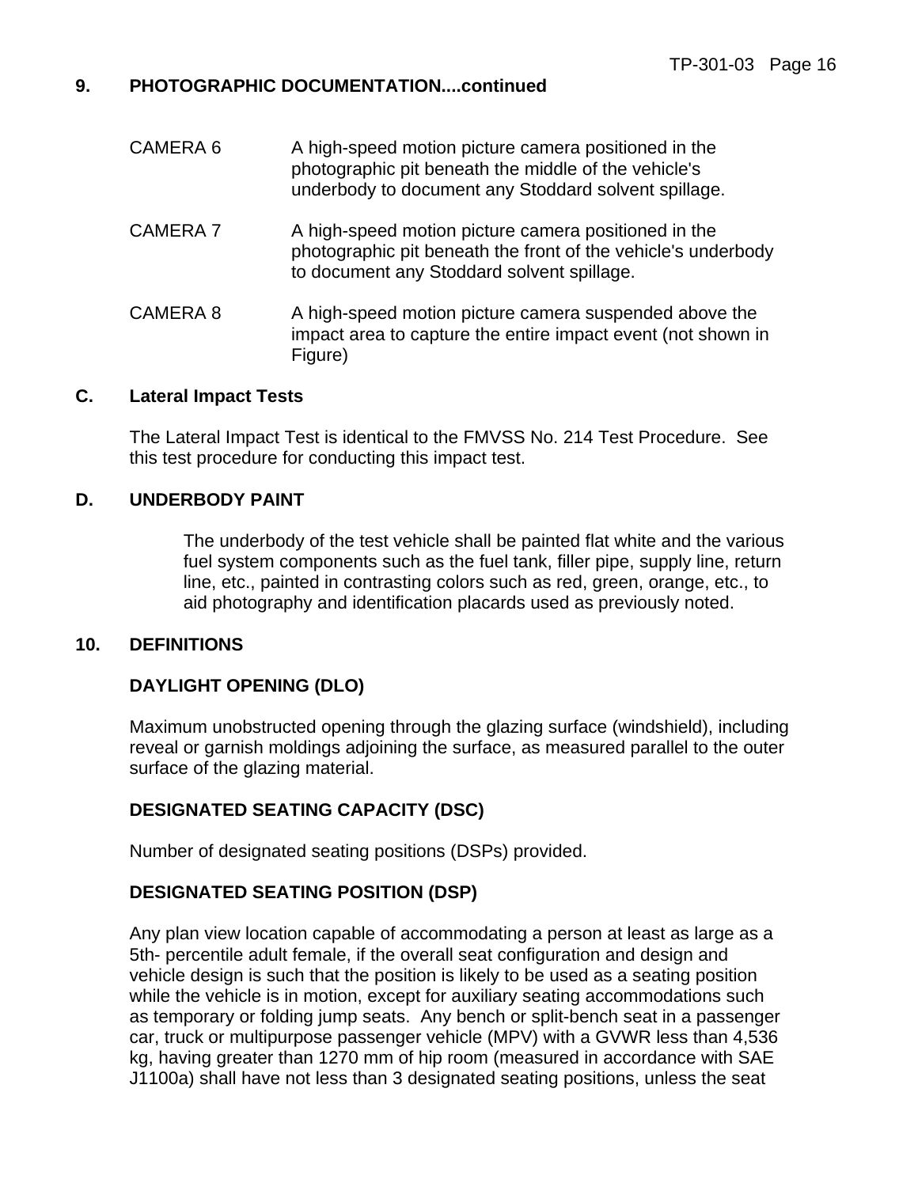## 9. PHOTOGRAPHIC DOCUMENTATION....continued

CAMERA 6 — A high-speed motion picture camera positioned in the photographic pit beneath the middle of the vehicle's underbody to document any Stoddard solvent spillage.

CAMERA 7 — A high-speed motion picture camera positioned in the photographic pit beneath the front of the vehicle's underbody to document any Stoddard solvent spillage.

CAMERA 8 — A high-speed motion picture camera suspended above the impact area to capture the entire impact event (not shown in Figure)

### C. Lateral Impact Tests

The Lateral Impact Test is identical to the FMVSS No. 214 Test Procedure. See this test procedure for conducting this impact test.

### D. UNDERBODY PAINT

The underbody of the test vehicle shall be painted flat white and the various fuel system components such as the fuel tank, filler pipe, supply line, return line, etc., painted in contrasting colors such as red, green, orange, etc., to aid photography and identification placards used as previously noted.

## 10. DEFINITIONS

### DAYLIGHT OPENING (DLO)

Maximum unobstructed opening through the glazing surface (windshield), including reveal or garnish moldings adjoining the surface, as measured parallel to the outer surface of the glazing material.

### DESIGNATED SEATING CAPACITY (DSC)

Number of designated seating positions (DSPs) provided.

### DESIGNATED SEATING POSITION (DSP)

Any plan view location capable of accommodating a person at least as large as a 5th- percentile adult female, if the overall seat configuration and design and vehicle design is such that the position is likely to be used as a seating position while the vehicle is in motion, except for auxiliary seating accommodations such as temporary or folding jump seats. Any bench or split-bench seat in a passenger car, truck or multipurpose passenger vehicle (MPV) with a GVWR less than 4,536 kg, having greater than 1270 mm of hip room (measured in accordance with SAE J1100a) shall have not less than 3 designated seating positions, unless the seat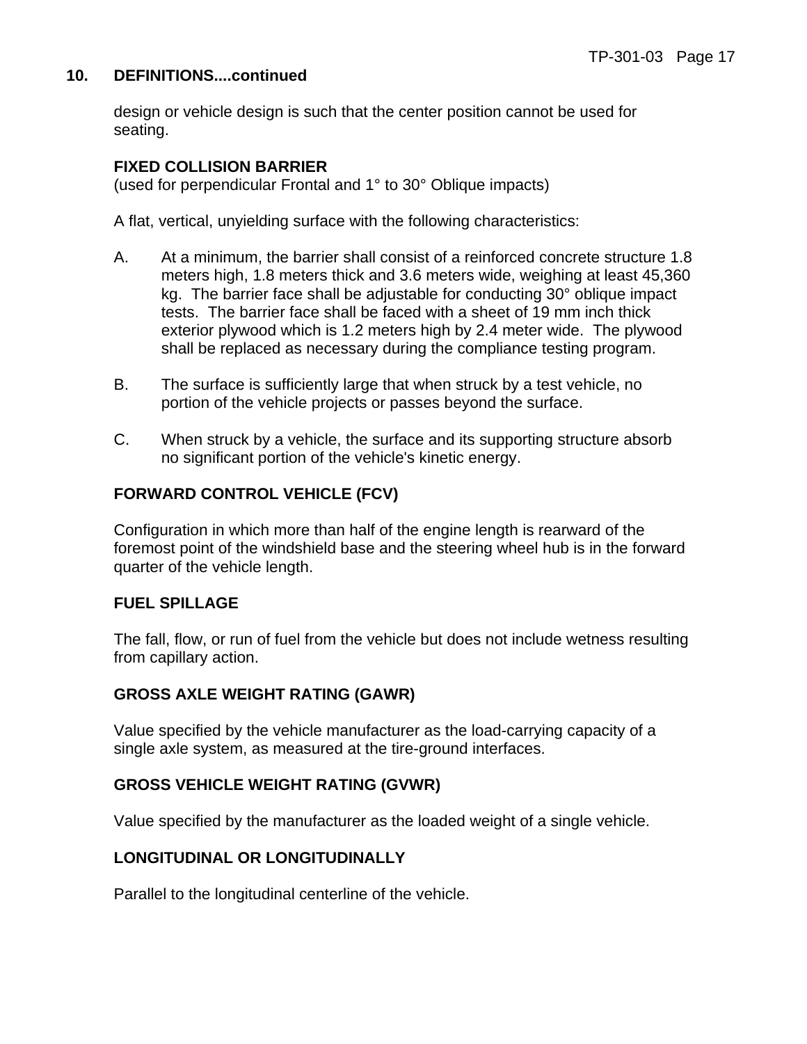## 10. DEFINITIONS....continued

design or vehicle design is such that the center position cannot be used for seating.

**FIXED COLLISION BARRIER**
(used for perpendicular Frontal and 1° to 30° Oblique impacts)

A flat, vertical, unyielding surface with the following characteristics:

A. At a minimum, the barrier shall consist of a reinforced concrete structure 1.8 meters high, 1.8 meters thick and 3.6 meters wide, weighing at least 45,360 kg. The barrier face shall be adjustable for conducting 30° oblique impact tests. The barrier face shall be faced with a sheet of 19 mm inch thick exterior plywood which is 1.2 meters high by 2.4 meter wide. The plywood shall be replaced as necessary during the compliance testing program.

B. The surface is sufficiently large that when struck by a test vehicle, no portion of the vehicle projects or passes beyond the surface.

C. When struck by a vehicle, the surface and its supporting structure absorb no significant portion of the vehicle's kinetic energy.

**FORWARD CONTROL VEHICLE (FCV)**

Configuration in which more than half of the engine length is rearward of the foremost point of the windshield base and the steering wheel hub is in the forward quarter of the vehicle length.

**FUEL SPILLAGE**

The fall, flow, or run of fuel from the vehicle but does not include wetness resulting from capillary action.

**GROSS AXLE WEIGHT RATING (GAWR)**

Value specified by the vehicle manufacturer as the load-carrying capacity of a single axle system, as measured at the tire-ground interfaces.

**GROSS VEHICLE WEIGHT RATING (GVWR)**

Value specified by the manufacturer as the loaded weight of a single vehicle.

**LONGITUDINAL OR LONGITUDINALLY**

Parallel to the longitudinal centerline of the vehicle.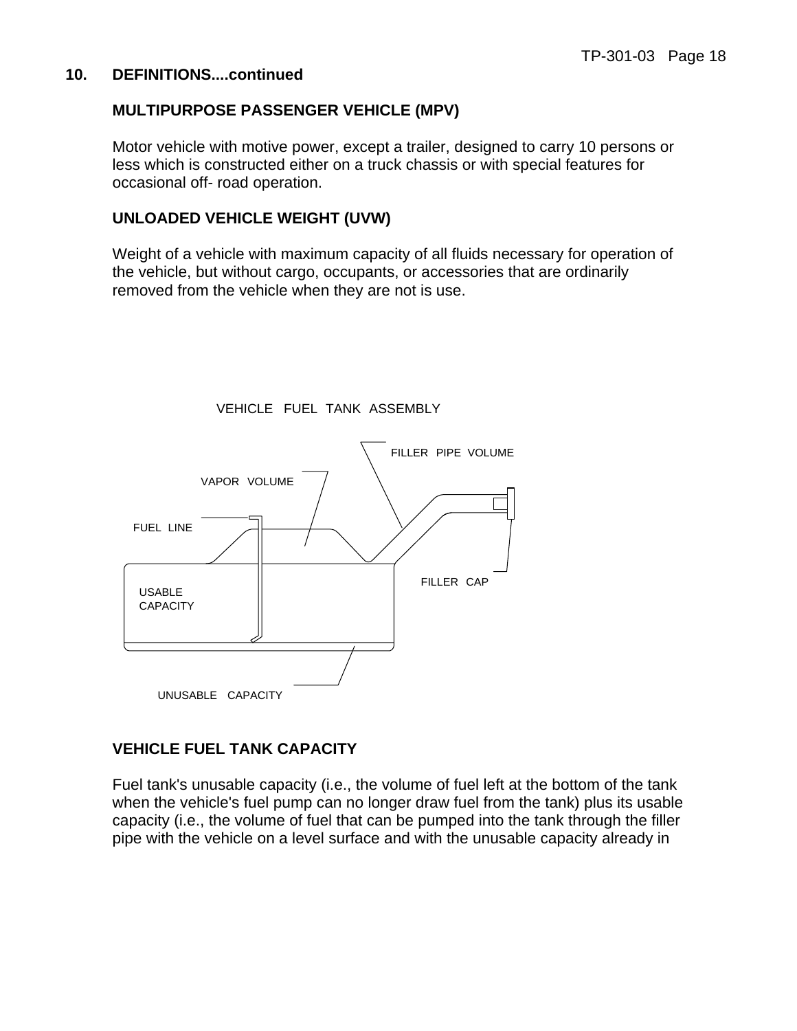## 10. DEFINITIONS....continued

### MULTIPURPOSE PASSENGER VEHICLE (MPV)

Motor vehicle with motive power, except a trailer, designed to carry 10 persons or less which is constructed either on a truck chassis or with special features for occasional off- road operation.

### UNLOADED VEHICLE WEIGHT (UVW)

Weight of a vehicle with maximum capacity of all fluids necessary for operation of the vehicle, but without cargo, occupants, or accessories that are ordinarily removed from the vehicle when they are not is use.

VEHICLE FUEL TANK ASSEMBLY

FILLER PIPE VOLUME

VAPOR VOLUME

FUEL LINE

USABLE CAPACITY

FILLER CAP

UNUSABLE CAPACITY

### VEHICLE FUEL TANK CAPACITY

Fuel tank's unusable capacity (i.e., the volume of fuel left at the bottom of the tank when the vehicle's fuel pump can no longer draw fuel from the tank) plus its usable capacity (i.e., the volume of fuel that can be pumped into the tank through the filler pipe with the vehicle on a level surface and with the unusable capacity already in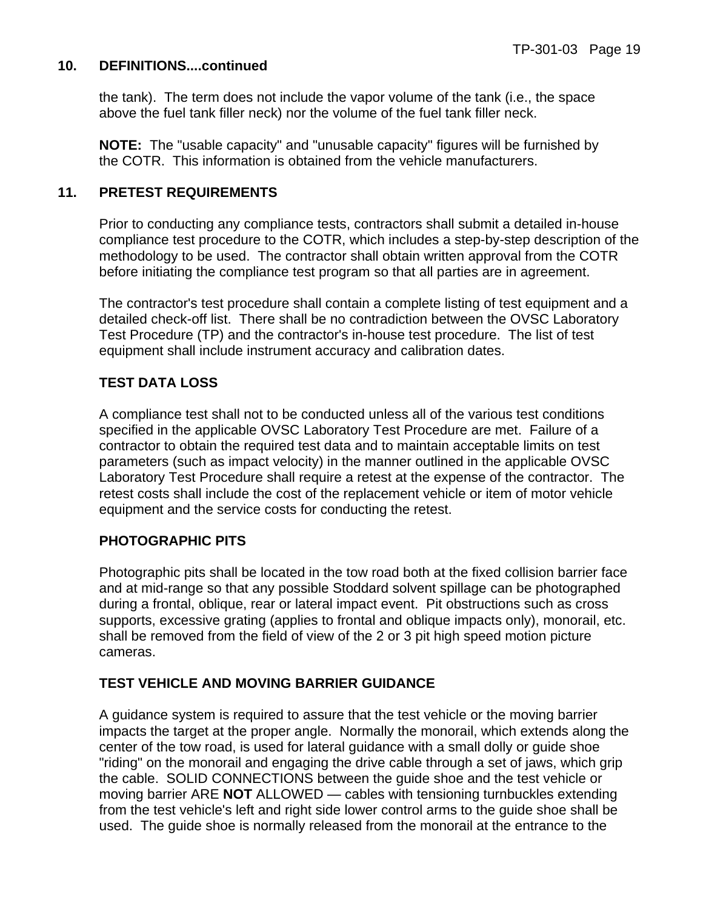## 10. DEFINITIONS....continued

the tank). The term does not include the vapor volume of the tank (i.e., the space above the fuel tank filler neck) nor the volume of the fuel tank filler neck.

**NOTE:** The "usable capacity" and "unusable capacity" figures will be furnished by the COTR. This information is obtained from the vehicle manufacturers.

## 11. PRETEST REQUIREMENTS

Prior to conducting any compliance tests, contractors shall submit a detailed in-house compliance test procedure to the COTR, which includes a step-by-step description of the methodology to be used. The contractor shall obtain written approval from the COTR before initiating the compliance test program so that all parties are in agreement.

The contractor's test procedure shall contain a complete listing of test equipment and a detailed check-off list. There shall be no contradiction between the OVSC Laboratory Test Procedure (TP) and the contractor's in-house test procedure. The list of test equipment shall include instrument accuracy and calibration dates.

### TEST DATA LOSS

A compliance test shall not to be conducted unless all of the various test conditions specified in the applicable OVSC Laboratory Test Procedure are met. Failure of a contractor to obtain the required test data and to maintain acceptable limits on test parameters (such as impact velocity) in the manner outlined in the applicable OVSC Laboratory Test Procedure shall require a retest at the expense of the contractor. The retest costs shall include the cost of the replacement vehicle or item of motor vehicle equipment and the service costs for conducting the retest.

### PHOTOGRAPHIC PITS

Photographic pits shall be located in the tow road both at the fixed collision barrier face and at mid-range so that any possible Stoddard solvent spillage can be photographed during a frontal, oblique, rear or lateral impact event. Pit obstructions such as cross supports, excessive grating (applies to frontal and oblique impacts only), monorail, etc. shall be removed from the field of view of the 2 or 3 pit high speed motion picture cameras.

### TEST VEHICLE AND MOVING BARRIER GUIDANCE

A guidance system is required to assure that the test vehicle or the moving barrier impacts the target at the proper angle. Normally the monorail, which extends along the center of the tow road, is used for lateral guidance with a small dolly or guide shoe "riding" on the monorail and engaging the drive cable through a set of jaws, which grip the cable. SOLID CONNECTIONS between the guide shoe and the test vehicle or moving barrier ARE **NOT** ALLOWED — cables with tensioning turnbuckles extending from the test vehicle's left and right side lower control arms to the guide shoe shall be used. The guide shoe is normally released from the monorail at the entrance to the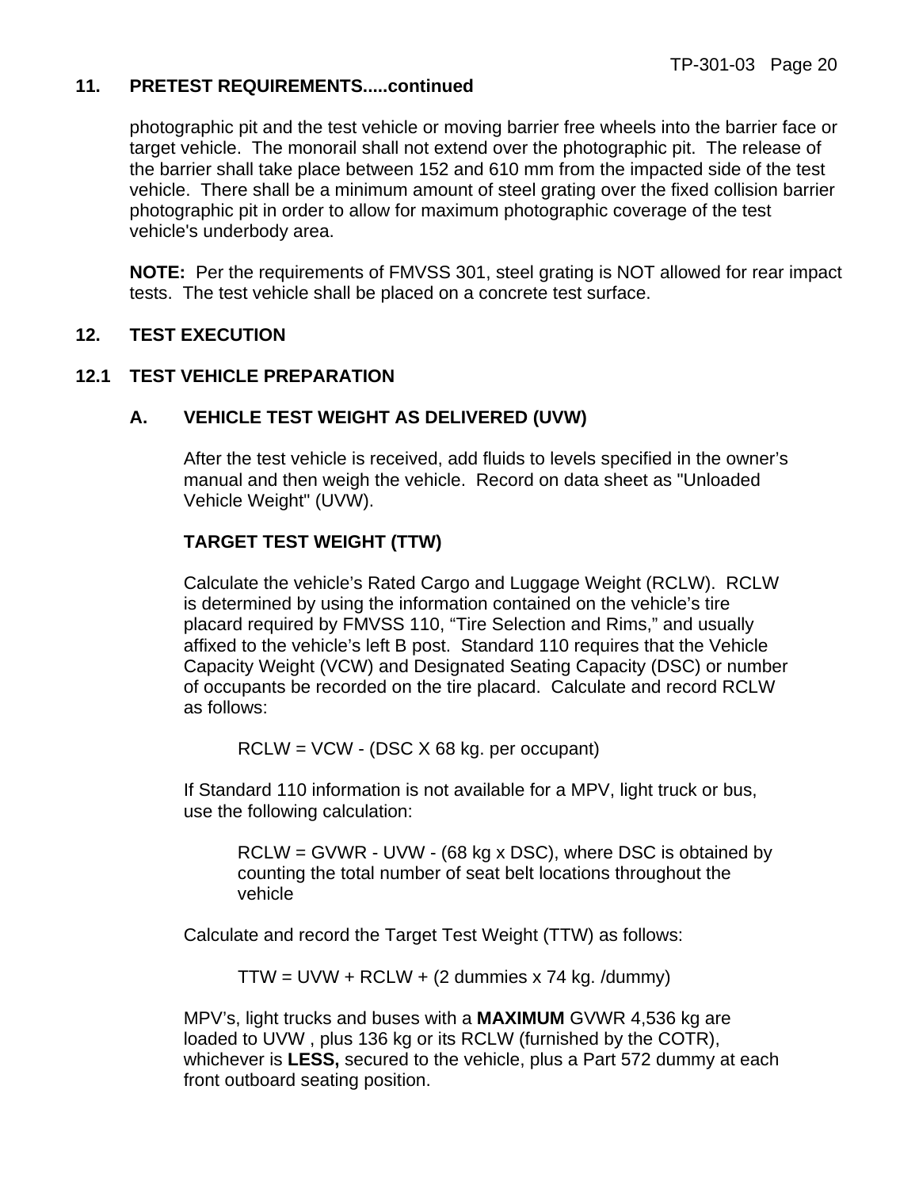## 11. PRETEST REQUIREMENTS.....continued

photographic pit and the test vehicle or moving barrier free wheels into the barrier face or target vehicle. The monorail shall not extend over the photographic pit. The release of the barrier shall take place between 152 and 610 mm from the impacted side of the test vehicle. There shall be a minimum amount of steel grating over the fixed collision barrier photographic pit in order to allow for maximum photographic coverage of the test vehicle's underbody area.

**NOTE:** Per the requirements of FMVSS 301, steel grating is NOT allowed for rear impact tests. The test vehicle shall be placed on a concrete test surface.

## 12. TEST EXECUTION

### 12.1 TEST VEHICLE PREPARATION

#### A. VEHICLE TEST WEIGHT AS DELIVERED (UVW)

After the test vehicle is received, add fluids to levels specified in the owner's manual and then weigh the vehicle. Record on data sheet as "Unloaded Vehicle Weight" (UVW).

**TARGET TEST WEIGHT (TTW)**

Calculate the vehicle's Rated Cargo and Luggage Weight (RCLW). RCLW is determined by using the information contained on the vehicle's tire placard required by FMVSS 110, "Tire Selection and Rims," and usually affixed to the vehicle's left B post. Standard 110 requires that the Vehicle Capacity Weight (VCW) and Designated Seating Capacity (DSC) or number of occupants be recorded on the tire placard. Calculate and record RCLW as follows:

RCLW = VCW - (DSC X 68 kg. per occupant)

If Standard 110 information is not available for a MPV, light truck or bus, use the following calculation:

RCLW = GVWR - UVW - (68 kg x DSC), where DSC is obtained by counting the total number of seat belt locations throughout the vehicle

Calculate and record the Target Test Weight (TTW) as follows:

TTW = UVW + RCLW + (2 dummies x 74 kg. /dummy)

MPV's, light trucks and buses with a **MAXIMUM** GVWR 4,536 kg are loaded to UVW , plus 136 kg or its RCLW (furnished by the COTR), whichever is **LESS,** secured to the vehicle, plus a Part 572 dummy at each front outboard seating position.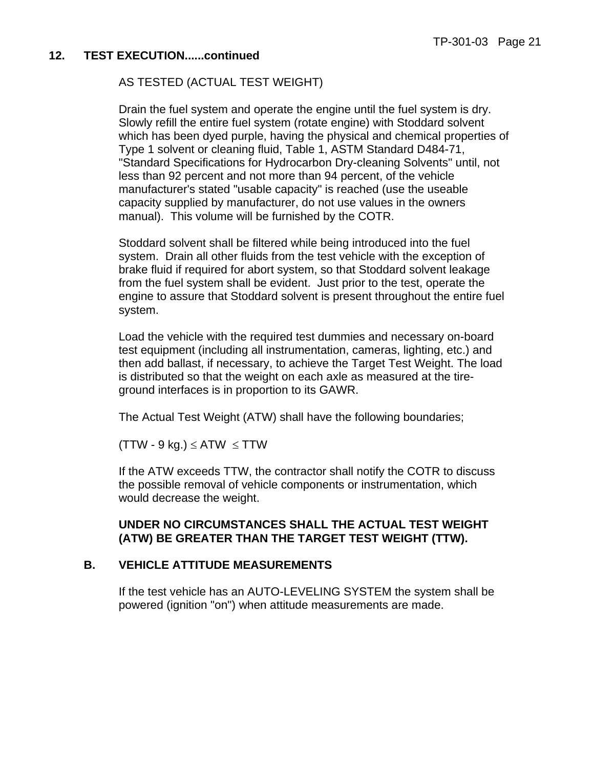## 12. TEST EXECUTION......continued

AS TESTED (ACTUAL TEST WEIGHT)

Drain the fuel system and operate the engine until the fuel system is dry. Slowly refill the entire fuel system (rotate engine) with Stoddard solvent which has been dyed purple, having the physical and chemical properties of Type 1 solvent or cleaning fluid, Table 1, ASTM Standard D484-71, "Standard Specifications for Hydrocarbon Dry-cleaning Solvents" until, not less than 92 percent and not more than 94 percent, of the vehicle manufacturer's stated "usable capacity" is reached (use the useable capacity supplied by manufacturer, do not use values in the owners manual). This volume will be furnished by the COTR.

Stoddard solvent shall be filtered while being introduced into the fuel system. Drain all other fluids from the test vehicle with the exception of brake fluid if required for abort system, so that Stoddard solvent leakage from the fuel system shall be evident. Just prior to the test, operate the engine to assure that Stoddard solvent is present throughout the entire fuel system.

Load the vehicle with the required test dummies and necessary on-board test equipment (including all instrumentation, cameras, lighting, etc.) and then add ballast, if necessary, to achieve the Target Test Weight. The load is distributed so that the weight on each axle as measured at the tire-ground interfaces is in proportion to its GAWR.

The Actual Test Weight (ATW) shall have the following boundaries;

$(TTW - 9 \text{ kg.}) \leq ATW \leq TTW$

If the ATW exceeds TTW, the contractor shall notify the COTR to discuss the possible removal of vehicle components or instrumentation, which would decrease the weight.

**UNDER NO CIRCUMSTANCES SHALL THE ACTUAL TEST WEIGHT (ATW) BE GREATER THAN THE TARGET TEST WEIGHT (TTW).**

### B. VEHICLE ATTITUDE MEASUREMENTS

If the test vehicle has an AUTO-LEVELING SYSTEM the system shall be powered (ignition "on") when attitude measurements are made.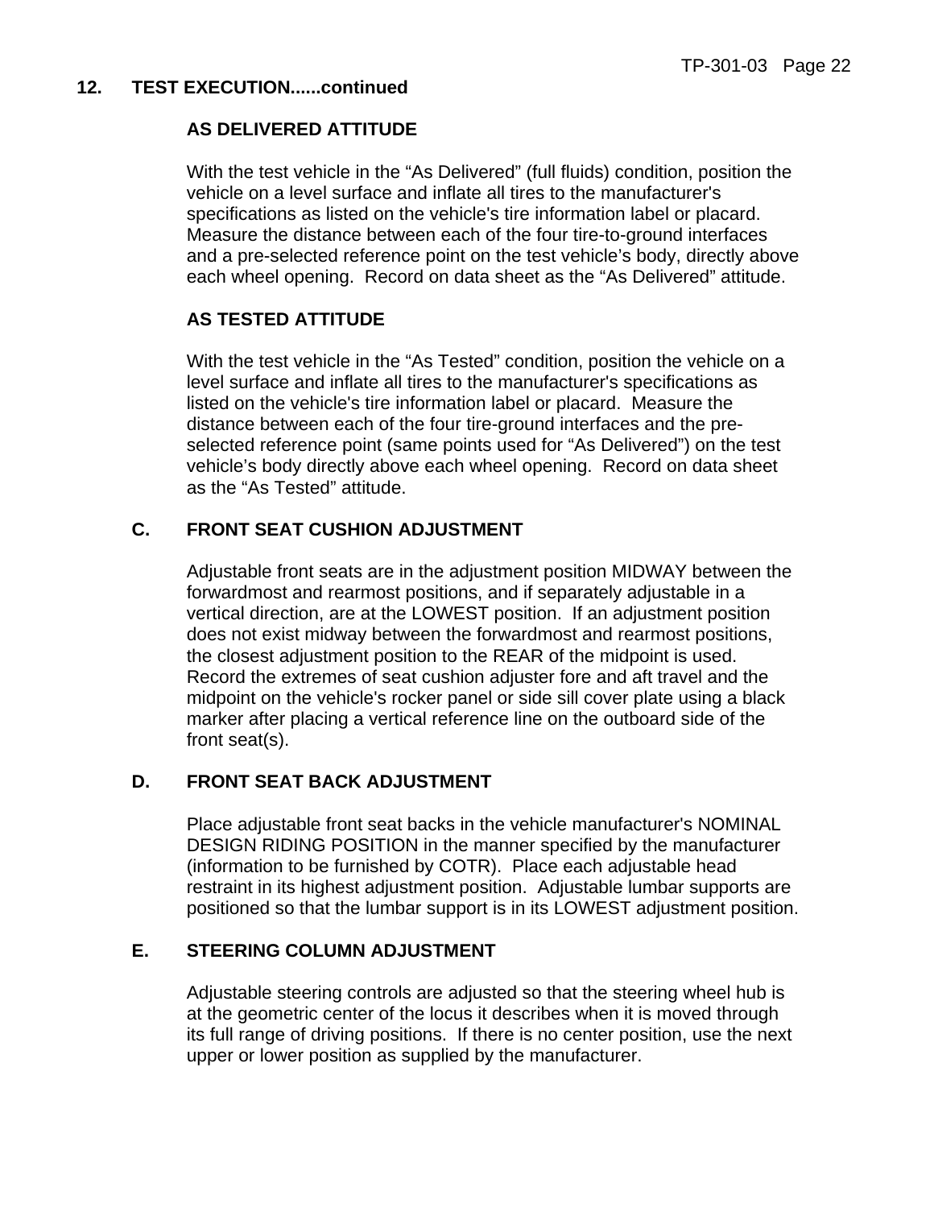## 12. TEST EXECUTION......continued

**AS DELIVERED ATTITUDE**

With the test vehicle in the “As Delivered” (full fluids) condition, position the vehicle on a level surface and inflate all tires to the manufacturer's specifications as listed on the vehicle's tire information label or placard. Measure the distance between each of the four tire-to-ground interfaces and a pre-selected reference point on the test vehicle’s body, directly above each wheel opening. Record on data sheet as the “As Delivered” attitude.

**AS TESTED ATTITUDE**

With the test vehicle in the “As Tested” condition, position the vehicle on a level surface and inflate all tires to the manufacturer's specifications as listed on the vehicle's tire information label or placard. Measure the distance between each of the four tire-ground interfaces and the pre-selected reference point (same points used for “As Delivered”) on the test vehicle’s body directly above each wheel opening. Record on data sheet as the “As Tested” attitude.

### C. FRONT SEAT CUSHION ADJUSTMENT

Adjustable front seats are in the adjustment position MIDWAY between the forwardmost and rearmost positions, and if separately adjustable in a vertical direction, are at the LOWEST position. If an adjustment position does not exist midway between the forwardmost and rearmost positions, the closest adjustment position to the REAR of the midpoint is used. Record the extremes of seat cushion adjuster fore and aft travel and the midpoint on the vehicle's rocker panel or side sill cover plate using a black marker after placing a vertical reference line on the outboard side of the front seat(s).

### D. FRONT SEAT BACK ADJUSTMENT

Place adjustable front seat backs in the vehicle manufacturer's NOMINAL DESIGN RIDING POSITION in the manner specified by the manufacturer (information to be furnished by COTR). Place each adjustable head restraint in its highest adjustment position. Adjustable lumbar supports are positioned so that the lumbar support is in its LOWEST adjustment position.

### E. STEERING COLUMN ADJUSTMENT

Adjustable steering controls are adjusted so that the steering wheel hub is at the geometric center of the locus it describes when it is moved through its full range of driving positions. If there is no center position, use the next upper or lower position as supplied by the manufacturer.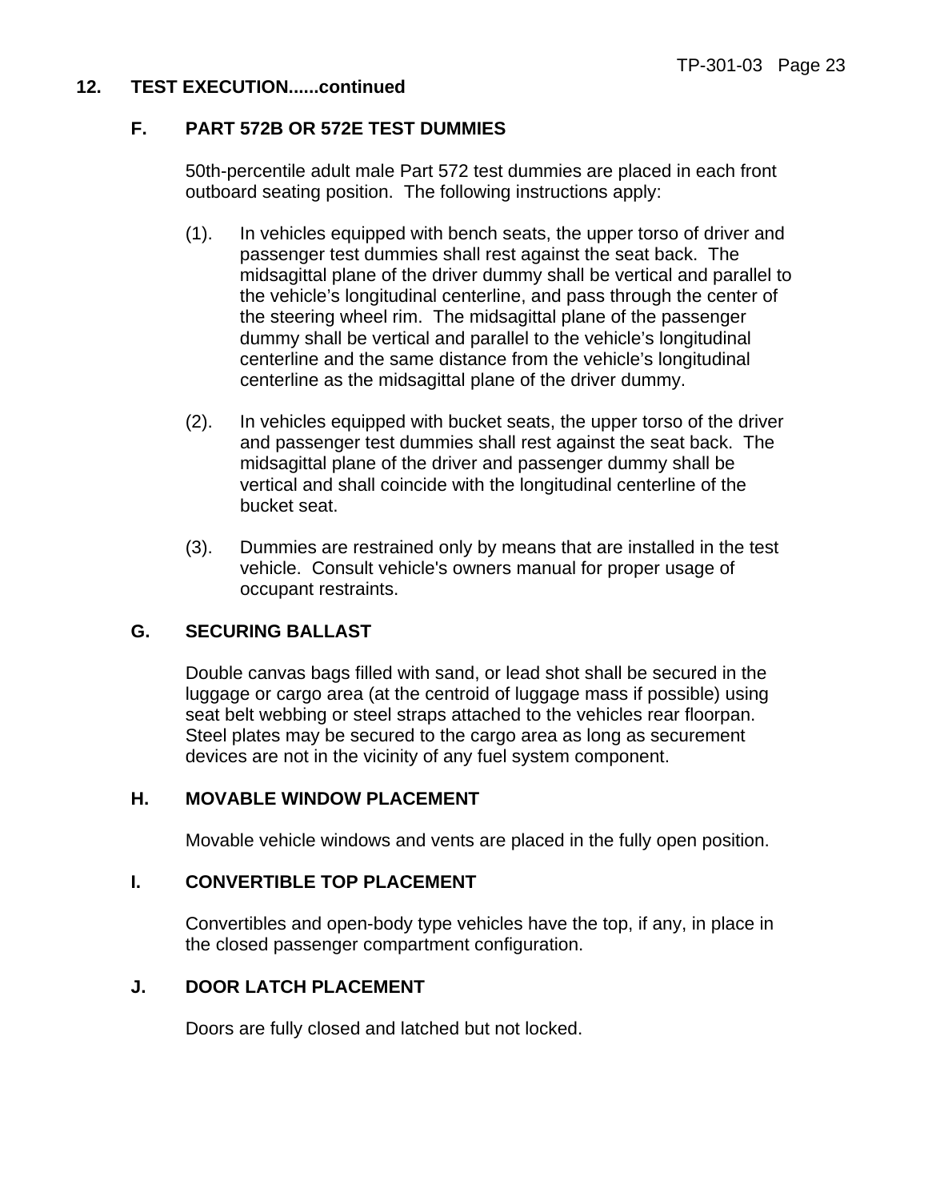## 12. TEST EXECUTION......continued

### F. PART 572B OR 572E TEST DUMMIES

50th-percentile adult male Part 572 test dummies are placed in each front outboard seating position. The following instructions apply:

(1). In vehicles equipped with bench seats, the upper torso of driver and passenger test dummies shall rest against the seat back. The midsagittal plane of the driver dummy shall be vertical and parallel to the vehicle's longitudinal centerline, and pass through the center of the steering wheel rim. The midsagittal plane of the passenger dummy shall be vertical and parallel to the vehicle's longitudinal centerline and the same distance from the vehicle's longitudinal centerline as the midsagittal plane of the driver dummy.

(2). In vehicles equipped with bucket seats, the upper torso of the driver and passenger test dummies shall rest against the seat back. The midsagittal plane of the driver and passenger dummy shall be vertical and shall coincide with the longitudinal centerline of the bucket seat.

(3). Dummies are restrained only by means that are installed in the test vehicle. Consult vehicle's owners manual for proper usage of occupant restraints.

### G. SECURING BALLAST

Double canvas bags filled with sand, or lead shot shall be secured in the luggage or cargo area (at the centroid of luggage mass if possible) using seat belt webbing or steel straps attached to the vehicles rear floorpan. Steel plates may be secured to the cargo area as long as securement devices are not in the vicinity of any fuel system component.

### H. MOVABLE WINDOW PLACEMENT

Movable vehicle windows and vents are placed in the fully open position.

### I. CONVERTIBLE TOP PLACEMENT

Convertibles and open-body type vehicles have the top, if any, in place in the closed passenger compartment configuration.

### J. DOOR LATCH PLACEMENT

Doors are fully closed and latched but not locked.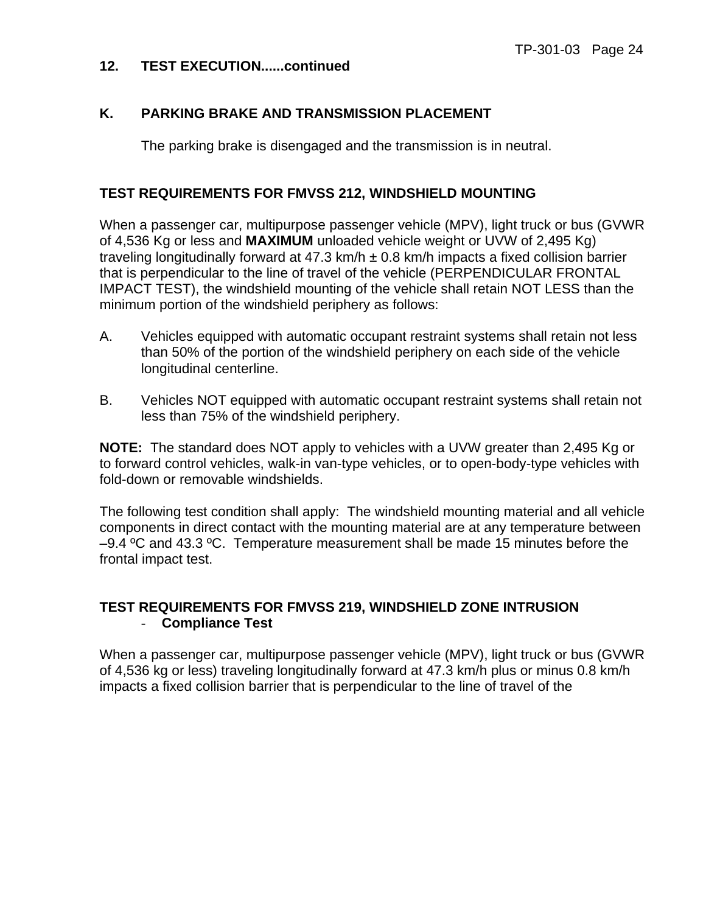**12. TEST EXECUTION......continued**

**K. PARKING BRAKE AND TRANSMISSION PLACEMENT**

The parking brake is disengaged and the transmission is in neutral.

**TEST REQUIREMENTS FOR FMVSS 212, WINDSHIELD MOUNTING**

When a passenger car, multipurpose passenger vehicle (MPV), light truck or bus (GVWR of 4,536 Kg or less and **MAXIMUM** unloaded vehicle weight or UVW of 2,495 Kg) traveling longitudinally forward at 47.3 km/h ± 0.8 km/h impacts a fixed collision barrier that is perpendicular to the line of travel of the vehicle (PERPENDICULAR FRONTAL IMPACT TEST), the windshield mounting of the vehicle shall retain NOT LESS than the minimum portion of the windshield periphery as follows:

A. Vehicles equipped with automatic occupant restraint systems shall retain not less than 50% of the portion of the windshield periphery on each side of the vehicle longitudinal centerline.

B. Vehicles NOT equipped with automatic occupant restraint systems shall retain not less than 75% of the windshield periphery.

**NOTE:** The standard does NOT apply to vehicles with a UVW greater than 2,495 Kg or to forward control vehicles, walk-in van-type vehicles, or to open-body-type vehicles with fold-down or removable windshields.

The following test condition shall apply: The windshield mounting material and all vehicle components in direct contact with the mounting material are at any temperature between –9.4 ºC and 43.3 ºC. Temperature measurement shall be made 15 minutes before the frontal impact test.

**TEST REQUIREMENTS FOR FMVSS 219, WINDSHIELD ZONE INTRUSION**
- **Compliance Test**

When a passenger car, multipurpose passenger vehicle (MPV), light truck or bus (GVWR of 4,536 kg or less) traveling longitudinally forward at 47.3 km/h plus or minus 0.8 km/h impacts a fixed collision barrier that is perpendicular to the line of travel of the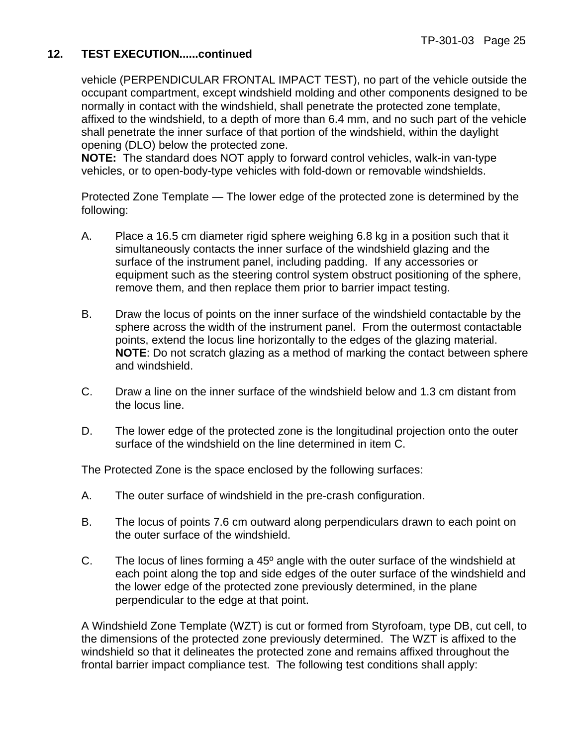## 12. TEST EXECUTION......continued

vehicle (PERPENDICULAR FRONTAL IMPACT TEST), no part of the vehicle outside the occupant compartment, except windshield molding and other components designed to be normally in contact with the windshield, shall penetrate the protected zone template, affixed to the windshield, to a depth of more than 6.4 mm, and no such part of the vehicle shall penetrate the inner surface of that portion of the windshield, within the daylight opening (DLO) below the protected zone.
**NOTE:** The standard does NOT apply to forward control vehicles, walk-in van-type vehicles, or to open-body-type vehicles with fold-down or removable windshields.

Protected Zone Template — The lower edge of the protected zone is determined by the following:

A. Place a 16.5 cm diameter rigid sphere weighing 6.8 kg in a position such that it simultaneously contacts the inner surface of the windshield glazing and the surface of the instrument panel, including padding. If any accessories or equipment such as the steering control system obstruct positioning of the sphere, remove them, and then replace them prior to barrier impact testing.

B. Draw the locus of points on the inner surface of the windshield contactable by the sphere across the width of the instrument panel. From the outermost contactable points, extend the locus line horizontally to the edges of the glazing material. **NOTE**: Do not scratch glazing as a method of marking the contact between sphere and windshield.

C. Draw a line on the inner surface of the windshield below and 1.3 cm distant from the locus line.

D. The lower edge of the protected zone is the longitudinal projection onto the outer surface of the windshield on the line determined in item C.

The Protected Zone is the space enclosed by the following surfaces:

A. The outer surface of windshield in the pre-crash configuration.

B. The locus of points 7.6 cm outward along perpendiculars drawn to each point on the outer surface of the windshield.

C. The locus of lines forming a 45º angle with the outer surface of the windshield at each point along the top and side edges of the outer surface of the windshield and the lower edge of the protected zone previously determined, in the plane perpendicular to the edge at that point.

A Windshield Zone Template (WZT) is cut or formed from Styrofoam, type DB, cut cell, to the dimensions of the protected zone previously determined. The WZT is affixed to the windshield so that it delineates the protected zone and remains affixed throughout the frontal barrier impact compliance test. The following test conditions shall apply: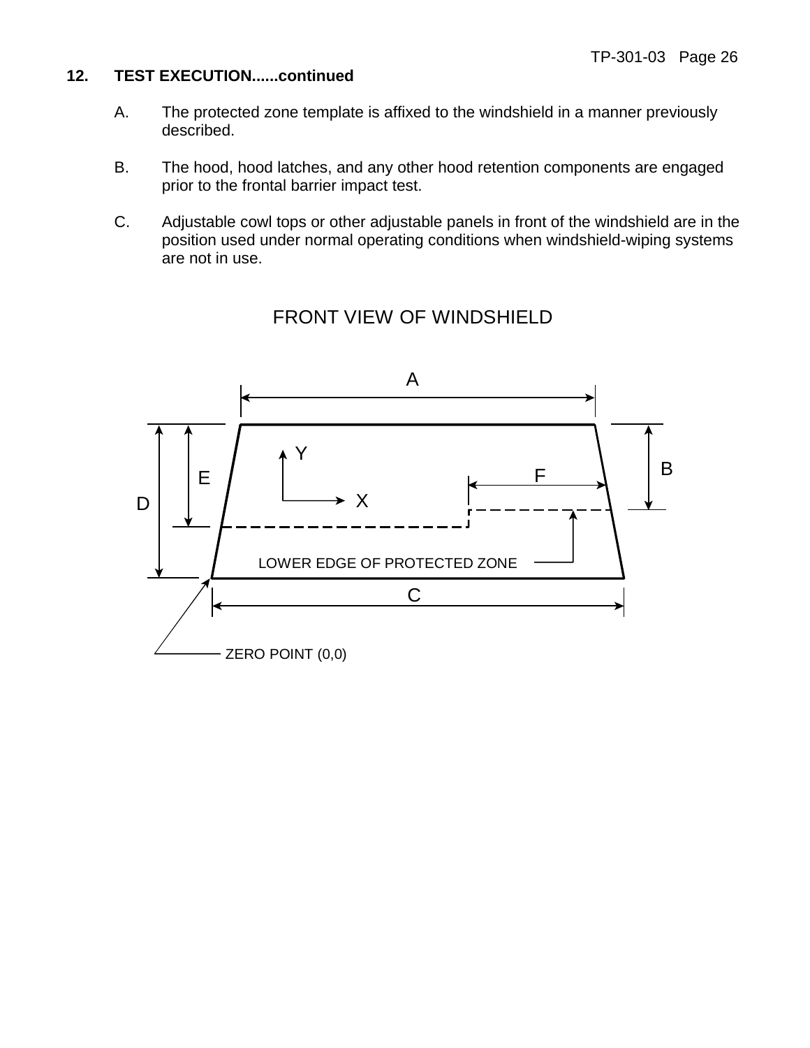## 12. TEST EXECUTION......continued

A. The protected zone template is affixed to the windshield in a manner previously described.

B. The hood, hood latches, and any other hood retention components are engaged prior to the frontal barrier impact test.

C. Adjustable cowl tops or other adjustable panels in front of the windshield are in the position used under normal operating conditions when windshield-wiping systems are not in use.

FRONT VIEW OF WINDSHIELD

A

B

C

D

E

F

Y

X

LOWER EDGE OF PROTECTED ZONE

ZERO POINT (0,0)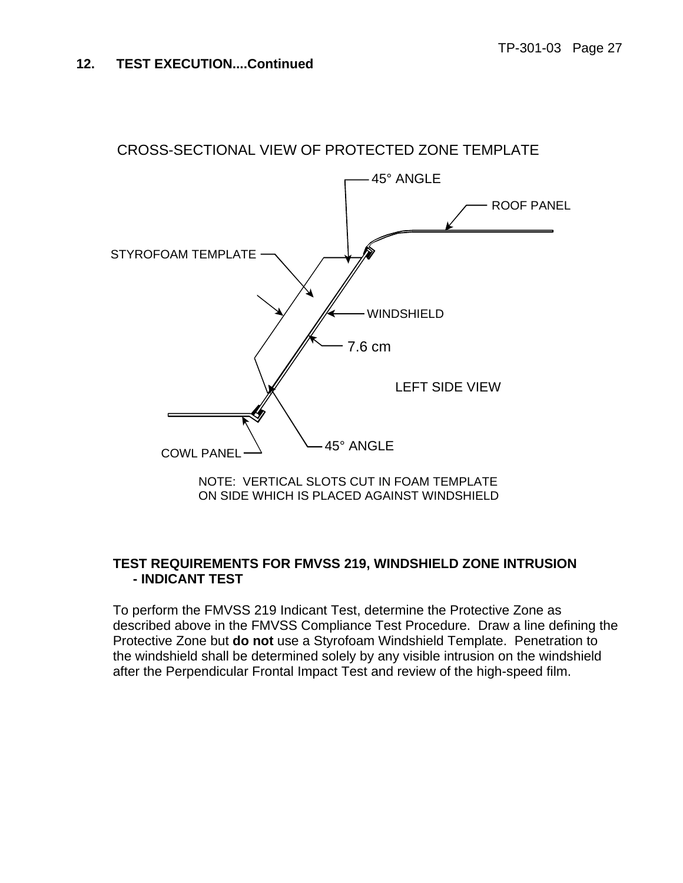## 12. TEST EXECUTION....Continued

CROSS-SECTIONAL VIEW OF PROTECTED ZONE TEMPLATE

45° ANGLE

ROOF PANEL

STYROFOAM TEMPLATE

WINDSHIELD

7.6 cm

LEFT SIDE VIEW

45° ANGLE

COWL PANEL

NOTE: VERTICAL SLOTS CUT IN FOAM TEMPLATE ON SIDE WHICH IS PLACED AGAINST WINDSHIELD

**TEST REQUIREMENTS FOR FMVSS 219, WINDSHIELD ZONE INTRUSION - INDICANT TEST**

To perform the FMVSS 219 Indicant Test, determine the Protective Zone as described above in the FMVSS Compliance Test Procedure. Draw a line defining the Protective Zone but **do not** use a Styrofoam Windshield Template. Penetration to the windshield shall be determined solely by any visible intrusion on the windshield after the Perpendicular Frontal Impact Test and review of the high-speed film.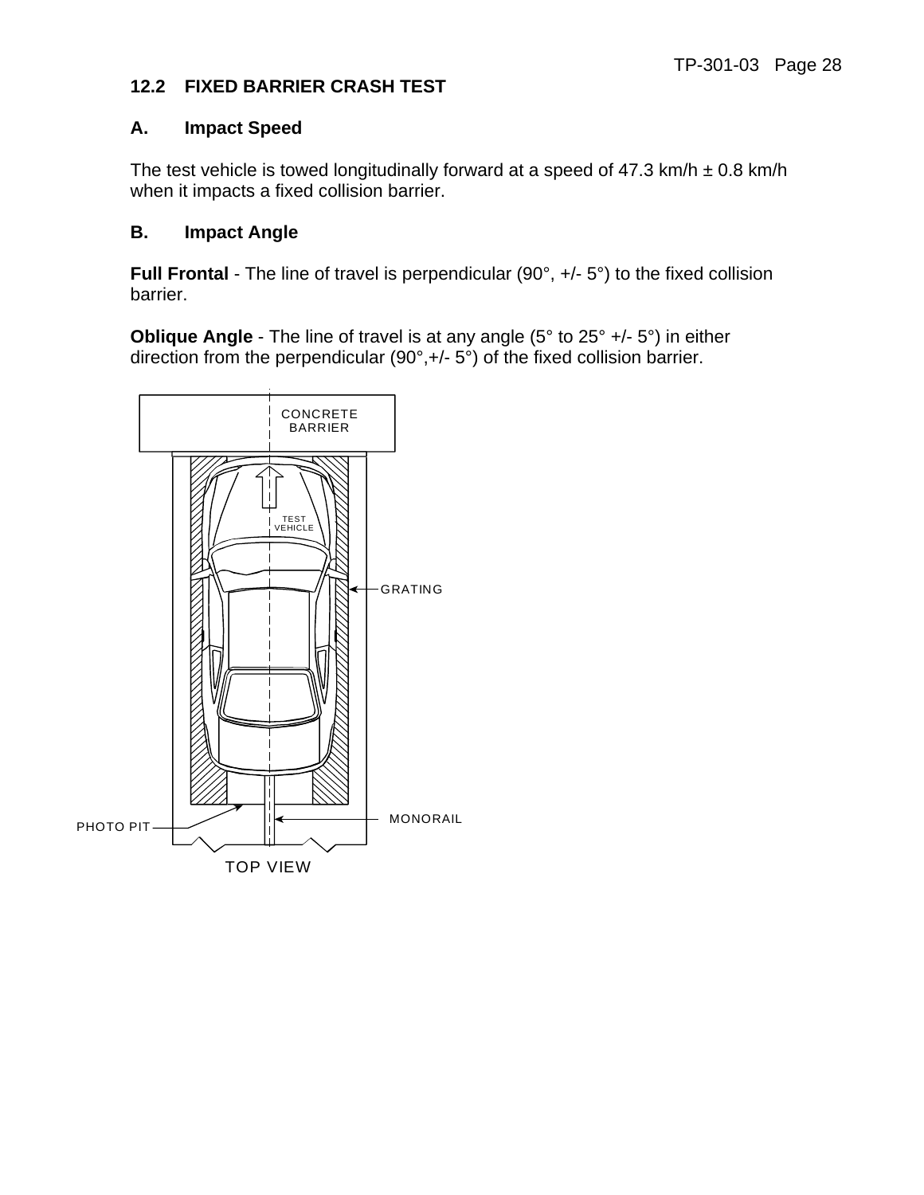## 12.2 FIXED BARRIER CRASH TEST

### A. Impact Speed

The test vehicle is towed longitudinally forward at a speed of 47.3 km/h ± 0.8 km/h when it impacts a fixed collision barrier.

### B. Impact Angle

**Full Frontal** - The line of travel is perpendicular (90°, +/- 5°) to the fixed collision barrier.

**Oblique Angle** - The line of travel is at any angle (5° to 25° +/- 5°) in either direction from the perpendicular (90°,+/- 5°) of the fixed collision barrier.

CONCRETE BARRIER

TEST VEHICLE

GRATING

PHOTO PIT

MONORAIL

TOP VIEW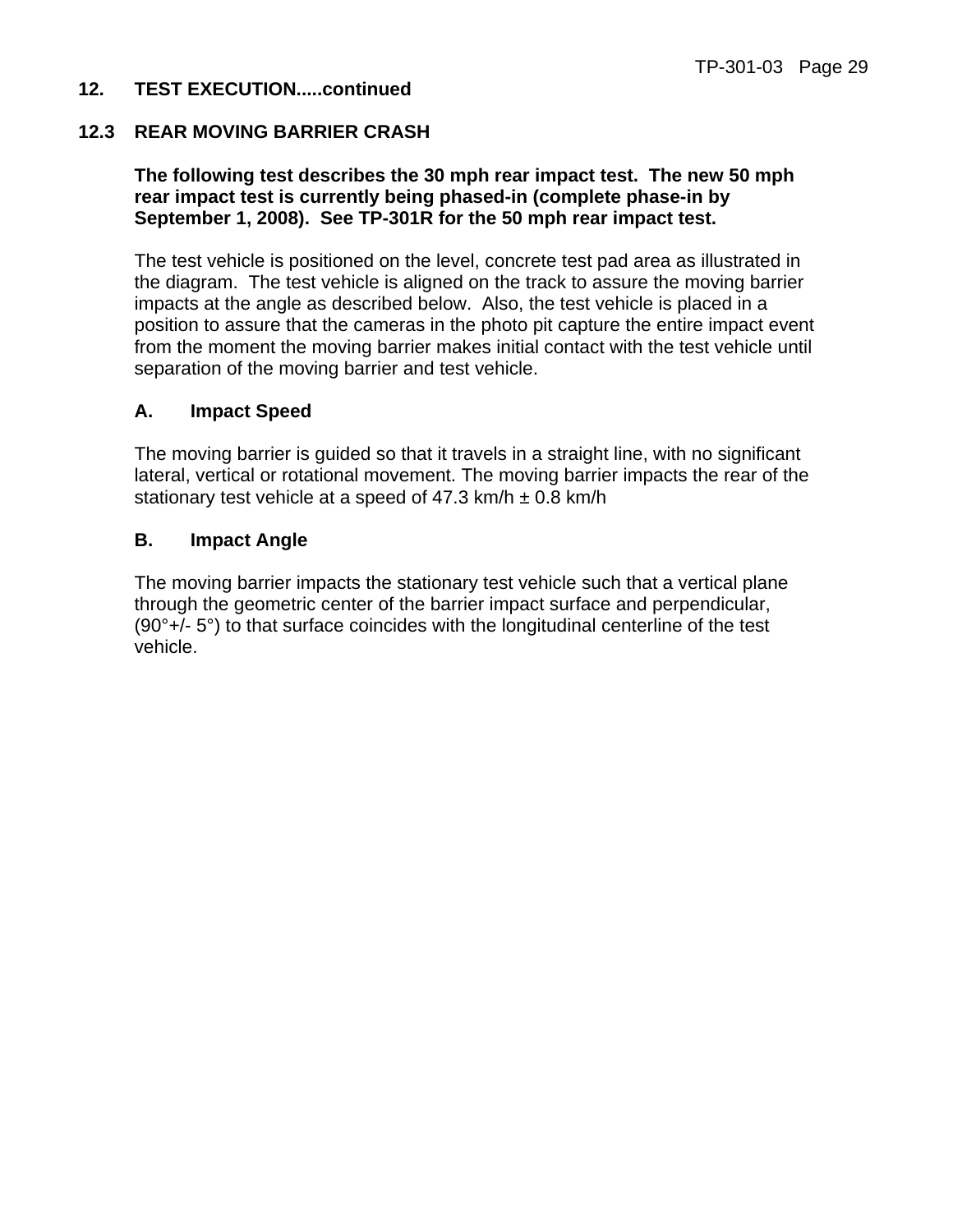## 12. TEST EXECUTION.....continued

### 12.3 REAR MOVING BARRIER CRASH

**The following test describes the 30 mph rear impact test. The new 50 mph rear impact test is currently being phased-in (complete phase-in by September 1, 2008). See TP-301R for the 50 mph rear impact test.**

The test vehicle is positioned on the level, concrete test pad area as illustrated in the diagram. The test vehicle is aligned on the track to assure the moving barrier impacts at the angle as described below. Also, the test vehicle is placed in a position to assure that the cameras in the photo pit capture the entire impact event from the moment the moving barrier makes initial contact with the test vehicle until separation of the moving barrier and test vehicle.

#### A. Impact Speed

The moving barrier is guided so that it travels in a straight line, with no significant lateral, vertical or rotational movement. The moving barrier impacts the rear of the stationary test vehicle at a speed of 47.3 km/h ± 0.8 km/h

#### B. Impact Angle

The moving barrier impacts the stationary test vehicle such that a vertical plane through the geometric center of the barrier impact surface and perpendicular, (90°+/- 5°) to that surface coincides with the longitudinal centerline of the test vehicle.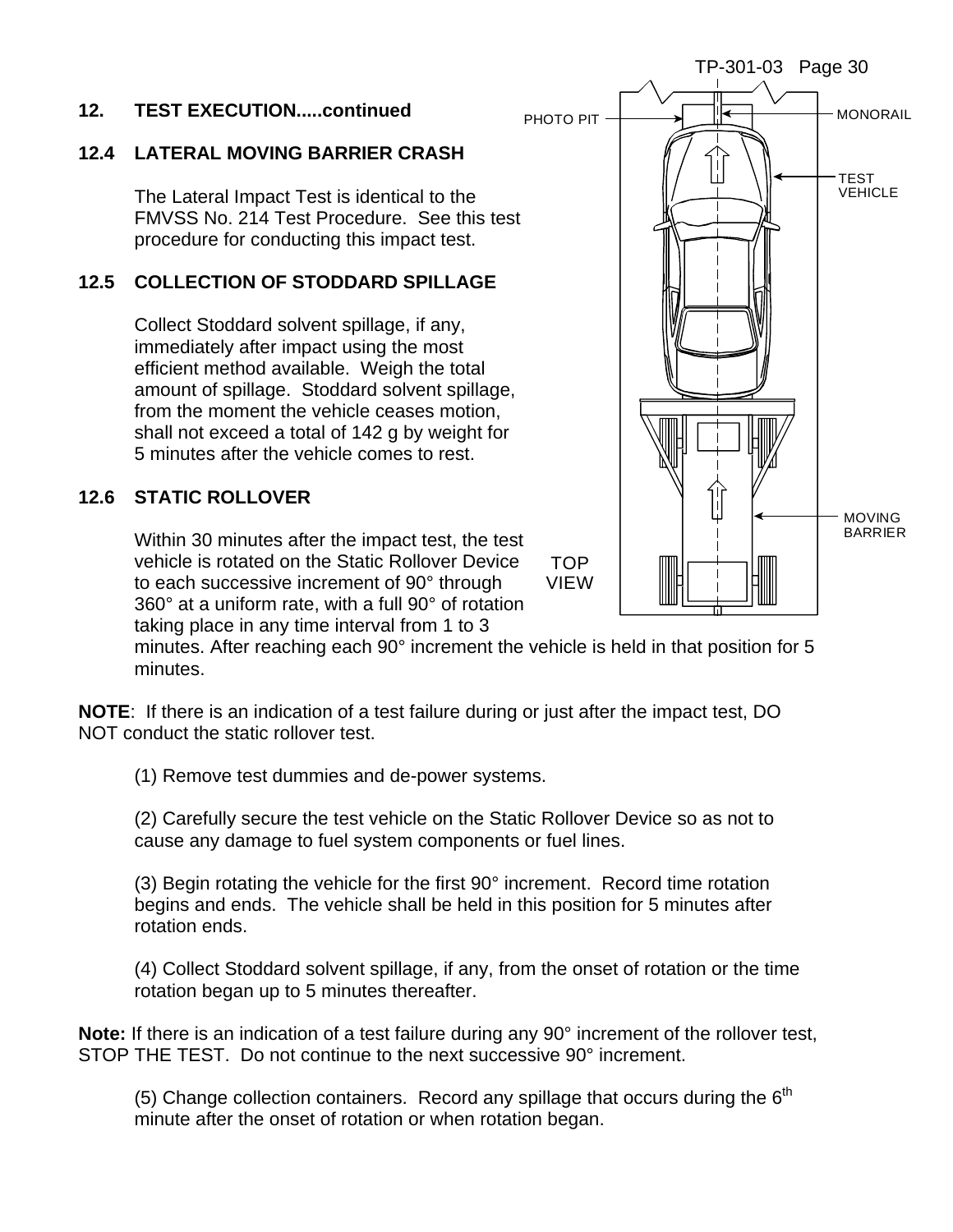## 12. TEST EXECUTION.....continued

### 12.4 LATERAL MOVING BARRIER CRASH

The Lateral Impact Test is identical to the FMVSS No. 214 Test Procedure. See this test procedure for conducting this impact test.

### 12.5 COLLECTION OF STODDARD SPILLAGE

Collect Stoddard solvent spillage, if any, immediately after impact using the most efficient method available. Weigh the total amount of spillage. Stoddard solvent spillage, from the moment the vehicle ceases motion, shall not exceed a total of 142 g by weight for 5 minutes after the vehicle comes to rest.

### 12.6 STATIC ROLLOVER

Within 30 minutes after the impact test, the test vehicle is rotated on the Static Rollover Device to each successive increment of 90° through 360° at a uniform rate, with a full 90° of rotation taking place in any time interval from 1 to 3 minutes. After reaching each 90° increment the vehicle is held in that position for 5 minutes.

PHOTO PIT MONORAIL TEST VEHICLE MOVING BARRIER TOP VIEW

**NOTE**: If there is an indication of a test failure during or just after the impact test, DO NOT conduct the static rollover test.

(1) Remove test dummies and de-power systems.

(2) Carefully secure the test vehicle on the Static Rollover Device so as not to cause any damage to fuel system components or fuel lines.

(3) Begin rotating the vehicle for the first 90° increment. Record time rotation begins and ends. The vehicle shall be held in this position for 5 minutes after rotation ends.

(4) Collect Stoddard solvent spillage, if any, from the onset of rotation or the time rotation began up to 5 minutes thereafter.

**Note:** If there is an indication of a test failure during any 90° increment of the rollover test, STOP THE TEST. Do not continue to the next successive 90° increment.

(5) Change collection containers. Record any spillage that occurs during the 6th minute after the onset of rotation or when rotation began.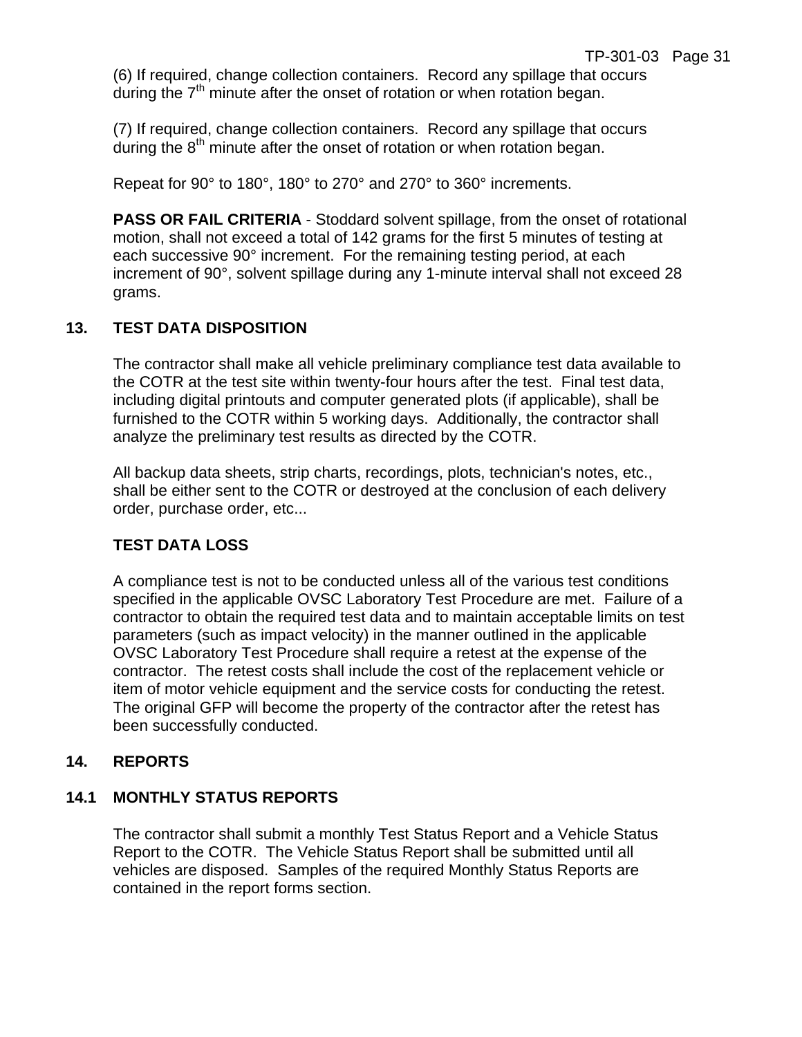(6) If required, change collection containers. Record any spillage that occurs during the 7th minute after the onset of rotation or when rotation began.

(7) If required, change collection containers. Record any spillage that occurs during the 8th minute after the onset of rotation or when rotation began.

Repeat for 90° to 180°, 180° to 270° and 270° to 360° increments.

**PASS OR FAIL CRITERIA** - Stoddard solvent spillage, from the onset of rotational motion, shall not exceed a total of 142 grams for the first 5 minutes of testing at each successive 90° increment. For the remaining testing period, at each increment of 90°, solvent spillage during any 1-minute interval shall not exceed 28 grams.

## 13. TEST DATA DISPOSITION

The contractor shall make all vehicle preliminary compliance test data available to the COTR at the test site within twenty-four hours after the test. Final test data, including digital printouts and computer generated plots (if applicable), shall be furnished to the COTR within 5 working days. Additionally, the contractor shall analyze the preliminary test results as directed by the COTR.

All backup data sheets, strip charts, recordings, plots, technician's notes, etc., shall be either sent to the COTR or destroyed at the conclusion of each delivery order, purchase order, etc...

### TEST DATA LOSS

A compliance test is not to be conducted unless all of the various test conditions specified in the applicable OVSC Laboratory Test Procedure are met. Failure of a contractor to obtain the required test data and to maintain acceptable limits on test parameters (such as impact velocity) in the manner outlined in the applicable OVSC Laboratory Test Procedure shall require a retest at the expense of the contractor. The retest costs shall include the cost of the replacement vehicle or item of motor vehicle equipment and the service costs for conducting the retest. The original GFP will become the property of the contractor after the retest has been successfully conducted.

## 14. REPORTS

### 14.1 MONTHLY STATUS REPORTS

The contractor shall submit a monthly Test Status Report and a Vehicle Status Report to the COTR. The Vehicle Status Report shall be submitted until all vehicles are disposed. Samples of the required Monthly Status Reports are contained in the report forms section.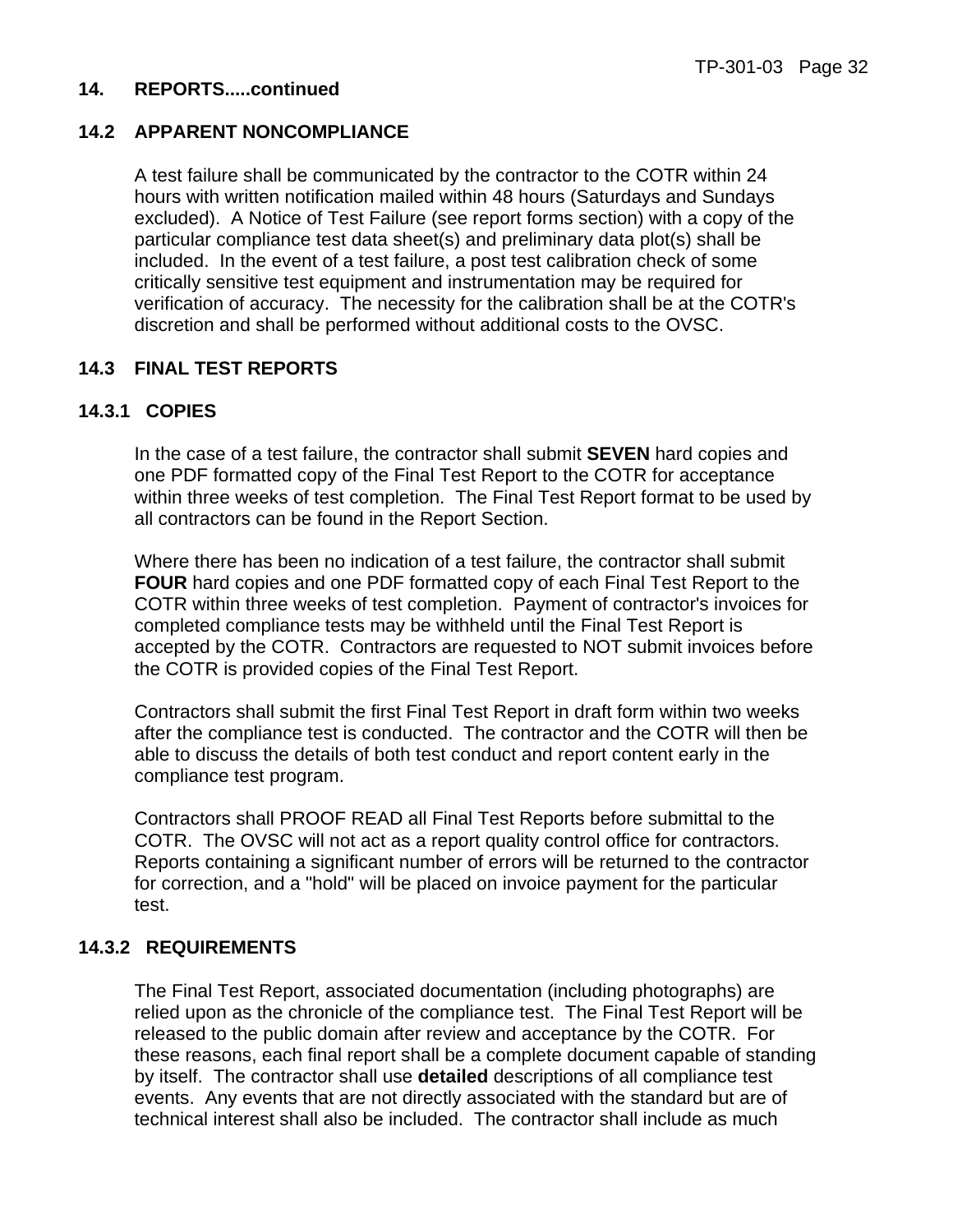## 14. REPORTS.....continued

### 14.2 APPARENT NONCOMPLIANCE

A test failure shall be communicated by the contractor to the COTR within 24 hours with written notification mailed within 48 hours (Saturdays and Sundays excluded). A Notice of Test Failure (see report forms section) with a copy of the particular compliance test data sheet(s) and preliminary data plot(s) shall be included. In the event of a test failure, a post test calibration check of some critically sensitive test equipment and instrumentation may be required for verification of accuracy. The necessity for the calibration shall be at the COTR's discretion and shall be performed without additional costs to the OVSC.

### 14.3 FINAL TEST REPORTS

#### 14.3.1 COPIES

In the case of a test failure, the contractor shall submit **SEVEN** hard copies and one PDF formatted copy of the Final Test Report to the COTR for acceptance within three weeks of test completion. The Final Test Report format to be used by all contractors can be found in the Report Section.

Where there has been no indication of a test failure, the contractor shall submit **FOUR** hard copies and one PDF formatted copy of each Final Test Report to the COTR within three weeks of test completion. Payment of contractor's invoices for completed compliance tests may be withheld until the Final Test Report is accepted by the COTR. Contractors are requested to NOT submit invoices before the COTR is provided copies of the Final Test Report.

Contractors shall submit the first Final Test Report in draft form within two weeks after the compliance test is conducted. The contractor and the COTR will then be able to discuss the details of both test conduct and report content early in the compliance test program.

Contractors shall PROOF READ all Final Test Reports before submittal to the COTR. The OVSC will not act as a report quality control office for contractors. Reports containing a significant number of errors will be returned to the contractor for correction, and a "hold" will be placed on invoice payment for the particular test.

#### 14.3.2 REQUIREMENTS

The Final Test Report, associated documentation (including photographs) are relied upon as the chronicle of the compliance test. The Final Test Report will be released to the public domain after review and acceptance by the COTR. For these reasons, each final report shall be a complete document capable of standing by itself. The contractor shall use **detailed** descriptions of all compliance test events. Any events that are not directly associated with the standard but are of technical interest shall also be included. The contractor shall include as much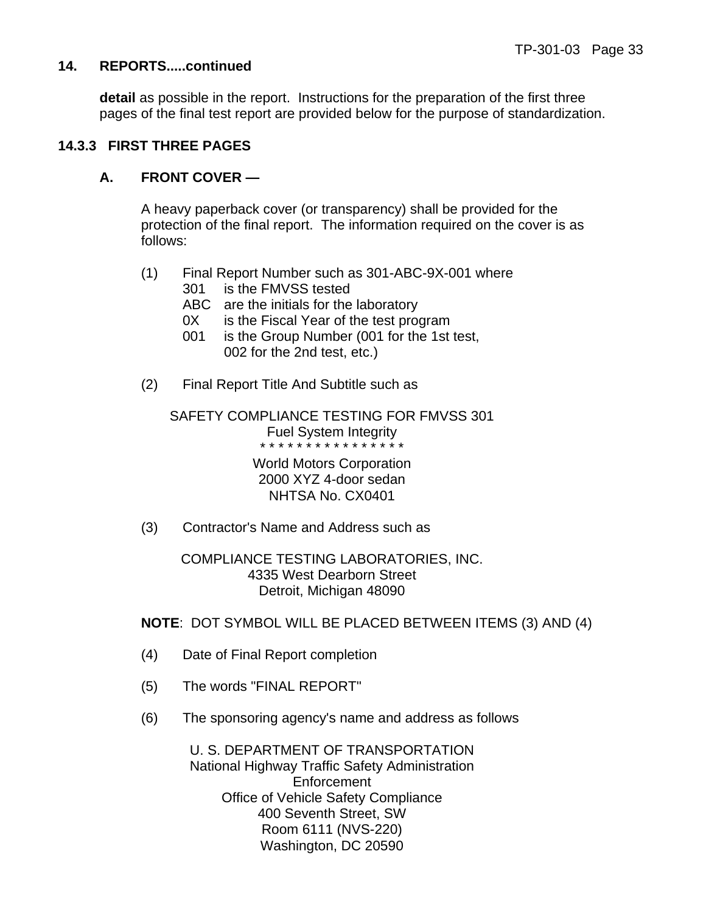## 14. REPORTS.....continued

**detail** as possible in the report. Instructions for the preparation of the first three pages of the final test report are provided below for the purpose of standardization.

### 14.3.3 FIRST THREE PAGES

#### A. FRONT COVER —

A heavy paperback cover (or transparency) shall be provided for the protection of the final report. The information required on the cover is as follows:

(1) Final Report Number such as 301-ABC-9X-001 where

- 301 is the FMVSS tested
- ABC are the initials for the laboratory
- 0X is the Fiscal Year of the test program
- 001 is the Group Number (001 for the 1st test, 002 for the 2nd test, etc.)

(2) Final Report Title And Subtitle such as

SAFETY COMPLIANCE TESTING FOR FMVSS 301
Fuel System Integrity
* * * * * * * * * * * * * * * * *
World Motors Corporation
2000 XYZ 4-door sedan
NHTSA No. CX0401

(3) Contractor's Name and Address such as

COMPLIANCE TESTING LABORATORIES, INC.
4335 West Dearborn Street
Detroit, Michigan 48090

**NOTE**: DOT SYMBOL WILL BE PLACED BETWEEN ITEMS (3) AND (4)

(4) Date of Final Report completion

(5) The words "FINAL REPORT"

(6) The sponsoring agency's name and address as follows

U. S. DEPARTMENT OF TRANSPORTATION
National Highway Traffic Safety Administration
Enforcement
Office of Vehicle Safety Compliance
400 Seventh Street, SW
Room 6111 (NVS-220)
Washington, DC 20590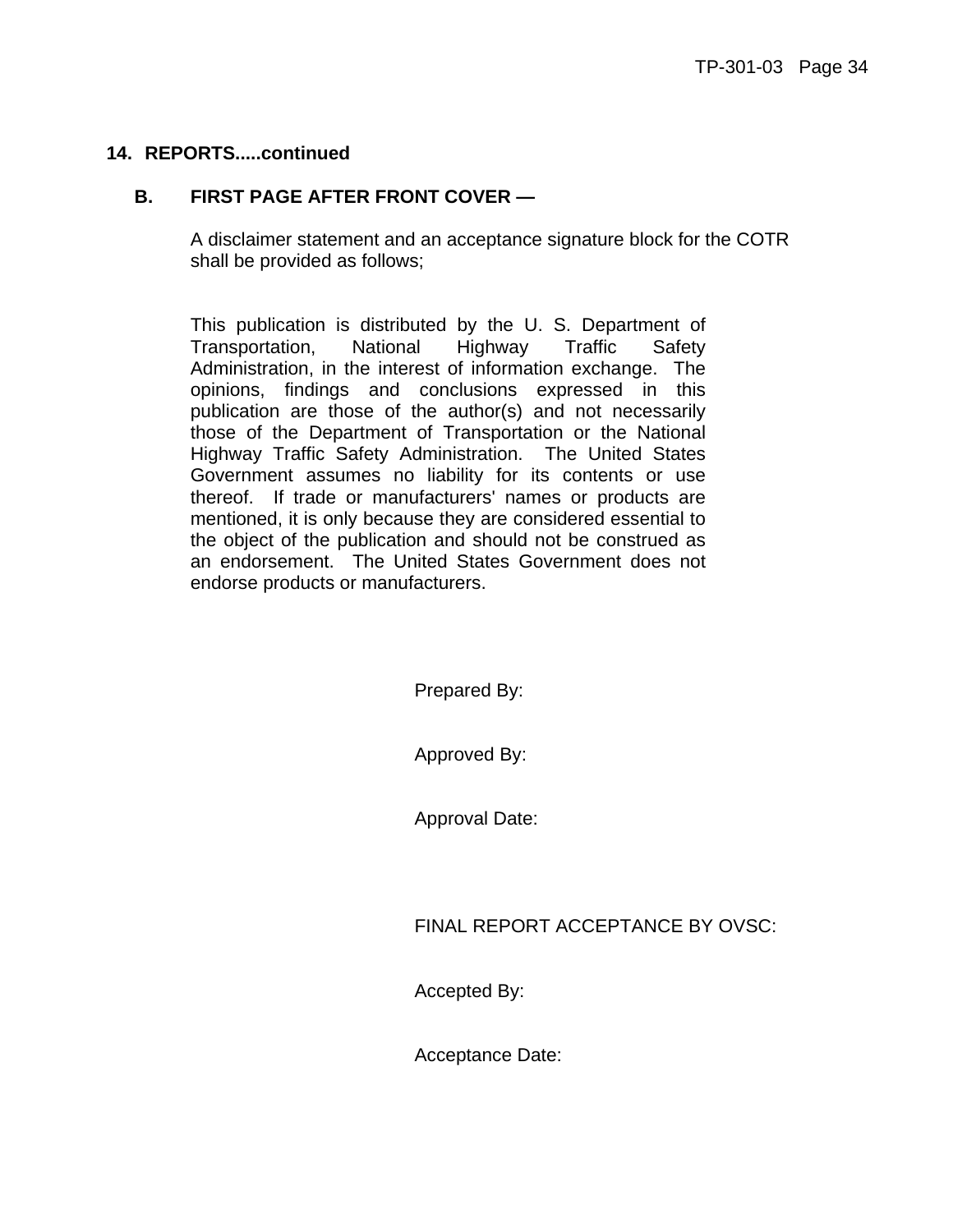## 14. REPORTS.....continued

### B. FIRST PAGE AFTER FRONT COVER —

A disclaimer statement and an acceptance signature block for the COTR shall be provided as follows;

This publication is distributed by the U. S. Department of Transportation, National Highway Traffic Safety Administration, in the interest of information exchange. The opinions, findings and conclusions expressed in this publication are those of the author(s) and not necessarily those of the Department of Transportation or the National Highway Traffic Safety Administration. The United States Government assumes no liability for its contents or use thereof. If trade or manufacturers' names or products are mentioned, it is only because they are considered essential to the object of the publication and should not be construed as an endorsement. The United States Government does not endorse products or manufacturers.

Prepared By:

Approved By:

Approval Date:

FINAL REPORT ACCEPTANCE BY OVSC:

Accepted By:

Acceptance Date: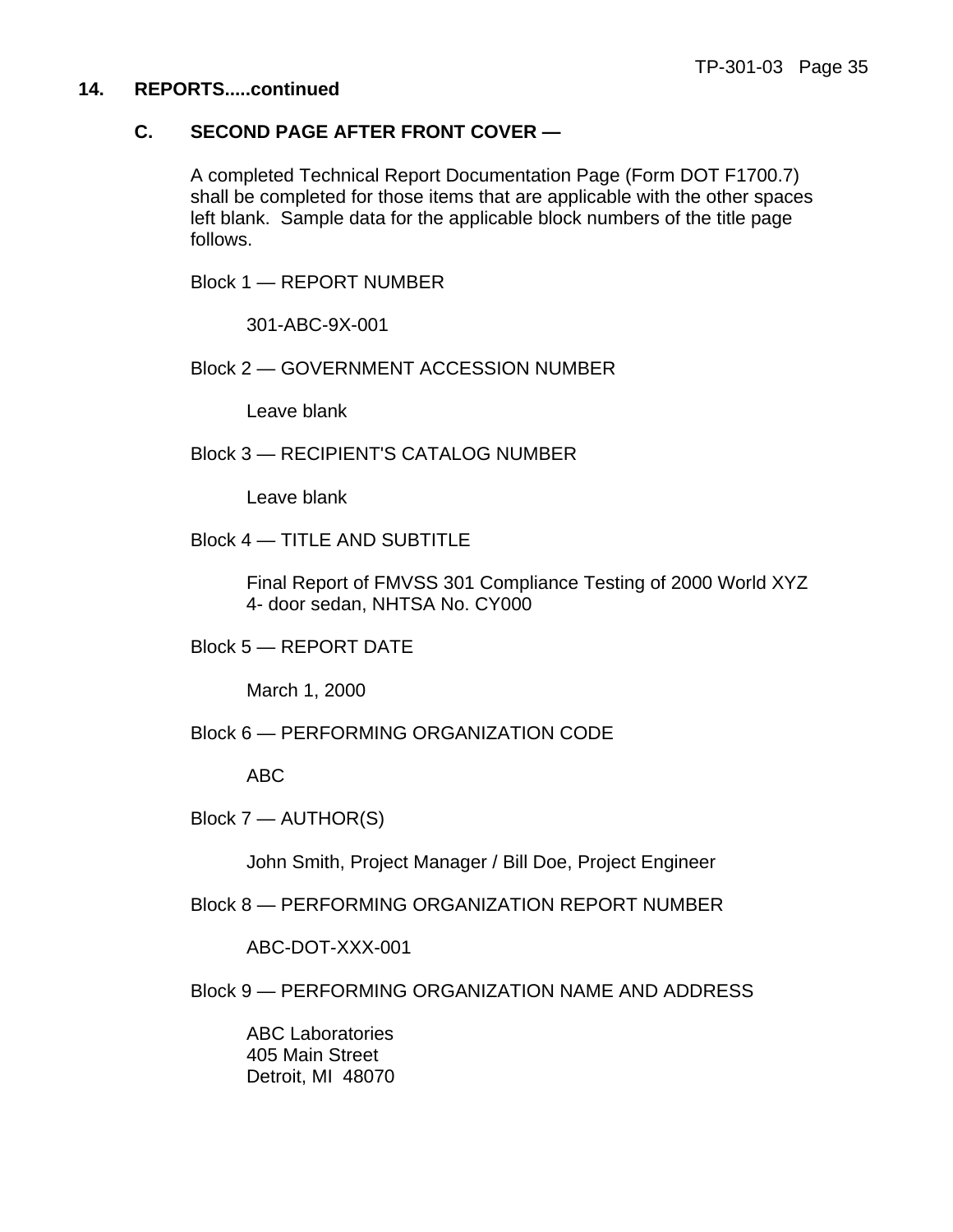## 14. REPORTS.....continued

### C. SECOND PAGE AFTER FRONT COVER —

A completed Technical Report Documentation Page (Form DOT F1700.7) shall be completed for those items that are applicable with the other spaces left blank. Sample data for the applicable block numbers of the title page follows.

Block 1 — REPORT NUMBER

301-ABC-9X-001

Block 2 — GOVERNMENT ACCESSION NUMBER

Leave blank

Block 3 — RECIPIENT'S CATALOG NUMBER

Leave blank

Block 4 — TITLE AND SUBTITLE

Final Report of FMVSS 301 Compliance Testing of 2000 World XYZ 4- door sedan, NHTSA No. CY000

Block 5 — REPORT DATE

March 1, 2000

Block 6 — PERFORMING ORGANIZATION CODE

ABC

Block 7 — AUTHOR(S)

John Smith, Project Manager / Bill Doe, Project Engineer

Block 8 — PERFORMING ORGANIZATION REPORT NUMBER

ABC-DOT-XXX-001

Block 9 — PERFORMING ORGANIZATION NAME AND ADDRESS

ABC Laboratories
405 Main Street
Detroit, MI 48070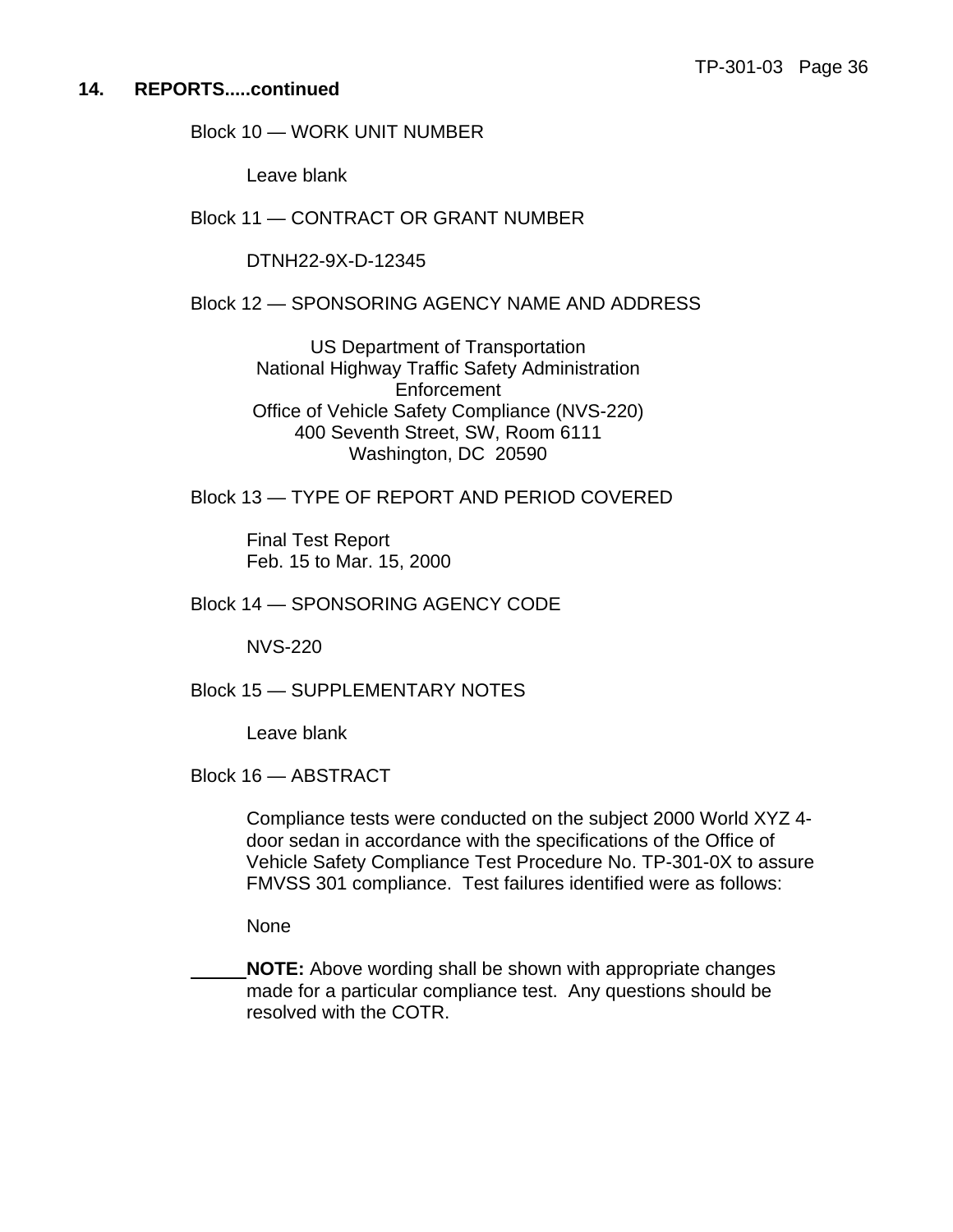**14. REPORTS.....continued**

Block 10 — WORK UNIT NUMBER

Leave blank

Block 11 — CONTRACT OR GRANT NUMBER

DTNH22-9X-D-12345

Block 12 — SPONSORING AGENCY NAME AND ADDRESS

US Department of Transportation
National Highway Traffic Safety Administration
Enforcement
Office of Vehicle Safety Compliance (NVS-220)
400 Seventh Street, SW, Room 6111
Washington, DC 20590

Block 13 — TYPE OF REPORT AND PERIOD COVERED

Final Test Report
Feb. 15 to Mar. 15, 2000

Block 14 — SPONSORING AGENCY CODE

NVS-220

Block 15 — SUPPLEMENTARY NOTES

Leave blank

Block 16 — ABSTRACT

Compliance tests were conducted on the subject 2000 World XYZ 4-door sedan in accordance with the specifications of the Office of Vehicle Safety Compliance Test Procedure No. TP-301-0X to assure FMVSS 301 compliance. Test failures identified were as follows:

None

**NOTE:** Above wording shall be shown with appropriate changes made for a particular compliance test. Any questions should be resolved with the COTR.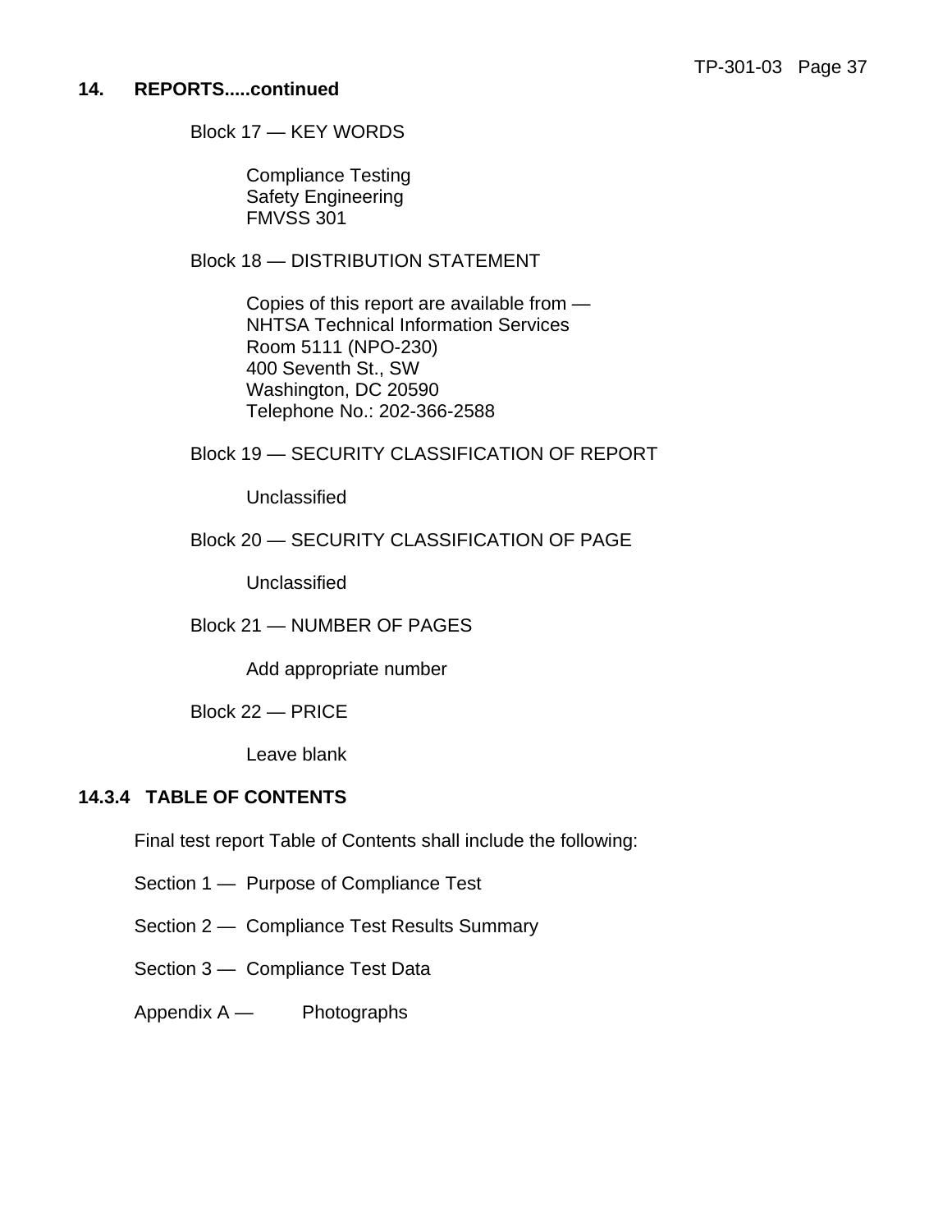## 14. REPORTS.....continued

Block 17 — KEY WORDS

Compliance Testing
Safety Engineering
FMVSS 301

Block 18 — DISTRIBUTION STATEMENT

Copies of this report are available from —
NHTSA Technical Information Services
Room 5111 (NPO-230)
400 Seventh St., SW
Washington, DC 20590
Telephone No.: 202-366-2588

Block 19 — SECURITY CLASSIFICATION OF REPORT

Unclassified

Block 20 — SECURITY CLASSIFICATION OF PAGE

Unclassified

Block 21 — NUMBER OF PAGES

Add appropriate number

Block 22 — PRICE

Leave blank

### 14.3.4 TABLE OF CONTENTS

Final test report Table of Contents shall include the following:

Section 1 — Purpose of Compliance Test

Section 2 — Compliance Test Results Summary

Section 3 — Compliance Test Data

Appendix A — Photographs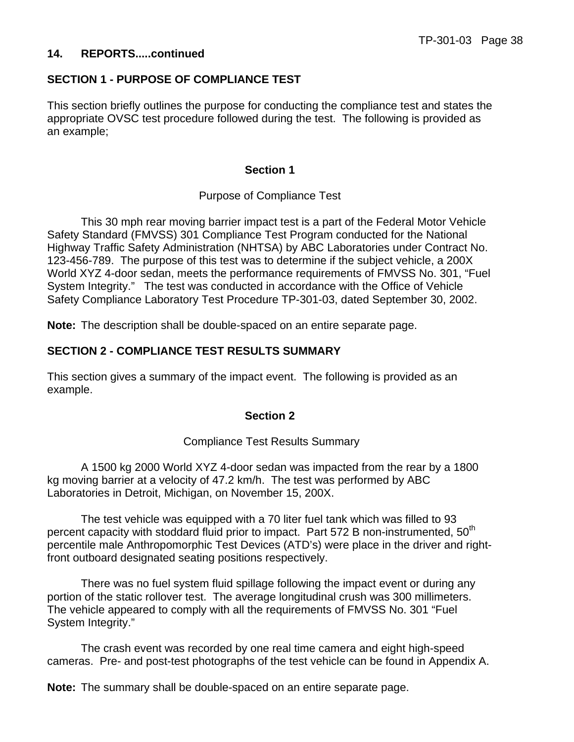**14. REPORTS.....continued**

**SECTION 1 - PURPOSE OF COMPLIANCE TEST**

This section briefly outlines the purpose for conducting the compliance test and states the appropriate OVSC test procedure followed during the test. The following is provided as an example;

**Section 1**

Purpose of Compliance Test

This 30 mph rear moving barrier impact test is a part of the Federal Motor Vehicle Safety Standard (FMVSS) 301 Compliance Test Program conducted for the National Highway Traffic Safety Administration (NHTSA) by ABC Laboratories under Contract No. 123-456-789. The purpose of this test was to determine if the subject vehicle, a 200X World XYZ 4-door sedan, meets the performance requirements of FMVSS No. 301, "Fuel System Integrity." The test was conducted in accordance with the Office of Vehicle Safety Compliance Laboratory Test Procedure TP-301-03, dated September 30, 2002.

**Note:** The description shall be double-spaced on an entire separate page.

**SECTION 2 - COMPLIANCE TEST RESULTS SUMMARY**

This section gives a summary of the impact event. The following is provided as an example.

**Section 2**

Compliance Test Results Summary

A 1500 kg 2000 World XYZ 4-door sedan was impacted from the rear by a 1800 kg moving barrier at a velocity of 47.2 km/h. The test was performed by ABC Laboratories in Detroit, Michigan, on November 15, 200X.

The test vehicle was equipped with a 70 liter fuel tank which was filled to 93 percent capacity with stoddard fluid prior to impact. Part 572 B non-instrumented, 50$^{th}$ percentile male Anthropomorphic Test Devices (ATD's) were place in the driver and right-front outboard designated seating positions respectively.

There was no fuel system fluid spillage following the impact event or during any portion of the static rollover test. The average longitudinal crush was 300 millimeters. The vehicle appeared to comply with all the requirements of FMVSS No. 301 "Fuel System Integrity."

The crash event was recorded by one real time camera and eight high-speed cameras. Pre- and post-test photographs of the test vehicle can be found in Appendix A.

**Note:** The summary shall be double-spaced on an entire separate page.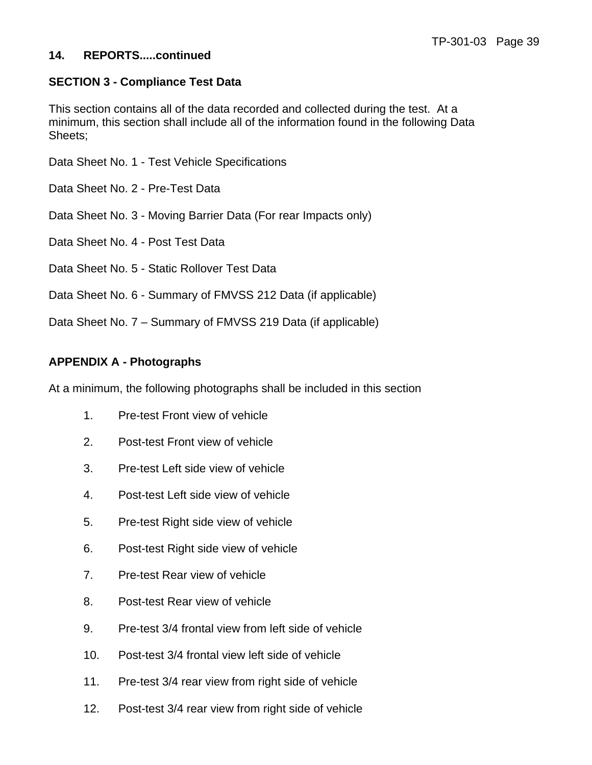## 14. REPORTS.....continued

**SECTION 3 - Compliance Test Data**

This section contains all of the data recorded and collected during the test. At a minimum, this section shall include all of the information found in the following Data Sheets;

Data Sheet No. 1 - Test Vehicle Specifications

Data Sheet No. 2 - Pre-Test Data

Data Sheet No. 3 - Moving Barrier Data (For rear Impacts only)

Data Sheet No. 4 - Post Test Data

Data Sheet No. 5 - Static Rollover Test Data

Data Sheet No. 6 - Summary of FMVSS 212 Data (if applicable)

Data Sheet No. 7 – Summary of FMVSS 219 Data (if applicable)

**APPENDIX A - Photographs**

At a minimum, the following photographs shall be included in this section

1. Pre-test Front view of vehicle
2. Post-test Front view of vehicle
3. Pre-test Left side view of vehicle
4. Post-test Left side view of vehicle
5. Pre-test Right side view of vehicle
6. Post-test Right side view of vehicle
7. Pre-test Rear view of vehicle
8. Post-test Rear view of vehicle
9. Pre-test 3/4 frontal view from left side of vehicle
10. Post-test 3/4 frontal view left side of vehicle
11. Pre-test 3/4 rear view from right side of vehicle
12. Post-test 3/4 rear view from right side of vehicle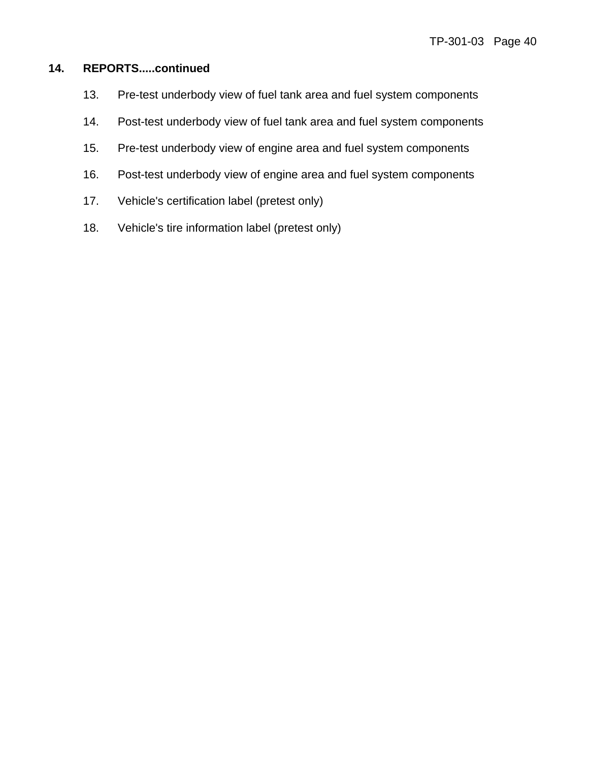## 14. REPORTS.....continued

13. Pre-test underbody view of fuel tank area and fuel system components
14. Post-test underbody view of fuel tank area and fuel system components
15. Pre-test underbody view of engine area and fuel system components
16. Post-test underbody view of engine area and fuel system components
17. Vehicle's certification label (pretest only)
18. Vehicle's tire information label (pretest only)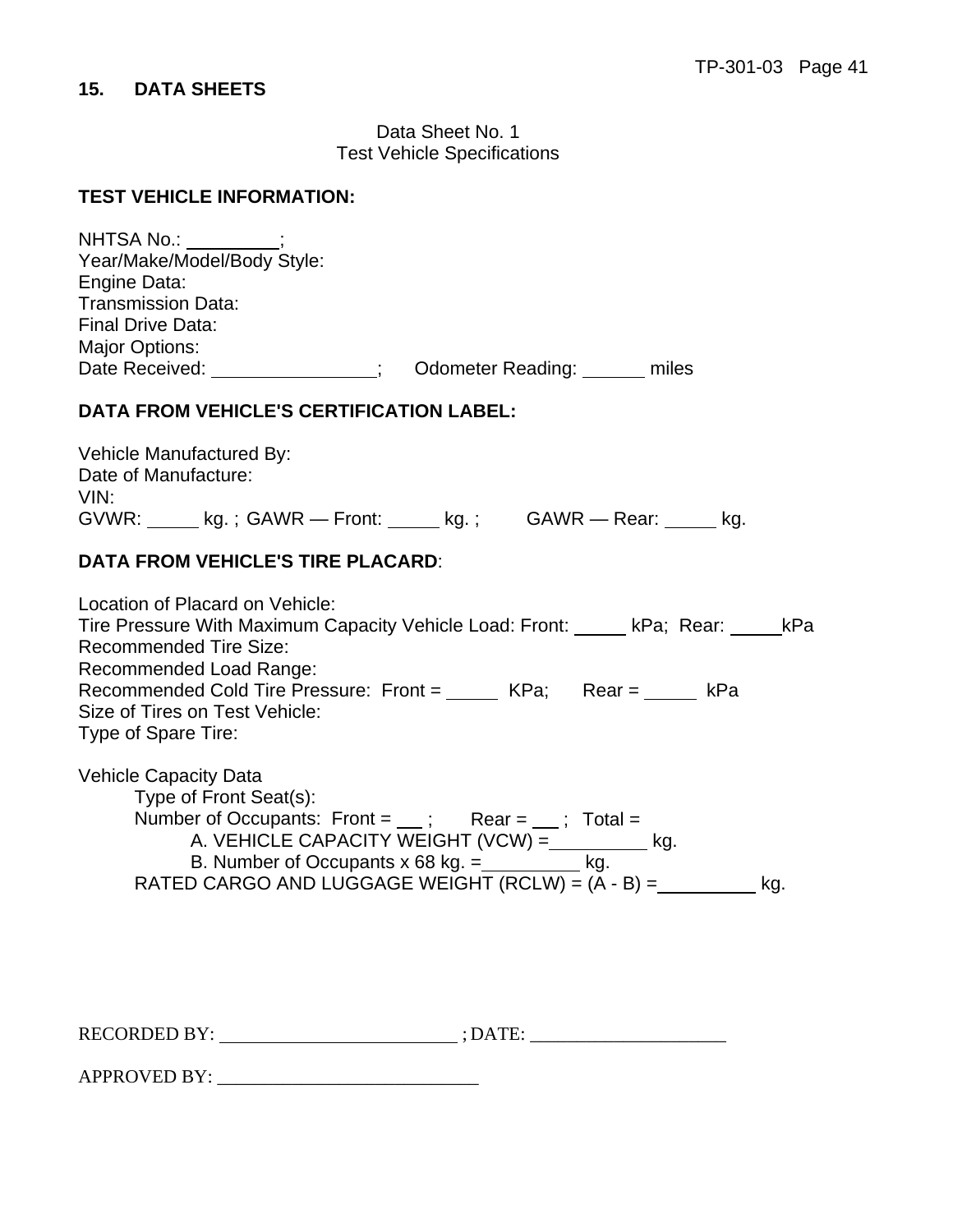## 15. DATA SHEETS

Data Sheet No. 1
Test Vehicle Specifications

**TEST VEHICLE INFORMATION:**

NHTSA No.: _________;
Year/Make/Model/Body Style:
Engine Data:
Transmission Data:
Final Drive Data:
Major Options:
Date Received: _______________; Odometer Reading: ______ miles

**DATA FROM VEHICLE'S CERTIFICATION LABEL:**

Vehicle Manufactured By:
Date of Manufacture:
VIN:
GVWR: _____ kg. ; GAWR — Front: _____ kg. ; GAWR — Rear: _____ kg.

**DATA FROM VEHICLE'S TIRE PLACARD**:

Location of Placard on Vehicle:
Tire Pressure With Maximum Capacity Vehicle Load: Front: _____ kPa; Rear: _____kPa
Recommended Tire Size:
Recommended Load Range:
Recommended Cold Tire Pressure: Front = _____ KPa; Rear = _____ kPa
Size of Tires on Test Vehicle:
Type of Spare Tire:

Vehicle Capacity Data
- Type of Front Seat(s):
- Number of Occupants: Front = ___ ; Rear = ___ ; Total =
  - A. VEHICLE CAPACITY WEIGHT (VCW) =__________ kg.
  - B. Number of Occupants x 68 kg. =__________ kg.
- RATED CARGO AND LUGGAGE WEIGHT (RCLW) = (A - B) =__________ kg.

RECORDED BY: _________________________ ; DATE: ____________________

APPROVED BY: ___________________________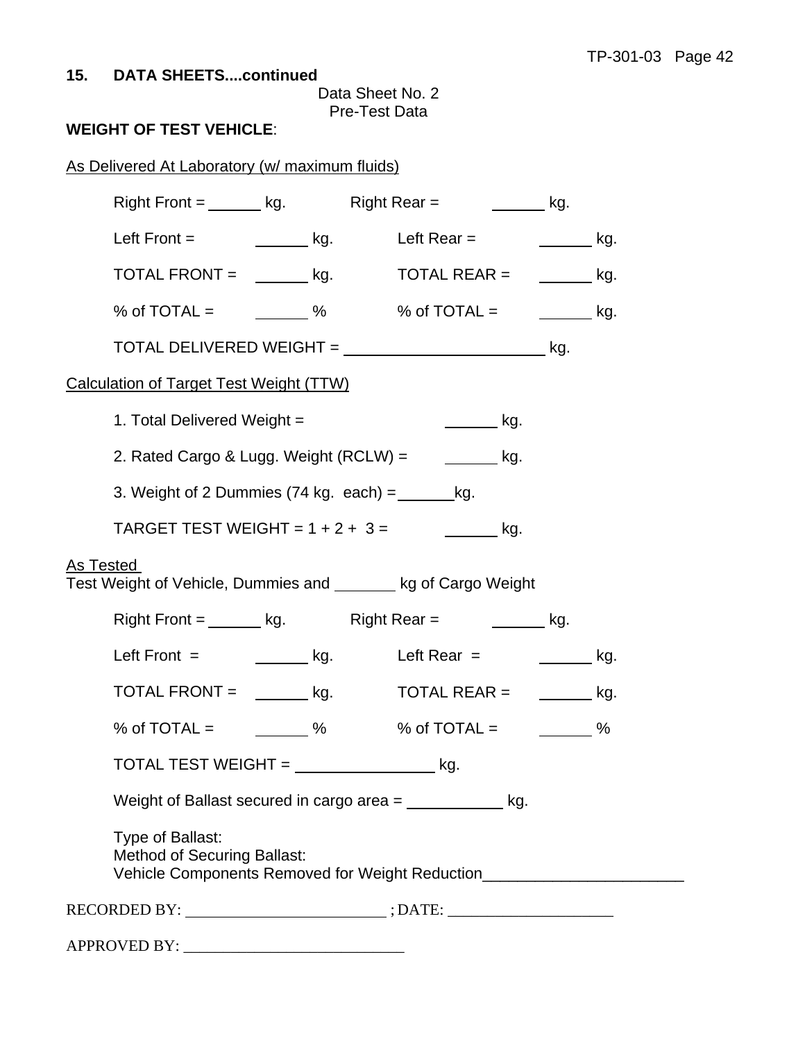## 15. DATA SHEETS....continued

Data Sheet No. 2
Pre-Test Data

**WEIGHT OF TEST VEHICLE**:

As Delivered At Laboratory (w/ maximum fluids)

Right Front = ______ kg.    Right Rear = ______ kg.

Left Front = ______ kg.    Left Rear = ______ kg.

TOTAL FRONT = ______ kg.    TOTAL REAR = ______ kg.

% of TOTAL = ______ %    % of TOTAL = ______ kg.

TOTAL DELIVERED WEIGHT = ______________________ kg.

Calculation of Target Test Weight (TTW)

1. Total Delivered Weight = ______ kg.

2. Rated Cargo & Lugg. Weight (RCLW) = ______ kg.

3. Weight of 2 Dummies (74 kg. each) = ______kg.

TARGET TEST WEIGHT = 1 + 2 + 3 = ______ kg.

As Tested
Test Weight of Vehicle, Dummies and _______ kg of Cargo Weight

Right Front = ______ kg.    Right Rear = ______ kg.

Left Front = ______ kg.    Left Rear = ______ kg.

TOTAL FRONT = ______ kg.    TOTAL REAR = ______ kg.

% of TOTAL = ______ %    % of TOTAL = ______ %

TOTAL TEST WEIGHT = _______________ kg.

Weight of Ballast secured in cargo area = ___________ kg.

Type of Ballast:
Method of Securing Ballast:
Vehicle Components Removed for Weight Reduction_______________________

RECORDED BY: ________________________ ; DATE: ____________________

APPROVED BY: ___________________________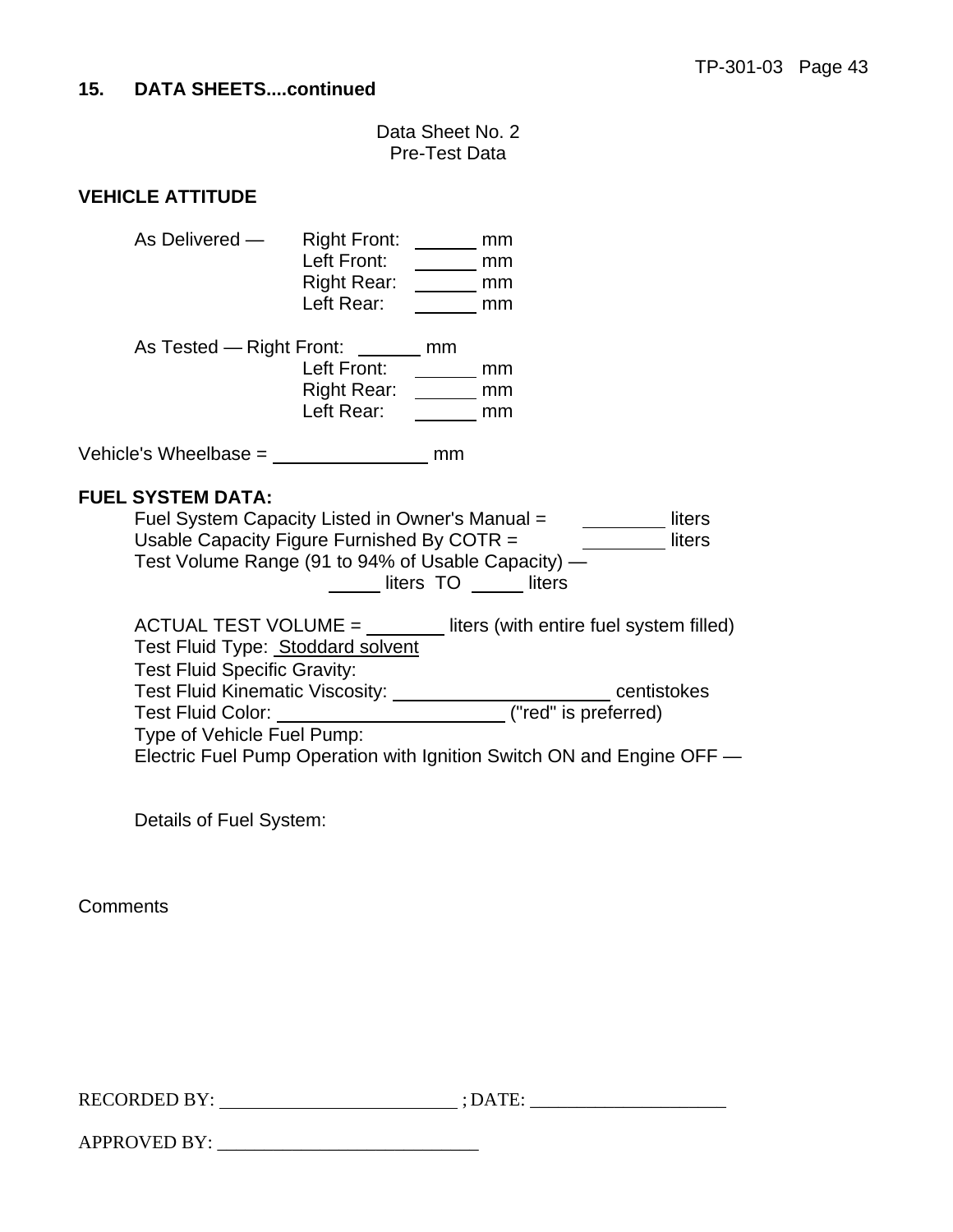## 15. DATA SHEETS....continued

Data Sheet No. 2
Pre-Test Data

**VEHICLE ATTITUDE**

As Delivered — Right Front: ______ mm
Left Front: ______ mm
Right Rear: ______ mm
Left Rear: ______ mm

As Tested — Right Front: ______ mm
Left Front: ______ mm
Right Rear: ______ mm
Left Rear: ______ mm

Vehicle's Wheelbase = ______________ mm

**FUEL SYSTEM DATA:**

Fuel System Capacity Listed in Owner's Manual = ________ liters
Usable Capacity Figure Furnished By COTR = ________ liters
Test Volume Range (91 to 94% of Usable Capacity) —
_____ liters TO _____ liters

ACTUAL TEST VOLUME = ________ liters (with entire fuel system filled)
Test Fluid Type: Stoddard solvent
Test Fluid Specific Gravity:
Test Fluid Kinematic Viscosity: ____________________ centistokes
Test Fluid Color: ______________________ ("red" is preferred)
Type of Vehicle Fuel Pump:
Electric Fuel Pump Operation with Ignition Switch ON and Engine OFF —

Details of Fuel System:

Comments

RECORDED BY: _________________________ ; DATE: ____________________

APPROVED BY: ___________________________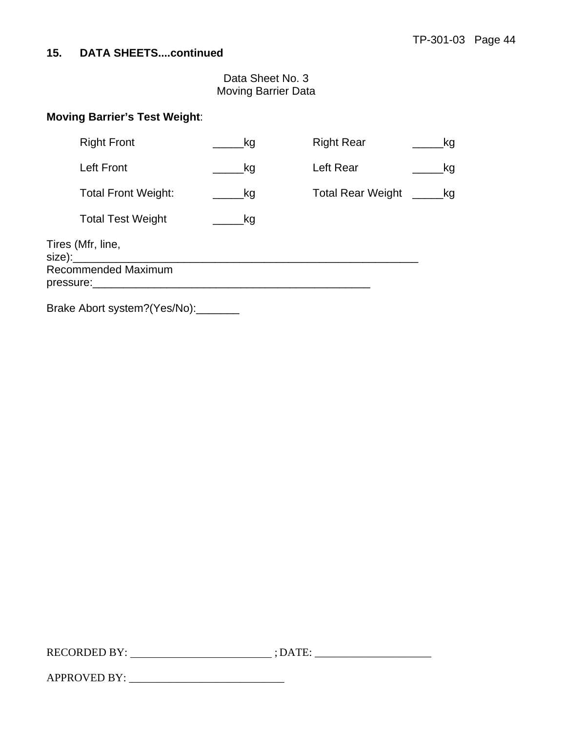## 15. DATA SHEETS....continued

Data Sheet No. 3
Moving Barrier Data

**Moving Barrier's Test Weight**:

| | | | |
|---|---|---|---|
| Right Front | _____kg | Right Rear | _____kg |
| Left Front | _____kg | Left Rear | _____kg |
| Total Front Weight: | _____kg | Total Rear Weight | _____kg |
| Total Test Weight | _____kg | | |

Tires (Mfr, line, size):____________________________________________________________

Recommended Maximum pressure:_____________________________________________

Brake Abort system?(Yes/No):_______

RECORDED BY: ________________________ ; DATE: ____________________

APPROVED BY: __________________________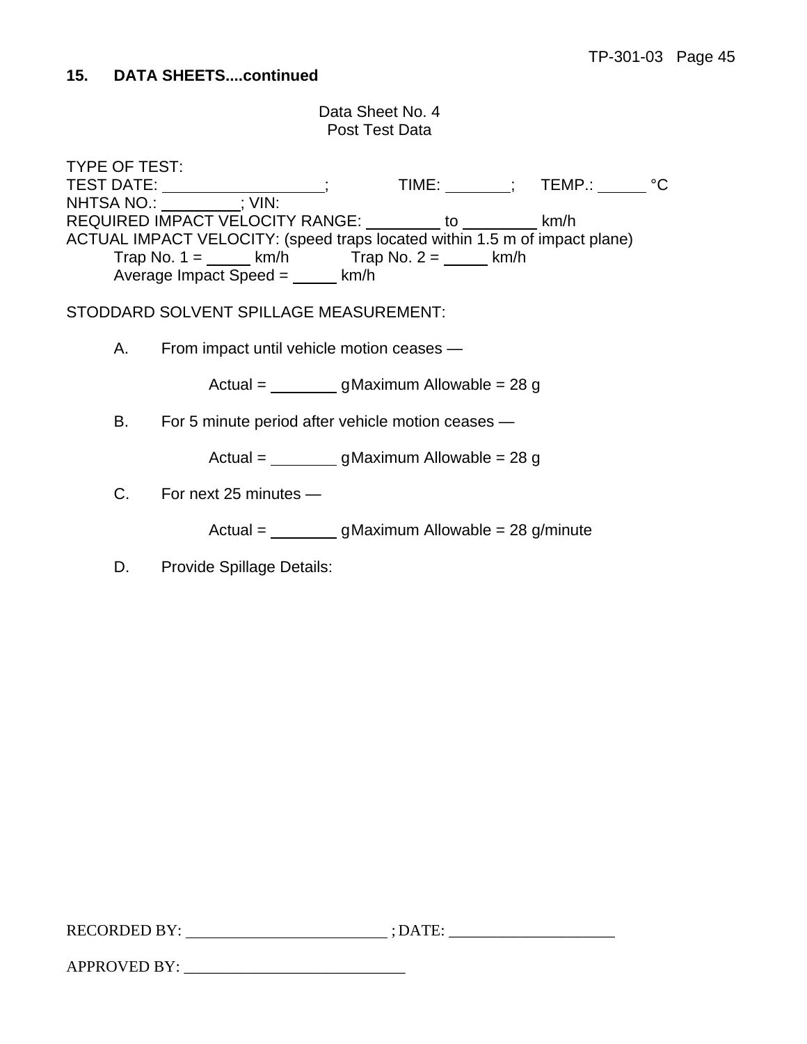**15. DATA SHEETS....continued**

Data Sheet No. 4
Post Test Data

TYPE OF TEST:
TEST DATE: ____________________; TIME: ________; TEMP.: ______ °C
NHTSA NO.: __________; VIN:
REQUIRED IMPACT VELOCITY RANGE: _________ to _________ km/h
ACTUAL IMPACT VELOCITY: (speed traps located within 1.5 m of impact plane)
Trap No. 1 = _____ km/h Trap No. 2 = _____ km/h
Average Impact Speed = _____ km/h

STODDARD SOLVENT SPILLAGE MEASUREMENT:

A. From impact until vehicle motion ceases —

Actual = ________ g Maximum Allowable = 28 g

B. For 5 minute period after vehicle motion ceases —

Actual = ________ g Maximum Allowable = 28 g

C. For next 25 minutes —

Actual = ________ g Maximum Allowable = 28 g/minute

D. Provide Spillage Details:

RECORDED BY: ___________________________; DATE: _____________________

APPROVED BY: ____________________________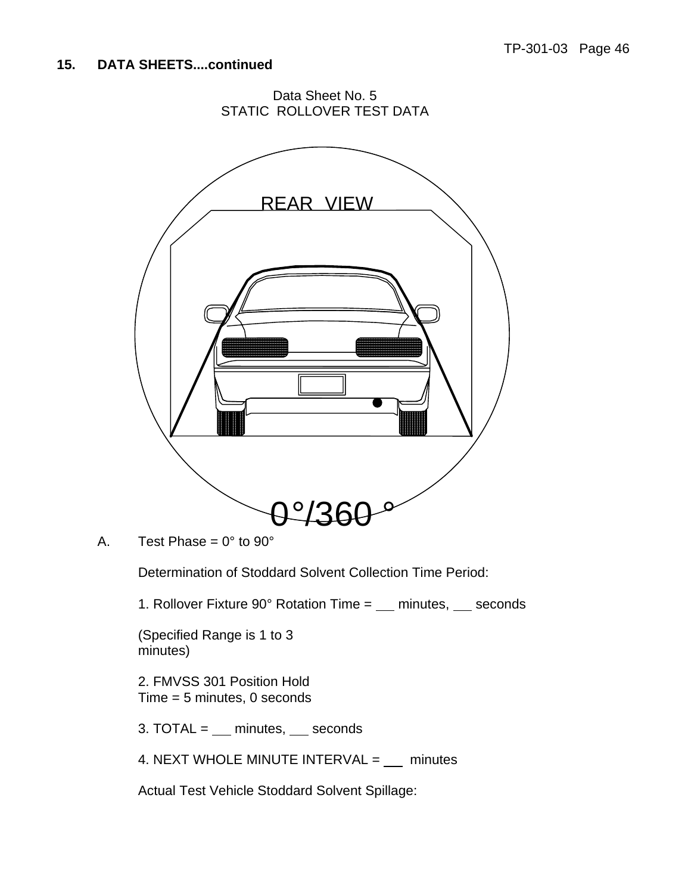**15. DATA SHEETS....continued**

Data Sheet No. 5
STATIC ROLLOVER TEST DATA

REAR VIEW

0°/360 °

A. Test Phase = 0° to 90°

Determination of Stoddard Solvent Collection Time Period:

1. Rollover Fixture 90° Rotation Time = ___ minutes, ___ seconds

(Specified Range is 1 to 3 minutes)

2. FMVSS 301 Position Hold Time = 5 minutes, 0 seconds

3. TOTAL = ___ minutes, ___ seconds

4. NEXT WHOLE MINUTE INTERVAL = ___ minutes

Actual Test Vehicle Stoddard Solvent Spillage: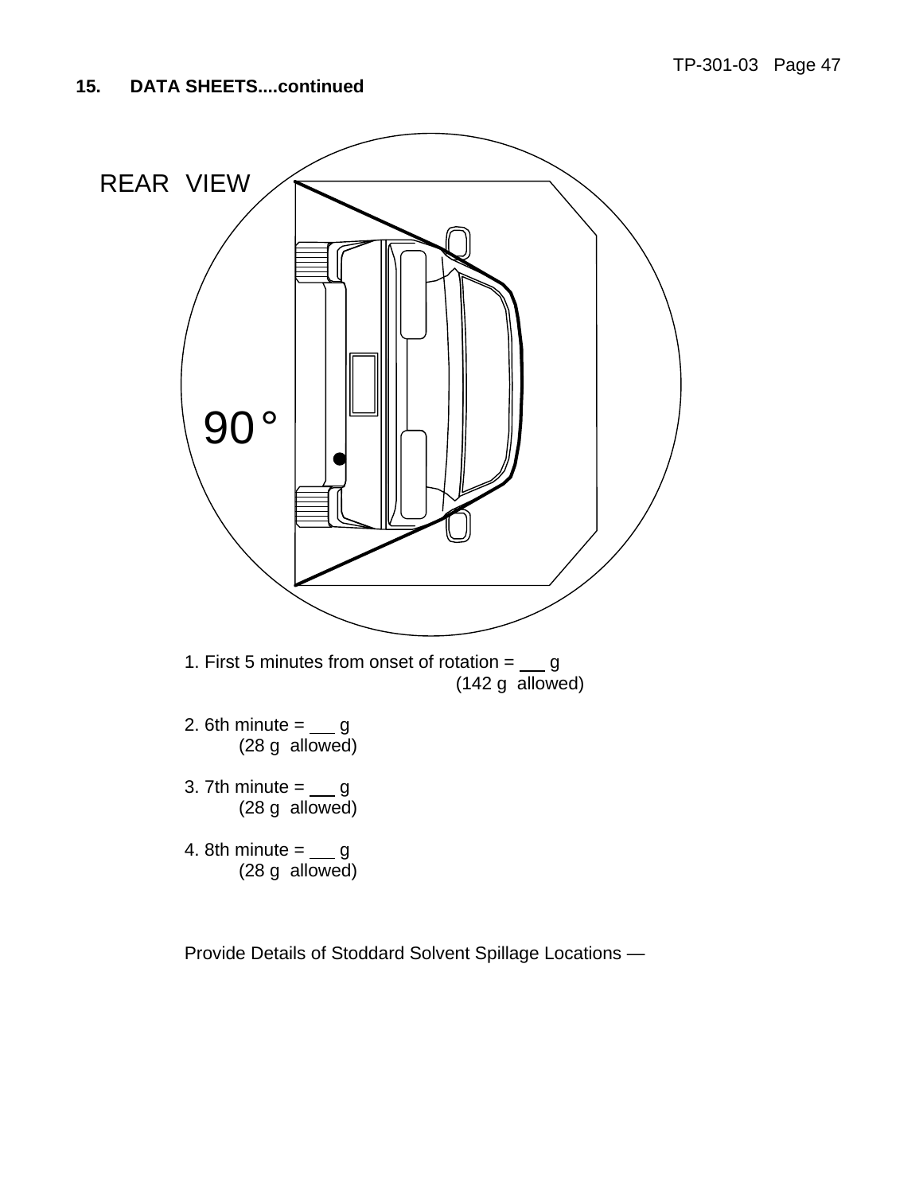## 15. DATA SHEETS....continued

REAR VIEW

90°

1. First 5 minutes from onset of rotation = ___ g
   (142 g allowed)

2. 6th minute = ___ g
   (28 g allowed)

3. 7th minute = ___ g
   (28 g allowed)

4. 8th minute = ___ g
   (28 g allowed)

Provide Details of Stoddard Solvent Spillage Locations —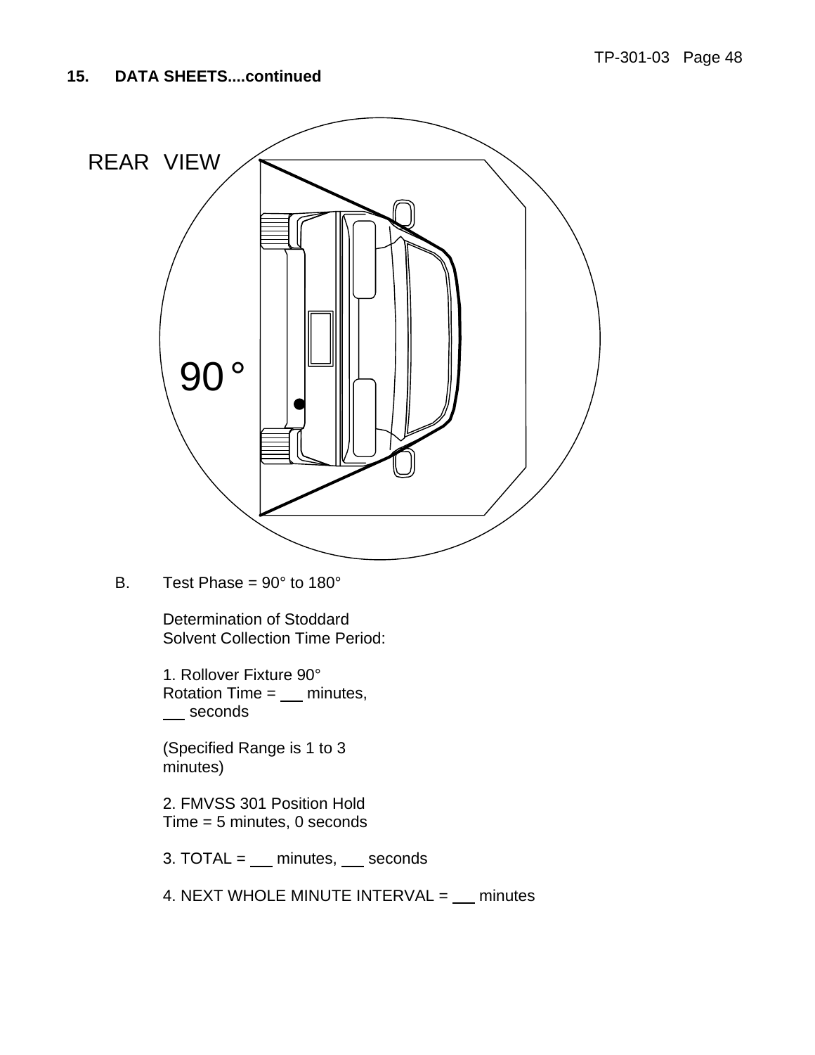**15. DATA SHEETS....continued**

REAR VIEW

90°

B. Test Phase = 90° to 180°

Determination of Stoddard Solvent Collection Time Period:

1. Rollover Fixture 90° Rotation Time = ___ minutes, ___ seconds

(Specified Range is 1 to 3 minutes)

2. FMVSS 301 Position Hold Time = 5 minutes, 0 seconds

3. TOTAL = ___ minutes, ___ seconds

4. NEXT WHOLE MINUTE INTERVAL = ___ minutes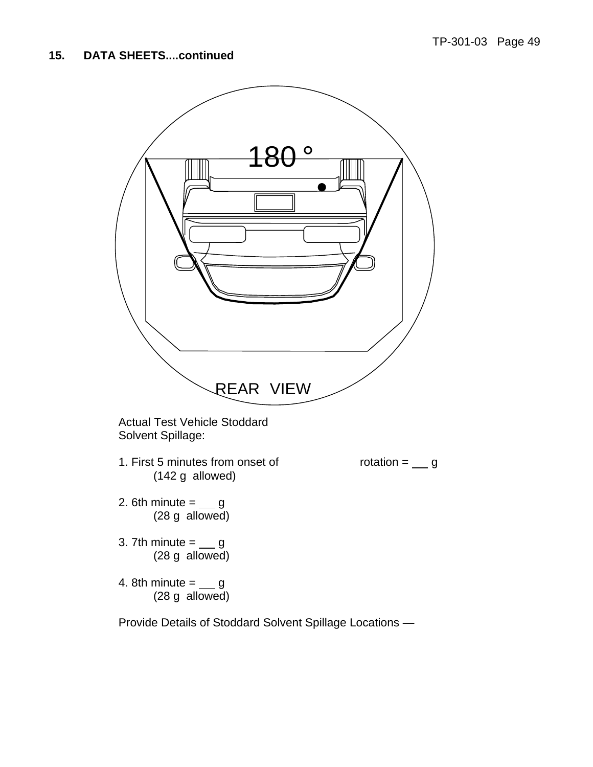**15. DATA SHEETS....continued**

180 °

REAR VIEW

Actual Test Vehicle Stoddard Solvent Spillage:

1. First 5 minutes from onset of rotation = ___ g
   (142 g allowed)

2. 6th minute = ___ g
   (28 g allowed)

3. 7th minute = ___ g
   (28 g allowed)

4. 8th minute = ___ g
   (28 g allowed)

Provide Details of Stoddard Solvent Spillage Locations —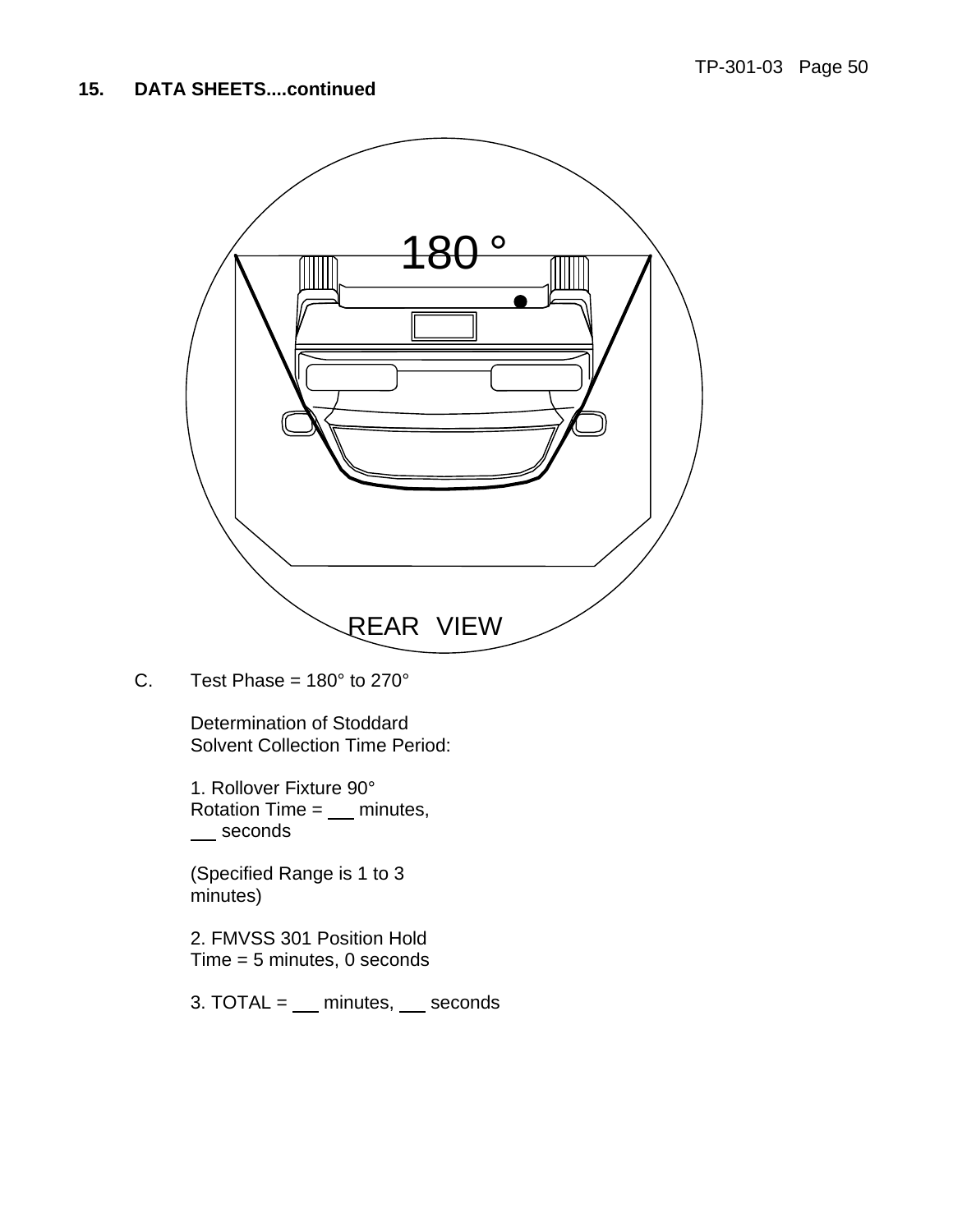**15. DATA SHEETS....continued**

180 °

REAR VIEW

C. Test Phase = 180° to 270°

Determination of Stoddard Solvent Collection Time Period:

1. Rollover Fixture 90° Rotation Time = ___ minutes, ___ seconds

(Specified Range is 1 to 3 minutes)

2. FMVSS 301 Position Hold Time = 5 minutes, 0 seconds

3. TOTAL = ___ minutes, ___ seconds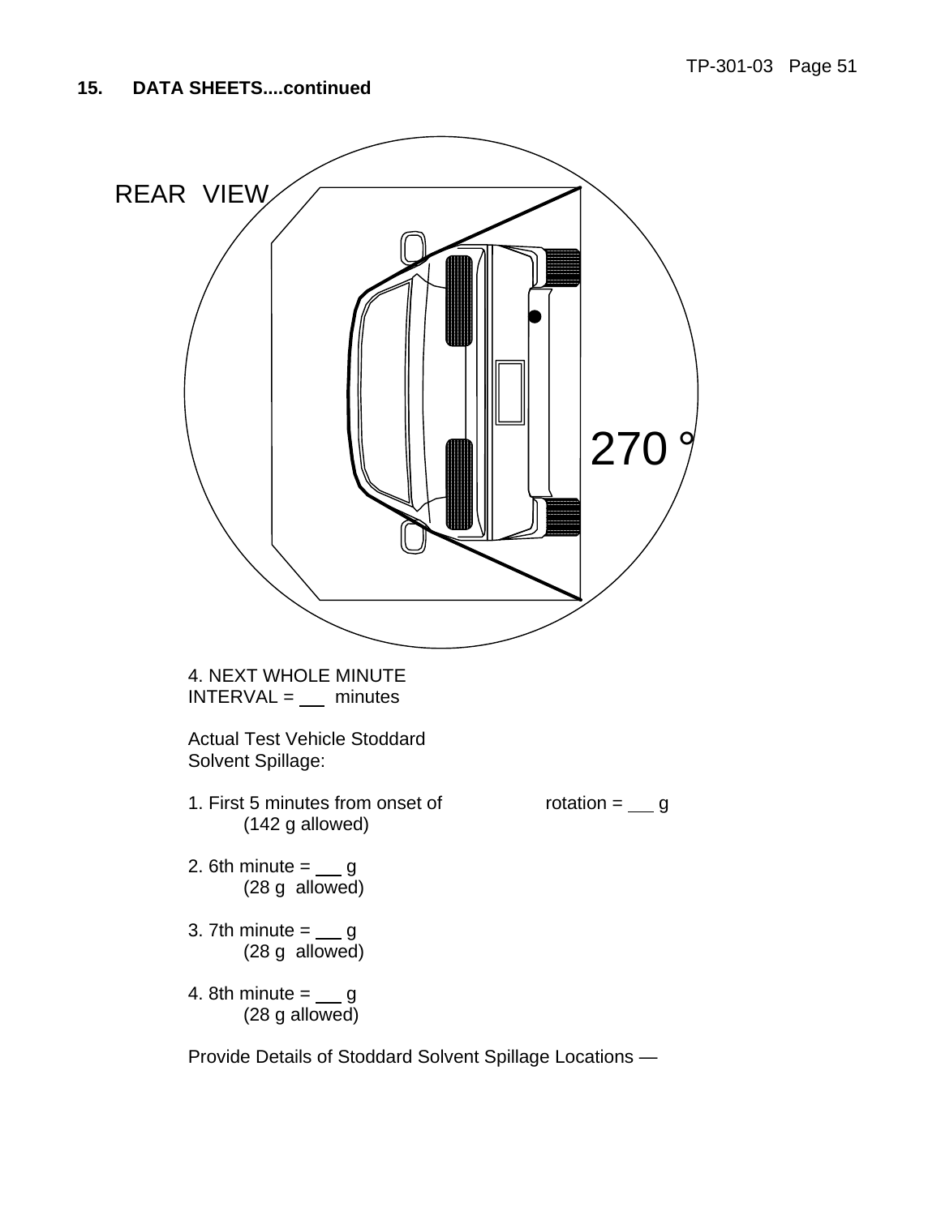**15. DATA SHEETS....continued**

REAR VIEW

270 °

4. NEXT WHOLE MINUTE
INTERVAL = ___ minutes

Actual Test Vehicle Stoddard
Solvent Spillage:

1. First 5 minutes from onset of rotation = ___ g
 (142 g allowed)

2. 6th minute = ___ g
 (28 g allowed)

3. 7th minute = ___ g
 (28 g allowed)

4. 8th minute = ___ g
 (28 g allowed)

Provide Details of Stoddard Solvent Spillage Locations —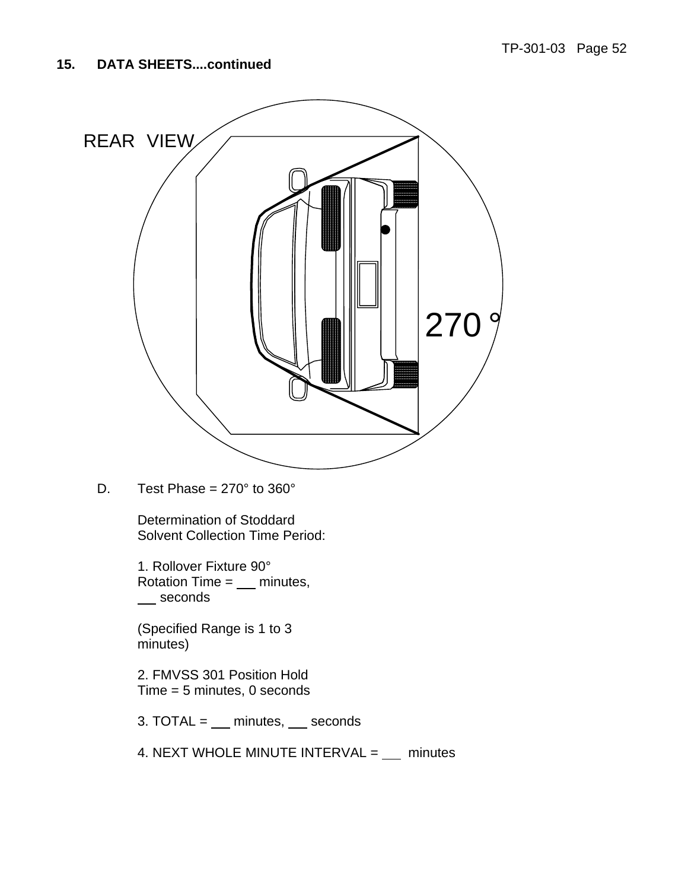**15. DATA SHEETS....continued**

D. Test Phase = 270° to 360°

Determination of Stoddard Solvent Collection Time Period:

1. Rollover Fixture 90° Rotation Time = ___ minutes, ___ seconds

(Specified Range is 1 to 3 minutes)

2. FMVSS 301 Position Hold Time = 5 minutes, 0 seconds

3. TOTAL = ___ minutes, ___ seconds

4. NEXT WHOLE MINUTE INTERVAL = ___ minutes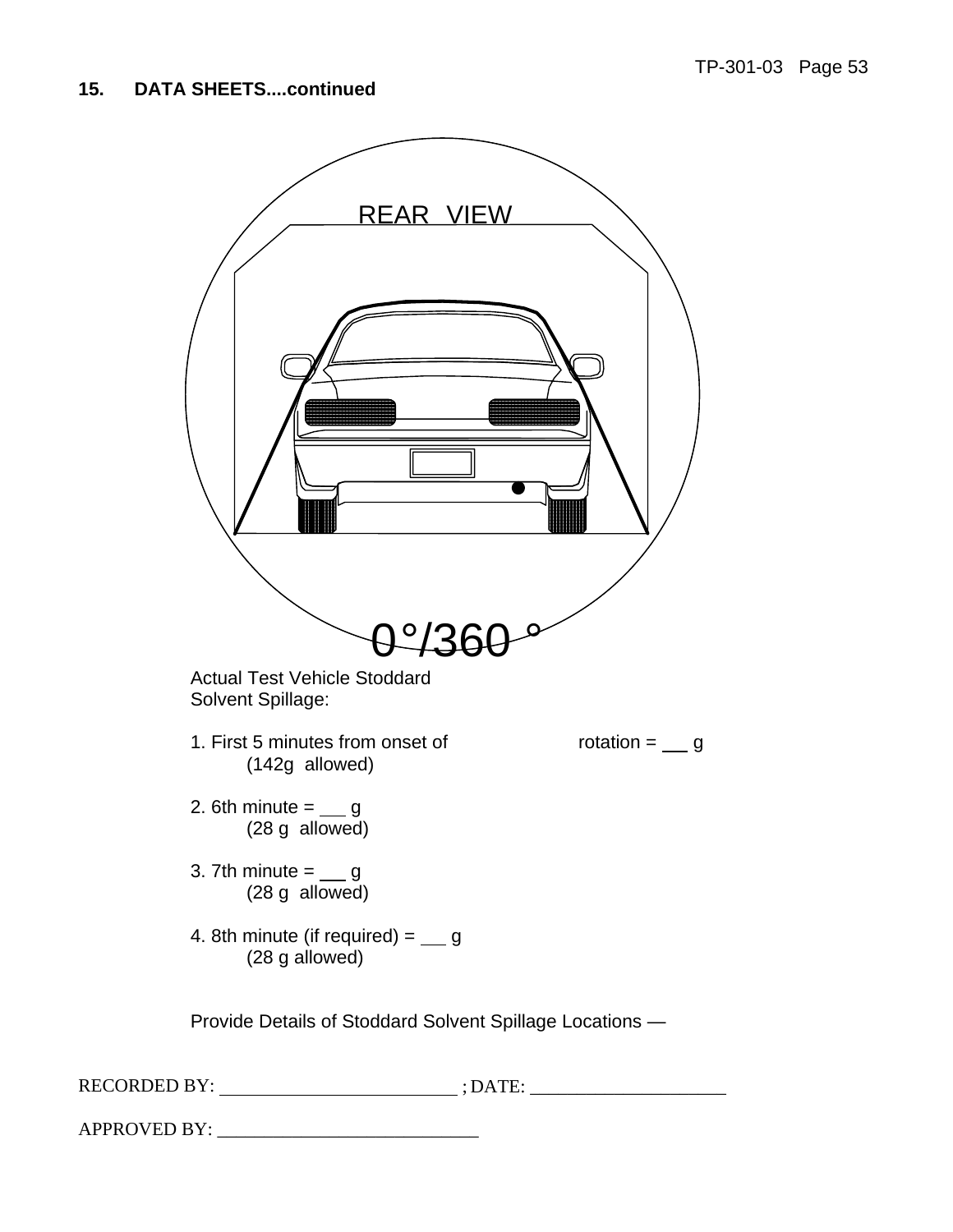**15. DATA SHEETS....continued**

REAR VIEW

0°/360 °

Actual Test Vehicle Stoddard Solvent Spillage:

1. First 5 minutes from onset of rotation = ___ g
   (142g allowed)

2. 6th minute = ___ g
   (28 g allowed)

3. 7th minute = ___ g
   (28 g allowed)

4. 8th minute (if required) = ___ g
   (28 g allowed)

Provide Details of Stoddard Solvent Spillage Locations —

RECORDED BY: ___________________________ ; DATE: ______________________

APPROVED BY: _____________________________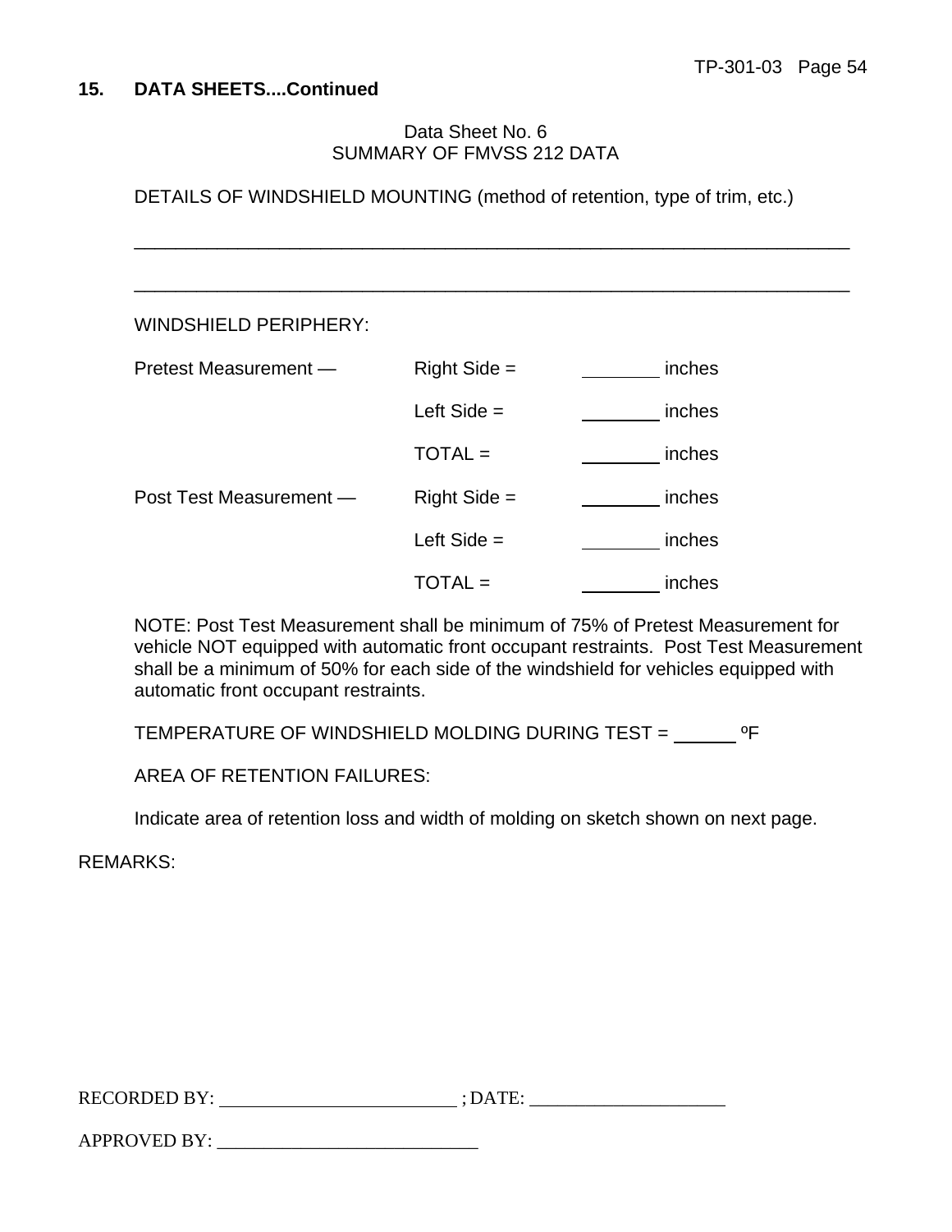**15. DATA SHEETS....Continued**

Data Sheet No. 6
SUMMARY OF FMVSS 212 DATA

DETAILS OF WINDSHIELD MOUNTING (method of retention, type of trim, etc.)

______________________________________________________________________

______________________________________________________________________

WINDSHIELD PERIPHERY:

| | | |
|---|---|---|
| Pretest Measurement — | Right Side = | ________ inches |
| | Left Side = | ________ inches |
| | TOTAL = | ________ inches |
| Post Test Measurement — | Right Side = | ________ inches |
| | Left Side = | ________ inches |
| | TOTAL = | ________ inches |

NOTE: Post Test Measurement shall be minimum of 75% of Pretest Measurement for vehicle NOT equipped with automatic front occupant restraints. Post Test Measurement shall be a minimum of 50% for each side of the windshield for vehicles equipped with automatic front occupant restraints.

TEMPERATURE OF WINDSHIELD MOLDING DURING TEST = ______ ºF

AREA OF RETENTION FAILURES:

Indicate area of retention loss and width of molding on sketch shown on next page.

REMARKS:

RECORDED BY: __________________________ ; DATE: ____________________

APPROVED BY: ___________________________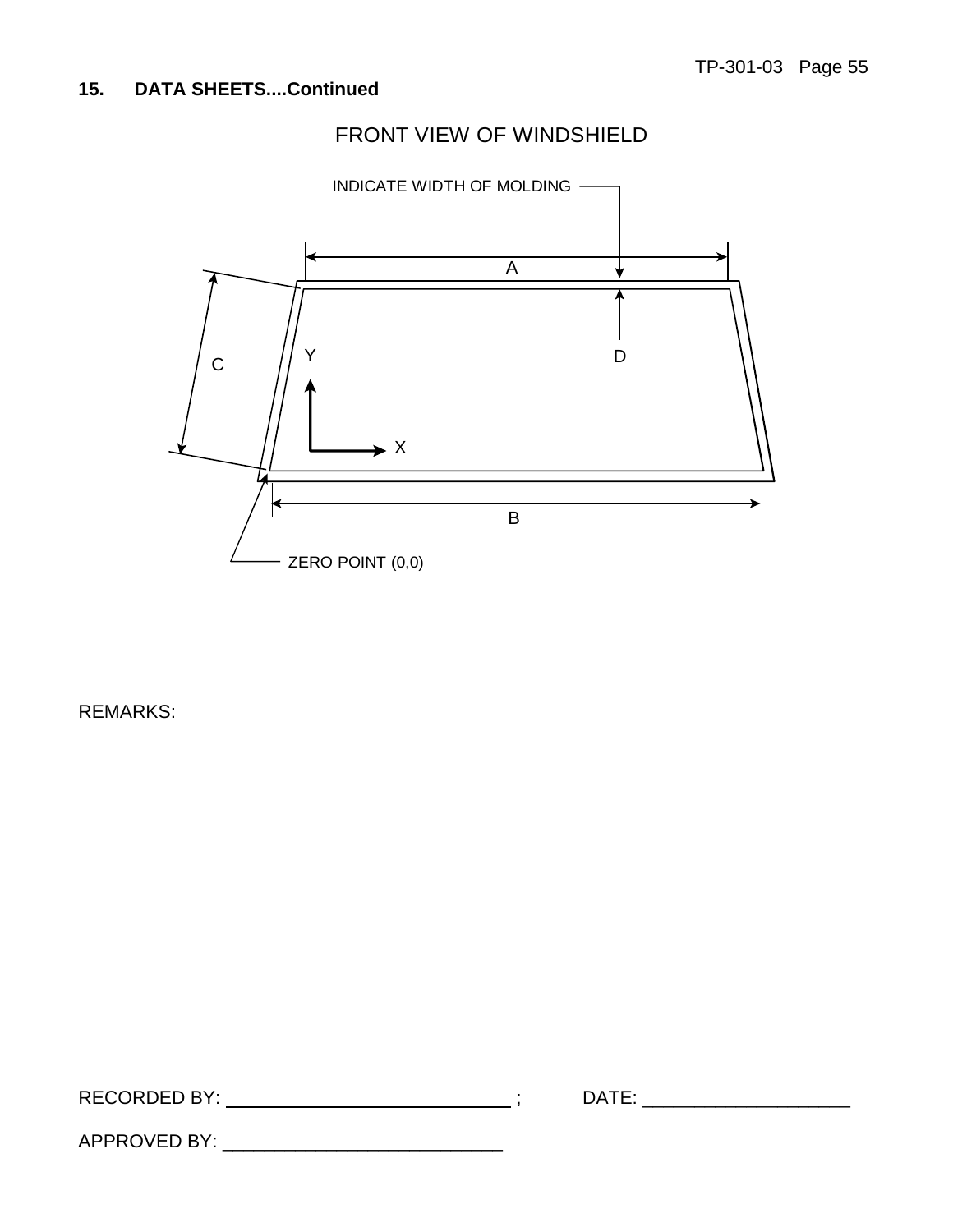## 15. DATA SHEETS....Continued

FRONT VIEW OF WINDSHIELD

INDICATE WIDTH OF MOLDING

A

C

Y

D

X

B

ZERO POINT (0,0)

REMARKS:

RECORDED BY: ____________________________ ; DATE: ____________________

APPROVED BY: ___________________________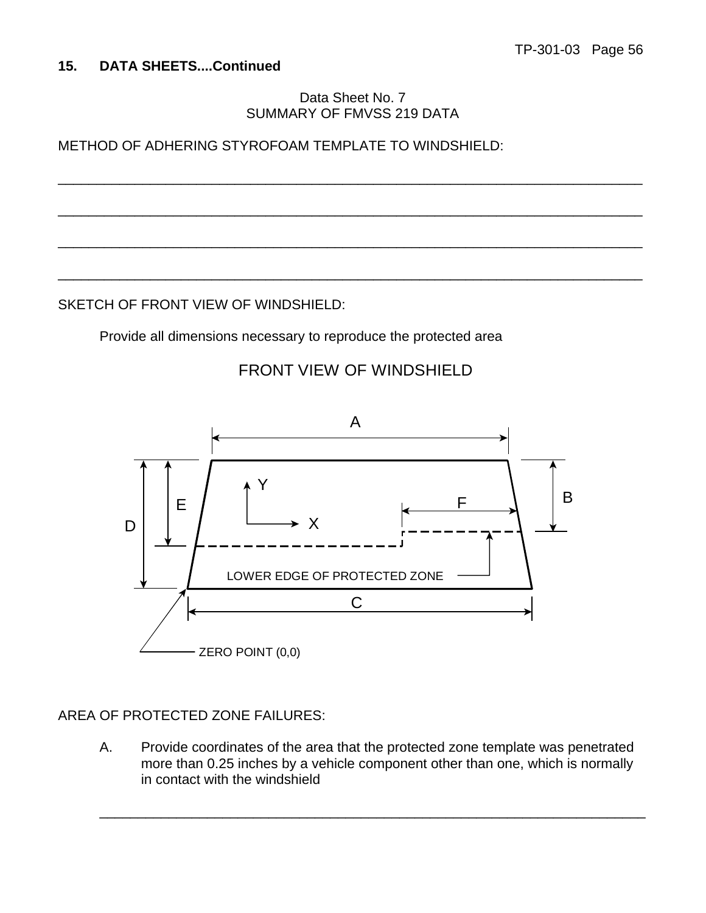**15. DATA SHEETS....Continued**

Data Sheet No. 7
SUMMARY OF FMVSS 219 DATA

METHOD OF ADHERING STYROFOAM TEMPLATE TO WINDSHIELD:

\_\_\_\_\_\_\_\_\_\_\_\_\_\_\_\_\_\_\_\_\_\_\_\_\_\_\_\_\_\_\_\_\_\_\_\_\_\_\_\_\_\_\_\_\_\_\_\_\_\_\_\_\_\_\_\_\_\_\_\_\_\_\_\_\_\_\_\_\_\_\_\_\_\_\_\_

\_\_\_\_\_\_\_\_\_\_\_\_\_\_\_\_\_\_\_\_\_\_\_\_\_\_\_\_\_\_\_\_\_\_\_\_\_\_\_\_\_\_\_\_\_\_\_\_\_\_\_\_\_\_\_\_\_\_\_\_\_\_\_\_\_\_\_\_\_\_\_\_\_\_\_\_

\_\_\_\_\_\_\_\_\_\_\_\_\_\_\_\_\_\_\_\_\_\_\_\_\_\_\_\_\_\_\_\_\_\_\_\_\_\_\_\_\_\_\_\_\_\_\_\_\_\_\_\_\_\_\_\_\_\_\_\_\_\_\_\_\_\_\_\_\_\_\_\_\_\_\_\_

\_\_\_\_\_\_\_\_\_\_\_\_\_\_\_\_\_\_\_\_\_\_\_\_\_\_\_\_\_\_\_\_\_\_\_\_\_\_\_\_\_\_\_\_\_\_\_\_\_\_\_\_\_\_\_\_\_\_\_\_\_\_\_\_\_\_\_\_\_\_\_\_\_\_\_\_

SKETCH OF FRONT VIEW OF WINDSHIELD:

Provide all dimensions necessary to reproduce the protected area

FRONT VIEW OF WINDSHIELD

A

Y

E

F

B

D

X

LOWER EDGE OF PROTECTED ZONE

C

ZERO POINT (0,0)

AREA OF PROTECTED ZONE FAILURES:

A. Provide coordinates of the area that the protected zone template was penetrated more than 0.25 inches by a vehicle component other than one, which is normally in contact with the windshield

\_\_\_\_\_\_\_\_\_\_\_\_\_\_\_\_\_\_\_\_\_\_\_\_\_\_\_\_\_\_\_\_\_\_\_\_\_\_\_\_\_\_\_\_\_\_\_\_\_\_\_\_\_\_\_\_\_\_\_\_\_\_\_\_\_\_\_\_\_\_\_\_\_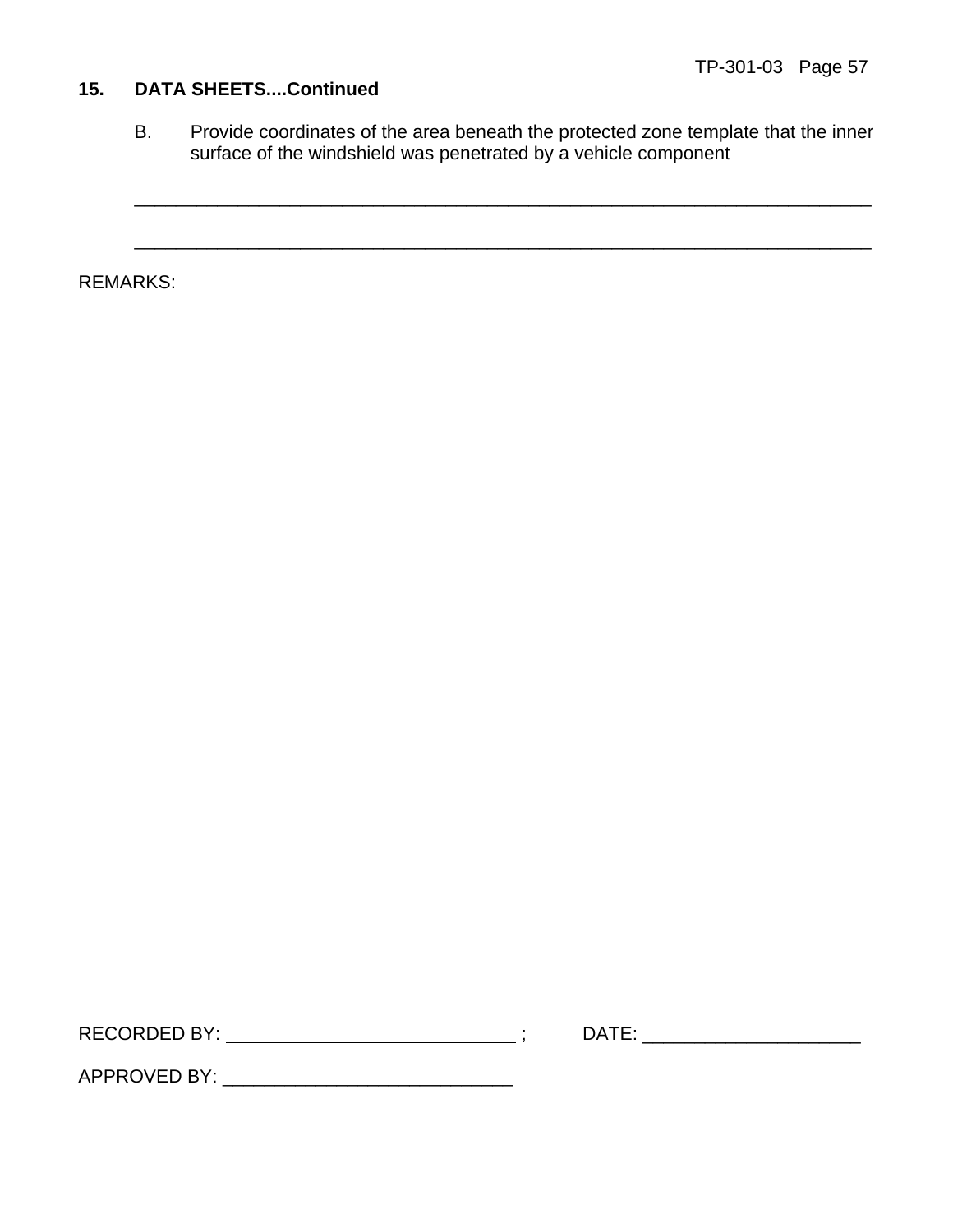## 15. DATA SHEETS....Continued

B. Provide coordinates of the area beneath the protected zone template that the inner surface of the windshield was penetrated by a vehicle component

________________________________________________________________________

________________________________________________________________________

REMARKS:

RECORDED BY: ____________________________ ;     DATE: _____________________

APPROVED BY: ____________________________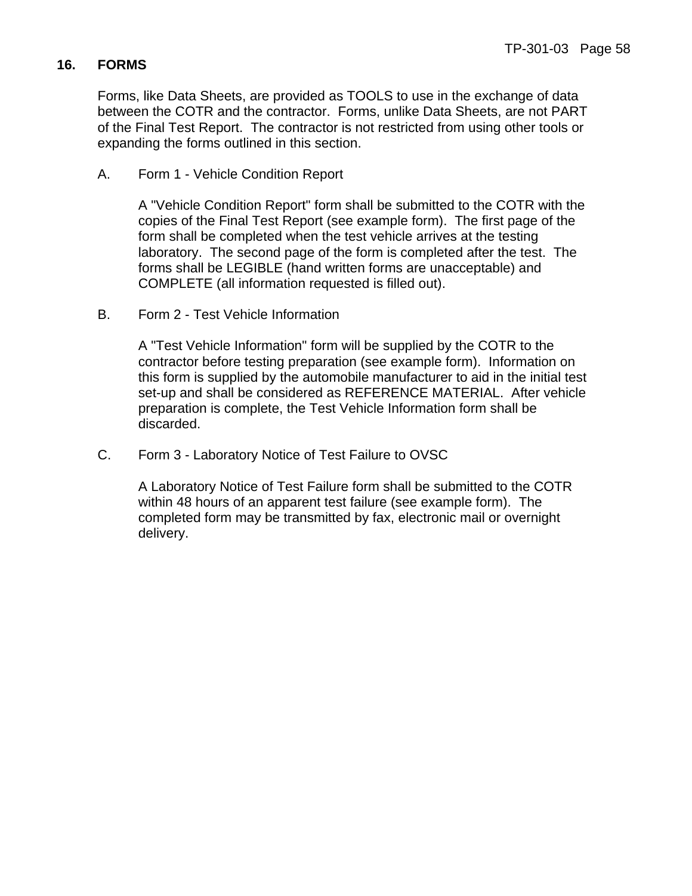## 16. FORMS

Forms, like Data Sheets, are provided as TOOLS to use in the exchange of data between the COTR and the contractor. Forms, unlike Data Sheets, are not PART of the Final Test Report. The contractor is not restricted from using other tools or expanding the forms outlined in this section.

A. Form 1 - Vehicle Condition Report

A "Vehicle Condition Report" form shall be submitted to the COTR with the copies of the Final Test Report (see example form). The first page of the form shall be completed when the test vehicle arrives at the testing laboratory. The second page of the form is completed after the test. The forms shall be LEGIBLE (hand written forms are unacceptable) and COMPLETE (all information requested is filled out).

B. Form 2 - Test Vehicle Information

A "Test Vehicle Information" form will be supplied by the COTR to the contractor before testing preparation (see example form). Information on this form is supplied by the automobile manufacturer to aid in the initial test set-up and shall be considered as REFERENCE MATERIAL. After vehicle preparation is complete, the Test Vehicle Information form shall be discarded.

C. Form 3 - Laboratory Notice of Test Failure to OVSC

A Laboratory Notice of Test Failure form shall be submitted to the COTR within 48 hours of an apparent test failure (see example form). The completed form may be transmitted by fax, electronic mail or overnight delivery.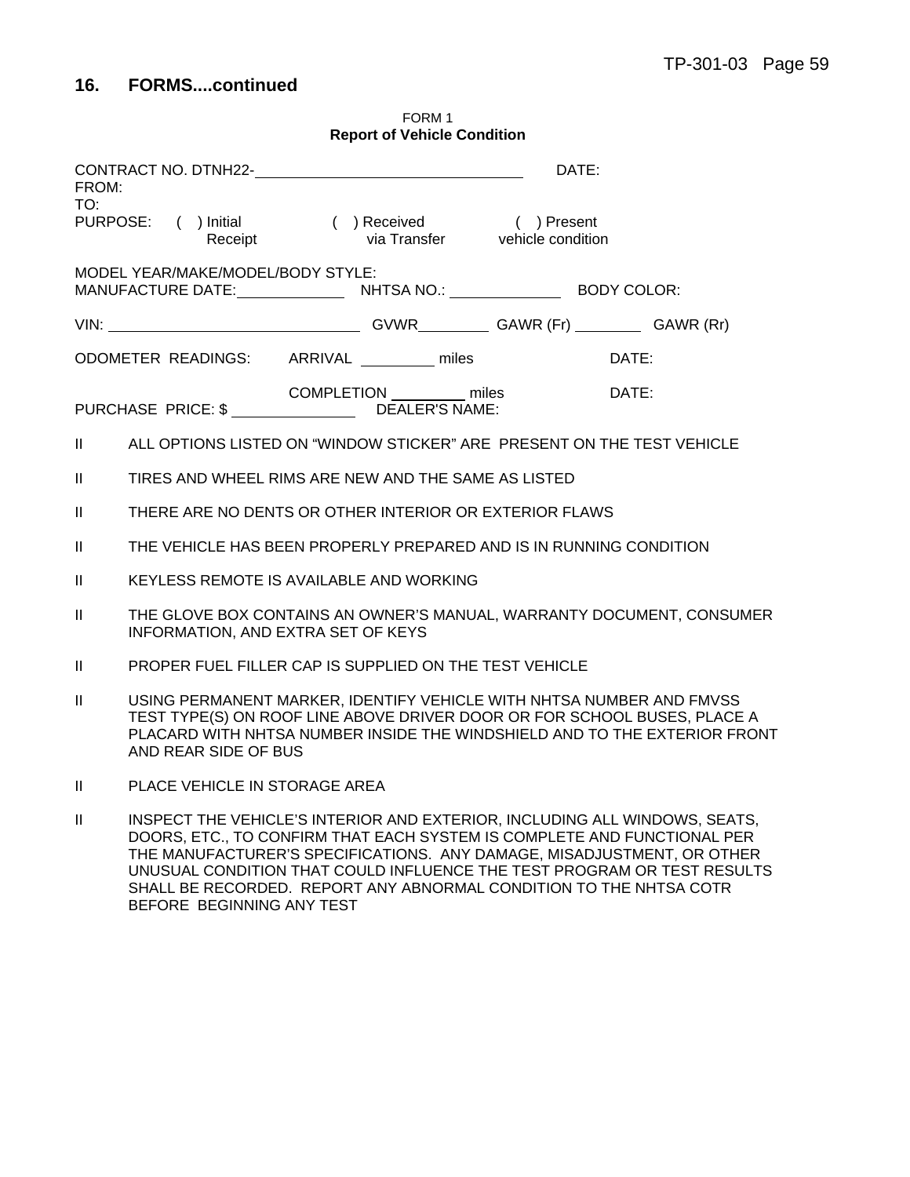## 16. FORMS....continued

FORM 1
**Report of Vehicle Condition**

CONTRACT NO. DTNH22-\_\_\_\_\_\_\_\_\_\_\_\_\_\_\_\_\_\_\_\_\_\_\_\_\_\_\_\_\_\_ DATE:
FROM:
TO:
PURPOSE: ( ) Initial Receipt ( ) Received via Transfer ( ) Present vehicle condition

MODEL YEAR/MAKE/MODEL/BODY STYLE:
MANUFACTURE DATE:\_\_\_\_\_\_\_\_\_\_\_\_ NHTSA NO.: \_\_\_\_\_\_\_\_\_\_\_\_ BODY COLOR:

VIN: \_\_\_\_\_\_\_\_\_\_\_\_\_\_\_\_\_\_\_\_\_\_\_\_\_\_\_\_ GVWR\_\_\_\_\_\_\_\_ GAWR (Fr) \_\_\_\_\_\_\_\_ GAWR (Rr)

ODOMETER READINGS: ARRIVAL \_\_\_\_\_\_\_\_ miles DATE:

COMPLETION \_\_\_\_\_\_\_\_ miles DATE:

PURCHASE PRICE: $ \_\_\_\_\_\_\_\_\_\_\_\_\_\_ DEALER'S NAME:

- II ALL OPTIONS LISTED ON "WINDOW STICKER" ARE PRESENT ON THE TEST VEHICLE
- II TIRES AND WHEEL RIMS ARE NEW AND THE SAME AS LISTED
- II THERE ARE NO DENTS OR OTHER INTERIOR OR EXTERIOR FLAWS
- II THE VEHICLE HAS BEEN PROPERLY PREPARED AND IS IN RUNNING CONDITION
- II KEYLESS REMOTE IS AVAILABLE AND WORKING
- II THE GLOVE BOX CONTAINS AN OWNER'S MANUAL, WARRANTY DOCUMENT, CONSUMER INFORMATION, AND EXTRA SET OF KEYS
- II PROPER FUEL FILLER CAP IS SUPPLIED ON THE TEST VEHICLE
- II USING PERMANENT MARKER, IDENTIFY VEHICLE WITH NHTSA NUMBER AND FMVSS TEST TYPE(S) ON ROOF LINE ABOVE DRIVER DOOR OR FOR SCHOOL BUSES, PLACE A PLACARD WITH NHTSA NUMBER INSIDE THE WINDSHIELD AND TO THE EXTERIOR FRONT AND REAR SIDE OF BUS
- II PLACE VEHICLE IN STORAGE AREA
- II INSPECT THE VEHICLE'S INTERIOR AND EXTERIOR, INCLUDING ALL WINDOWS, SEATS, DOORS, ETC., TO CONFIRM THAT EACH SYSTEM IS COMPLETE AND FUNCTIONAL PER THE MANUFACTURER'S SPECIFICATIONS. ANY DAMAGE, MISADJUSTMENT, OR OTHER UNUSUAL CONDITION THAT COULD INFLUENCE THE TEST PROGRAM OR TEST RESULTS SHALL BE RECORDED. REPORT ANY ABNORMAL CONDITION TO THE NHTSA COTR BEFORE BEGINNING ANY TEST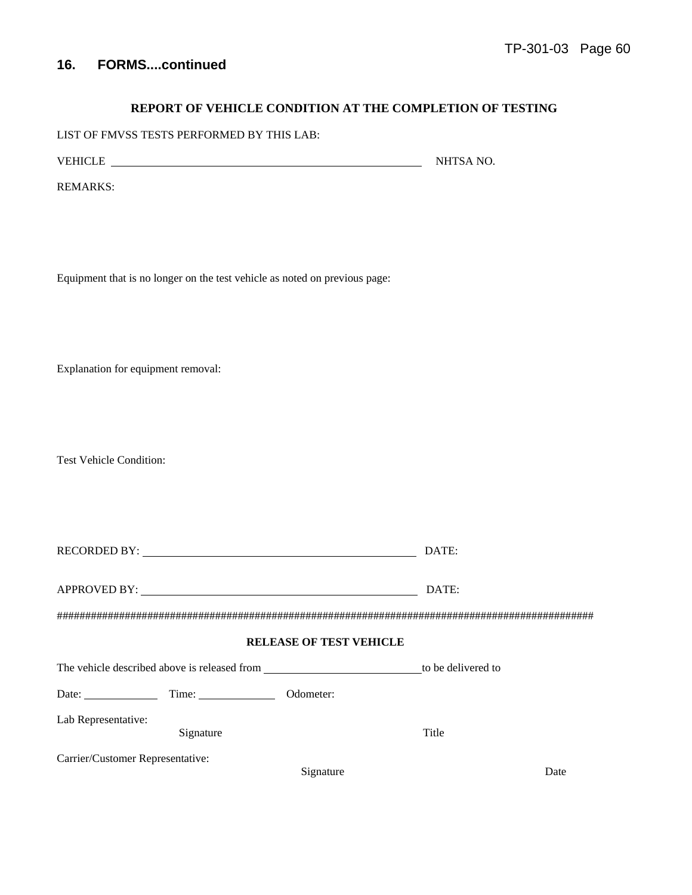## 16. FORMS....continued

**REPORT OF VEHICLE CONDITION AT THE COMPLETION OF TESTING**

LIST OF FMVSS TESTS PERFORMED BY THIS LAB:

VEHICLE ______________________________________________ NHTSA NO.

REMARKS:

Equipment that is no longer on the test vehicle as noted on previous page:

Explanation for equipment removal:

Test Vehicle Condition:

RECORDED BY: ____________________________________________ DATE:

APPROVED BY: ____________________________________________ DATE:

##################################################################################################

**RELEASE OF TEST VEHICLE**

The vehicle described above is released from ________________________ to be delivered to

Date: ___________ Time: ___________ Odometer:

Lab Representative:
Signature Title

Carrier/Customer Representative:
Signature Date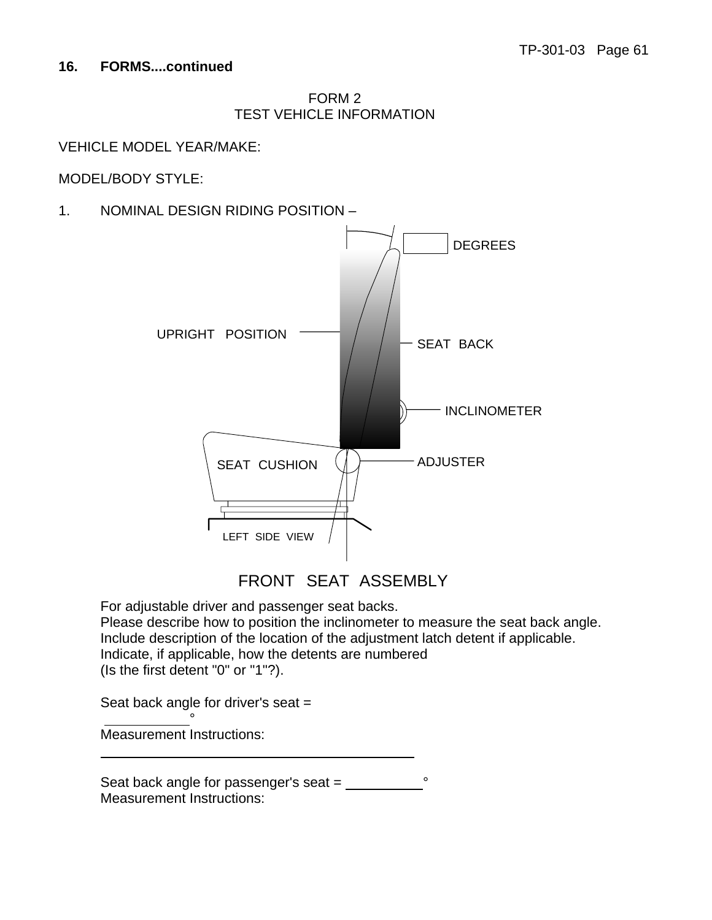## 16. FORMS....continued

FORM 2
TEST VEHICLE INFORMATION

VEHICLE MODEL YEAR/MAKE:

MODEL/BODY STYLE:

1. NOMINAL DESIGN RIDING POSITION –

DEGREES

UPRIGHT POSITION

SEAT BACK

INCLINOMETER

ADJUSTER

SEAT CUSHION

LEFT SIDE VIEW

FRONT SEAT ASSEMBLY

For adjustable driver and passenger seat backs.
Please describe how to position the inclinometer to measure the seat back angle.
Include description of the location of the adjustment latch detent if applicable.
Indicate, if applicable, how the detents are numbered
(Is the first detent "0" or "1"?).

Seat back angle for driver's seat = \_\_\_\_\_\_\_\_\_\_°
Measurement Instructions:
\_\_\_\_\_\_\_\_\_\_\_\_\_\_\_\_\_\_\_\_\_\_\_\_\_\_\_\_\_\_\_\_\_\_\_\_\_\_\_\_

Seat back angle for passenger's seat = \_\_\_\_\_\_\_\_\_\_°
Measurement Instructions: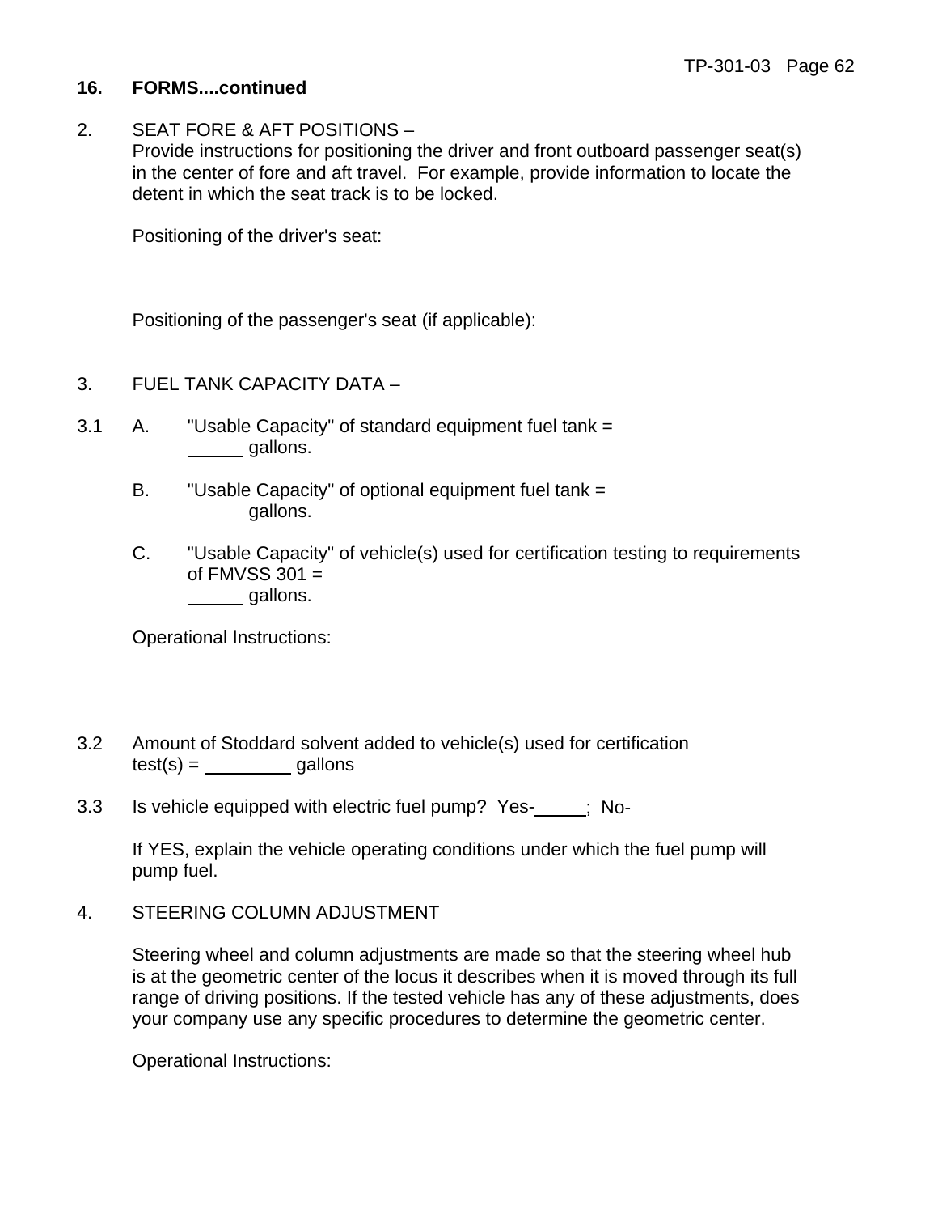**16. FORMS....continued**

2. SEAT FORE & AFT POSITIONS –
   Provide instructions for positioning the driver and front outboard passenger seat(s) in the center of fore and aft travel. For example, provide information to locate the detent in which the seat track is to be locked.

   Positioning of the driver's seat:

   Positioning of the passenger's seat (if applicable):

3. FUEL TANK CAPACITY DATA –

3.1 A. "Usable Capacity" of standard equipment fuel tank =
   ______ gallons.

   B. "Usable Capacity" of optional equipment fuel tank =
   ______ gallons.

   C. "Usable Capacity" of vehicle(s) used for certification testing to requirements of FMVSS 301 =
   ______ gallons.

   Operational Instructions:

3.2 Amount of Stoddard solvent added to vehicle(s) used for certification test(s) = _________ gallons

3.3 Is vehicle equipped with electric fuel pump? Yes-_____; No-

   If YES, explain the vehicle operating conditions under which the fuel pump will pump fuel.

4. STEERING COLUMN ADJUSTMENT

   Steering wheel and column adjustments are made so that the steering wheel hub is at the geometric center of the locus it describes when it is moved through its full range of driving positions. If the tested vehicle has any of these adjustments, does your company use any specific procedures to determine the geometric center.

   Operational Instructions: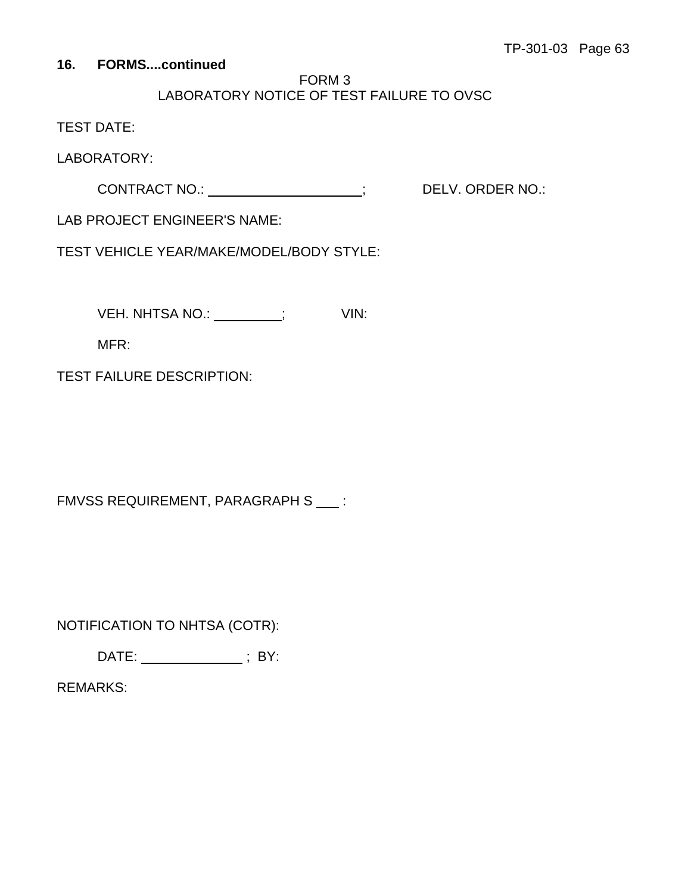**16. FORMS....continued**

FORM 3
LABORATORY NOTICE OF TEST FAILURE TO OVSC

TEST DATE:

LABORATORY:

CONTRACT NO.: ____________________; DELV. ORDER NO.:

LAB PROJECT ENGINEER'S NAME:

TEST VEHICLE YEAR/MAKE/MODEL/BODY STYLE:

VEH. NHTSA NO.: _________; VIN:

MFR:

TEST FAILURE DESCRIPTION:

FMVSS REQUIREMENT, PARAGRAPH S ___ :

NOTIFICATION TO NHTSA (COTR):

DATE: _____________ ; BY:

REMARKS: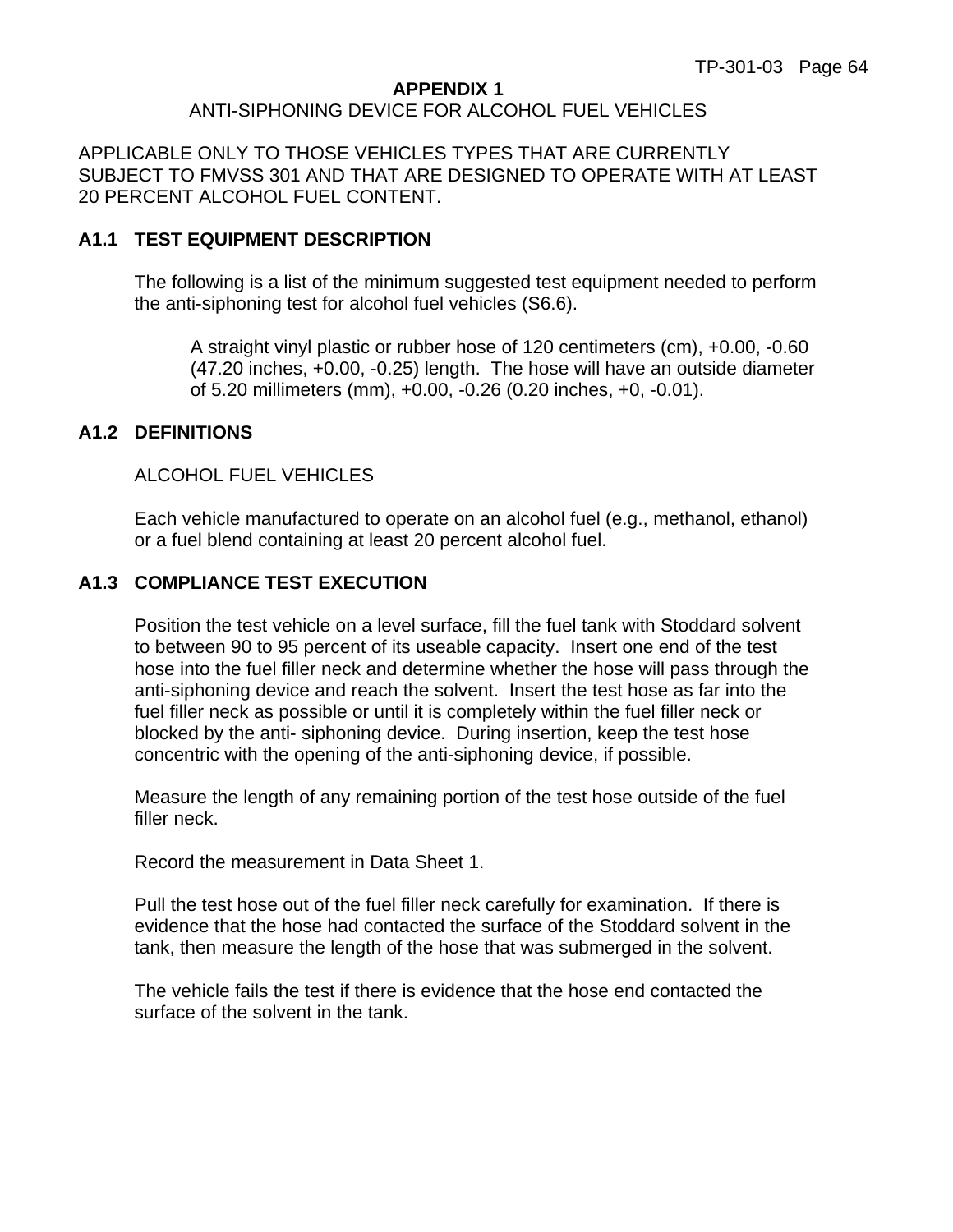# APPENDIX 1

## ANTI-SIPHONING DEVICE FOR ALCOHOL FUEL VEHICLES

APPLICABLE ONLY TO THOSE VEHICLES TYPES THAT ARE CURRENTLY SUBJECT TO FMVSS 301 AND THAT ARE DESIGNED TO OPERATE WITH AT LEAST 20 PERCENT ALCOHOL FUEL CONTENT.

### A1.1 TEST EQUIPMENT DESCRIPTION

The following is a list of the minimum suggested test equipment needed to perform the anti-siphoning test for alcohol fuel vehicles (S6.6).

A straight vinyl plastic or rubber hose of 120 centimeters (cm), +0.00, -0.60 (47.20 inches, +0.00, -0.25) length. The hose will have an outside diameter of 5.20 millimeters (mm), +0.00, -0.26 (0.20 inches, +0, -0.01).

### A1.2 DEFINITIONS

ALCOHOL FUEL VEHICLES

Each vehicle manufactured to operate on an alcohol fuel (e.g., methanol, ethanol) or a fuel blend containing at least 20 percent alcohol fuel.

### A1.3 COMPLIANCE TEST EXECUTION

Position the test vehicle on a level surface, fill the fuel tank with Stoddard solvent to between 90 to 95 percent of its useable capacity. Insert one end of the test hose into the fuel filler neck and determine whether the hose will pass through the anti-siphoning device and reach the solvent. Insert the test hose as far into the fuel filler neck as possible or until it is completely within the fuel filler neck or blocked by the anti- siphoning device. During insertion, keep the test hose concentric with the opening of the anti-siphoning device, if possible.

Measure the length of any remaining portion of the test hose outside of the fuel filler neck.

Record the measurement in Data Sheet 1.

Pull the test hose out of the fuel filler neck carefully for examination. If there is evidence that the hose had contacted the surface of the Stoddard solvent in the tank, then measure the length of the hose that was submerged in the solvent.

The vehicle fails the test if there is evidence that the hose end contacted the surface of the solvent in the tank.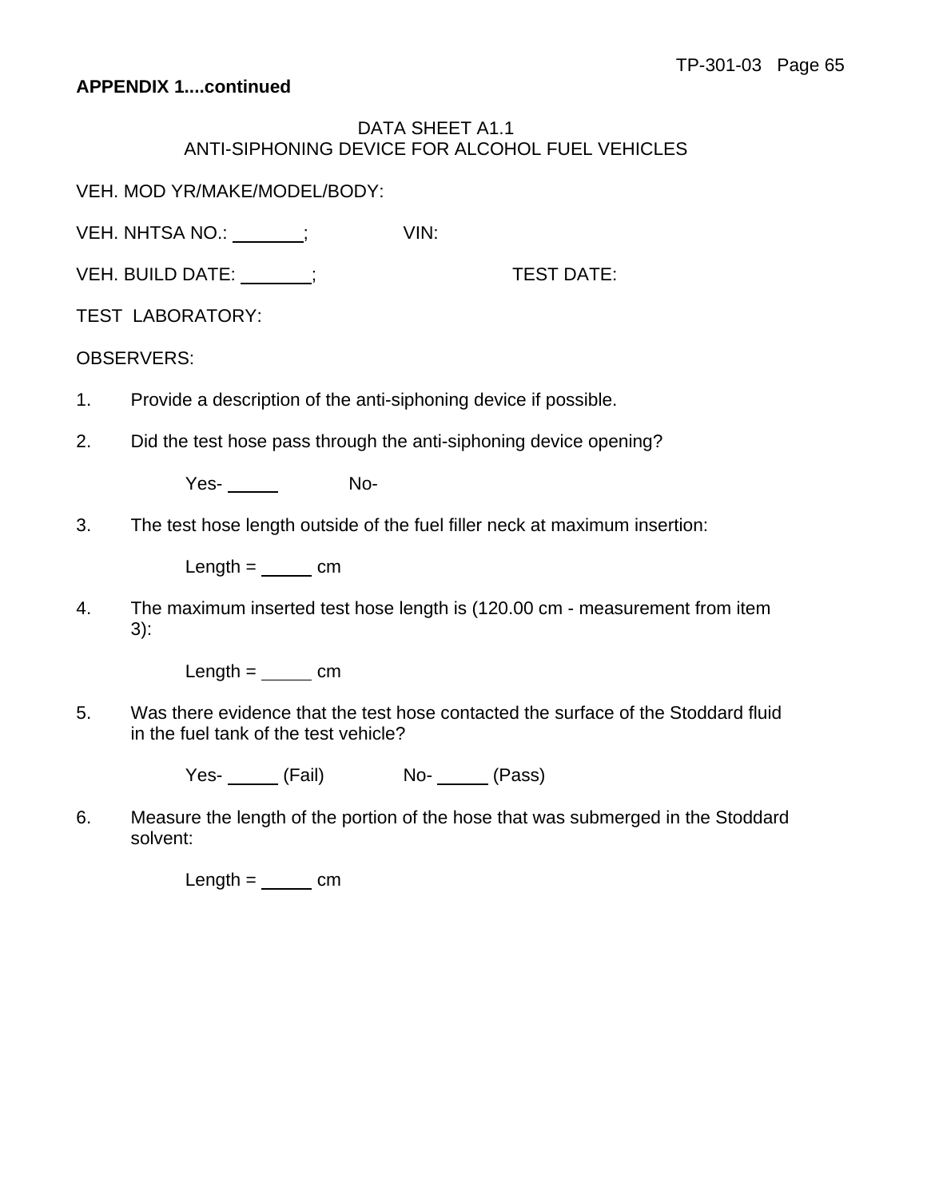**APPENDIX 1....continued**

DATA SHEET A1.1
ANTI-SIPHONING DEVICE FOR ALCOHOL FUEL VEHICLES

VEH. MOD YR/MAKE/MODEL/BODY:

VEH. NHTSA NO.: _______;                VIN:

VEH. BUILD DATE: _______;                TEST DATE:

TEST LABORATORY:

OBSERVERS:

1. Provide a description of the anti-siphoning device if possible.

2. Did the test hose pass through the anti-siphoning device opening?

   Yes- _____        No-

3. The test hose length outside of the fuel filler neck at maximum insertion:

   Length = _____ cm

4. The maximum inserted test hose length is (120.00 cm - measurement from item 3):

   Length = _____ cm

5. Was there evidence that the test hose contacted the surface of the Stoddard fluid in the fuel tank of the test vehicle?

   Yes- _____ (Fail)        No- _____ (Pass)

6. Measure the length of the portion of the hose that was submerged in the Stoddard solvent:

   Length = _____ cm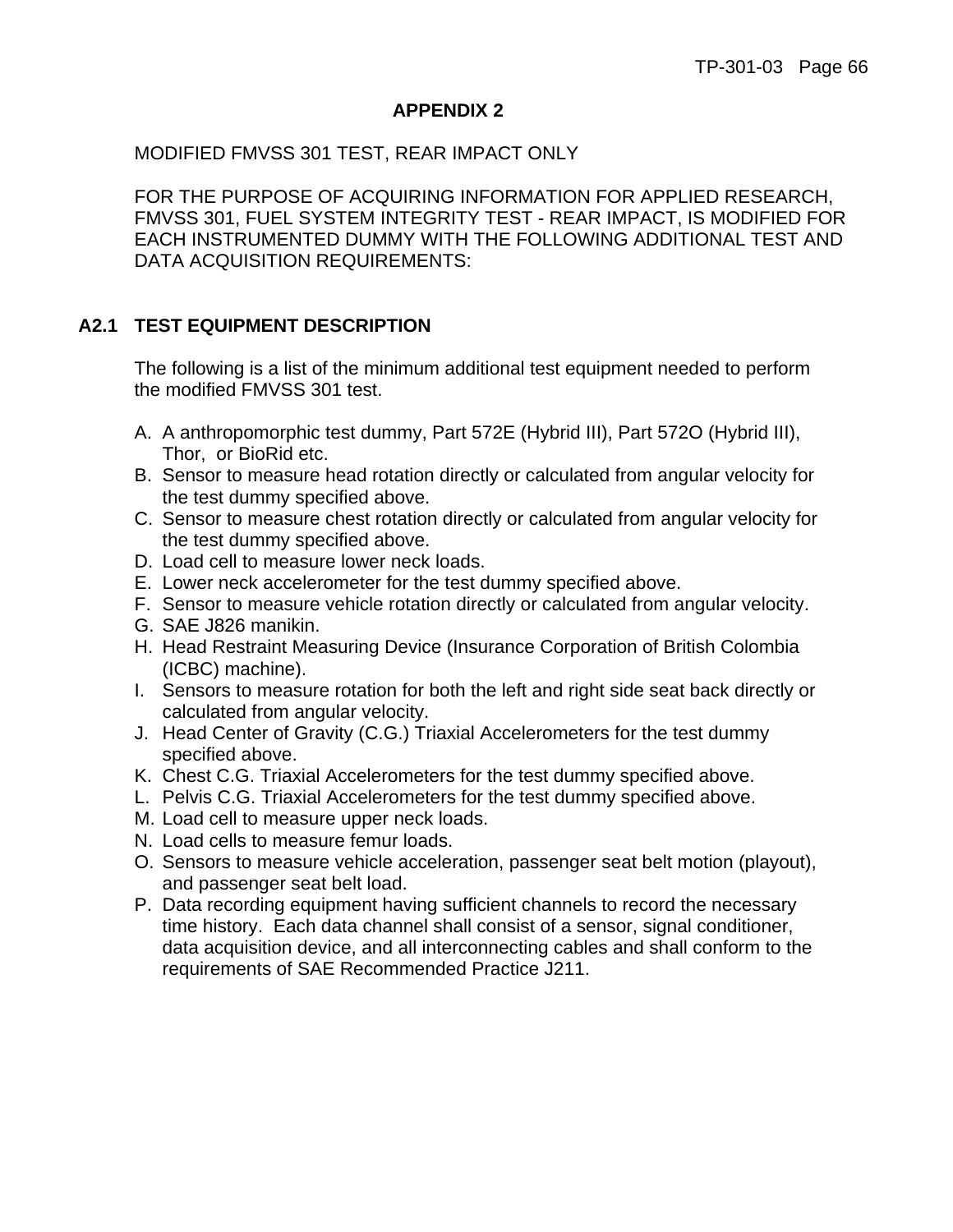# APPENDIX 2

MODIFIED FMVSS 301 TEST, REAR IMPACT ONLY

FOR THE PURPOSE OF ACQUIRING INFORMATION FOR APPLIED RESEARCH, FMVSS 301, FUEL SYSTEM INTEGRITY TEST - REAR IMPACT, IS MODIFIED FOR EACH INSTRUMENTED DUMMY WITH THE FOLLOWING ADDITIONAL TEST AND DATA ACQUISITION REQUIREMENTS:

## A2.1 TEST EQUIPMENT DESCRIPTION

The following is a list of the minimum additional test equipment needed to perform the modified FMVSS 301 test.

A. A anthropomorphic test dummy, Part 572E (Hybrid III), Part 572O (Hybrid III), Thor, or BioRid etc.
B. Sensor to measure head rotation directly or calculated from angular velocity for the test dummy specified above.
C. Sensor to measure chest rotation directly or calculated from angular velocity for the test dummy specified above.
D. Load cell to measure lower neck loads.
E. Lower neck accelerometer for the test dummy specified above.
F. Sensor to measure vehicle rotation directly or calculated from angular velocity.
G. SAE J826 manikin.
H. Head Restraint Measuring Device (Insurance Corporation of British Colombia (ICBC) machine).
I. Sensors to measure rotation for both the left and right side seat back directly or calculated from angular velocity.
J. Head Center of Gravity (C.G.) Triaxial Accelerometers for the test dummy specified above.
K. Chest C.G. Triaxial Accelerometers for the test dummy specified above.
L. Pelvis C.G. Triaxial Accelerometers for the test dummy specified above.
M. Load cell to measure upper neck loads.
N. Load cells to measure femur loads.
O. Sensors to measure vehicle acceleration, passenger seat belt motion (playout), and passenger seat belt load.
P. Data recording equipment having sufficient channels to record the necessary time history. Each data channel shall consist of a sensor, signal conditioner, data acquisition device, and all interconnecting cables and shall conform to the requirements of SAE Recommended Practice J211.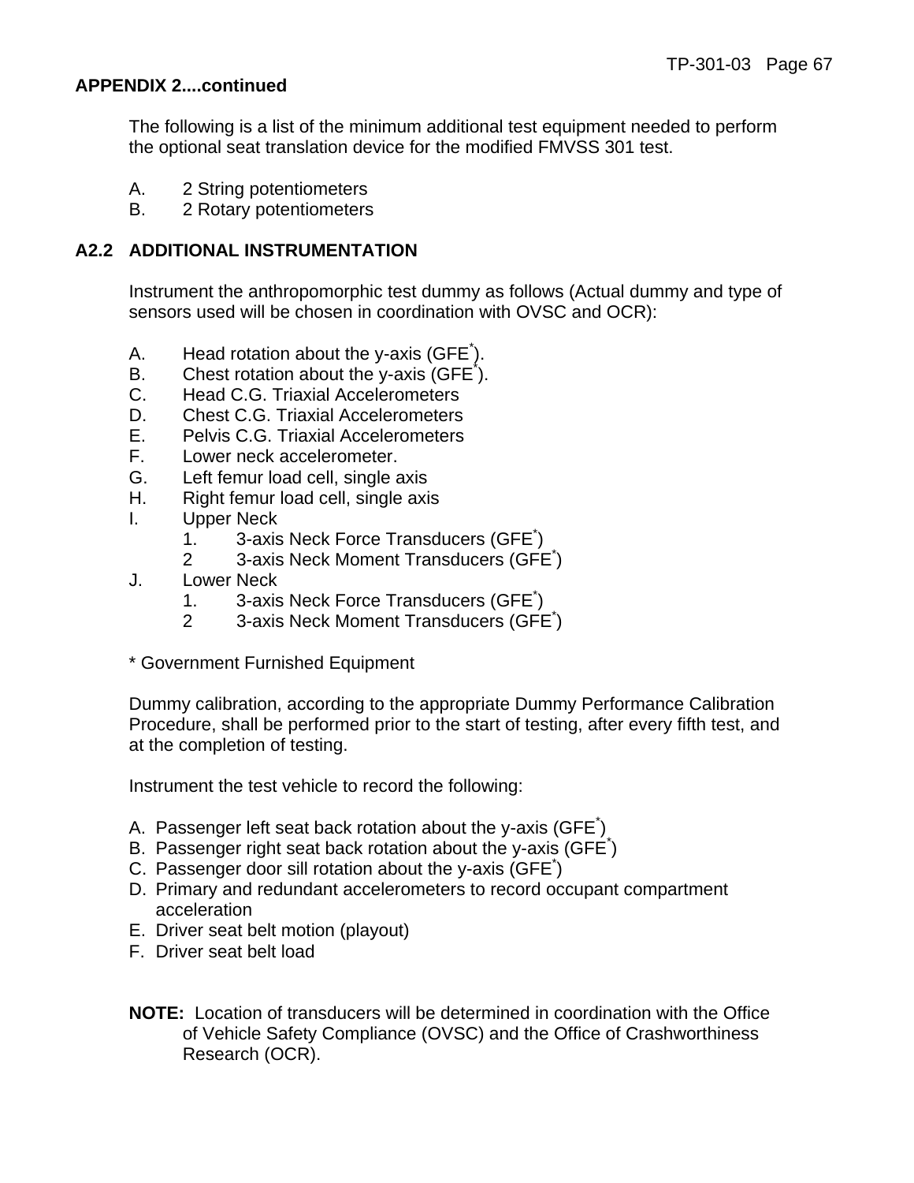**APPENDIX 2....continued**

The following is a list of the minimum additional test equipment needed to perform the optional seat translation device for the modified FMVSS 301 test.

A. 2 String potentiometers
B. 2 Rotary potentiometers

## A2.2 ADDITIONAL INSTRUMENTATION

Instrument the anthropomorphic test dummy as follows (Actual dummy and type of sensors used will be chosen in coordination with OVSC and OCR):

A. Head rotation about the y-axis (GFE*).
B. Chest rotation about the y-axis (GFE*).
C. Head C.G. Triaxial Accelerometers
D. Chest C.G. Triaxial Accelerometers
E. Pelvis C.G. Triaxial Accelerometers
F. Lower neck accelerometer.
G. Left femur load cell, single axis
H. Right femur load cell, single axis
I. Upper Neck
    1. 3-axis Neck Force Transducers (GFE*)
    2 3-axis Neck Moment Transducers (GFE*)
J. Lower Neck
    1. 3-axis Neck Force Transducers (GFE*)
    2 3-axis Neck Moment Transducers (GFE*)

* Government Furnished Equipment

Dummy calibration, according to the appropriate Dummy Performance Calibration Procedure, shall be performed prior to the start of testing, after every fifth test, and at the completion of testing.

Instrument the test vehicle to record the following:

A. Passenger left seat back rotation about the y-axis (GFE*)
B. Passenger right seat back rotation about the y-axis (GFE*)
C. Passenger door sill rotation about the y-axis (GFE*)
D. Primary and redundant accelerometers to record occupant compartment acceleration
E. Driver seat belt motion (playout)
F. Driver seat belt load

**NOTE:** Location of transducers will be determined in coordination with the Office of Vehicle Safety Compliance (OVSC) and the Office of Crashworthiness Research (OCR).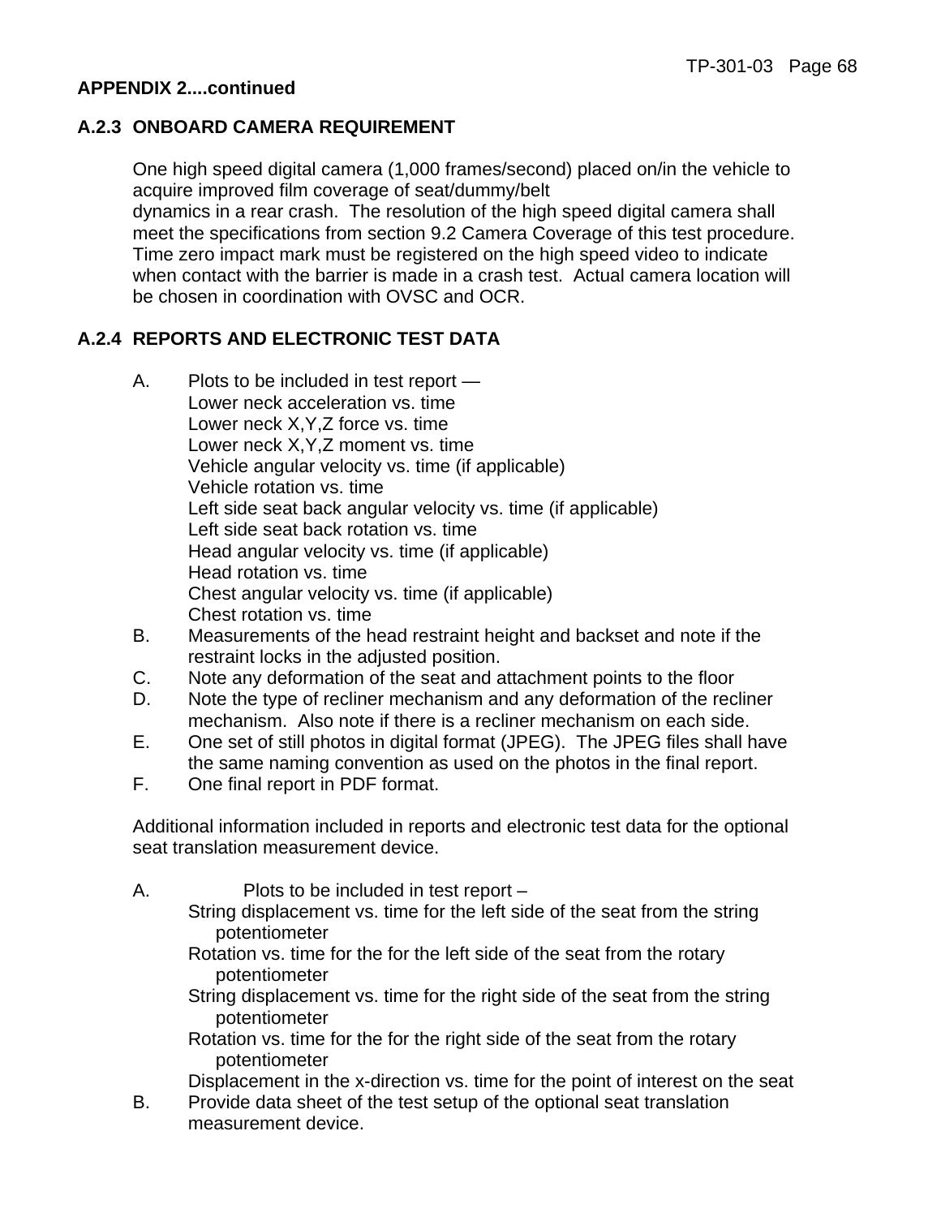**APPENDIX 2....continued**

## A.2.3 ONBOARD CAMERA REQUIREMENT

One high speed digital camera (1,000 frames/second) placed on/in the vehicle to acquire improved film coverage of seat/dummy/belt dynamics in a rear crash. The resolution of the high speed digital camera shall meet the specifications from section 9.2 Camera Coverage of this test procedure. Time zero impact mark must be registered on the high speed video to indicate when contact with the barrier is made in a crash test. Actual camera location will be chosen in coordination with OVSC and OCR.

## A.2.4 REPORTS AND ELECTRONIC TEST DATA

A. Plots to be included in test report —
   Lower neck acceleration vs. time
   Lower neck X,Y,Z force vs. time
   Lower neck X,Y,Z moment vs. time
   Vehicle angular velocity vs. time (if applicable)
   Vehicle rotation vs. time
   Left side seat back angular velocity vs. time (if applicable)
   Left side seat back rotation vs. time
   Head angular velocity vs. time (if applicable)
   Head rotation vs. time
   Chest angular velocity vs. time (if applicable)
   Chest rotation vs. time

B. Measurements of the head restraint height and backset and note if the restraint locks in the adjusted position.

C. Note any deformation of the seat and attachment points to the floor

D. Note the type of recliner mechanism and any deformation of the recliner mechanism. Also note if there is a recliner mechanism on each side.

E. One set of still photos in digital format (JPEG). The JPEG files shall have the same naming convention as used on the photos in the final report.

F. One final report in PDF format.

Additional information included in reports and electronic test data for the optional seat translation measurement device.

A. Plots to be included in test report –
   String displacement vs. time for the left side of the seat from the string potentiometer
   Rotation vs. time for the for the left side of the seat from the rotary potentiometer
   String displacement vs. time for the right side of the seat from the string potentiometer
   Rotation vs. time for the for the right side of the seat from the rotary potentiometer
   Displacement in the x-direction vs. time for the point of interest on the seat

B. Provide data sheet of the test setup of the optional seat translation measurement device.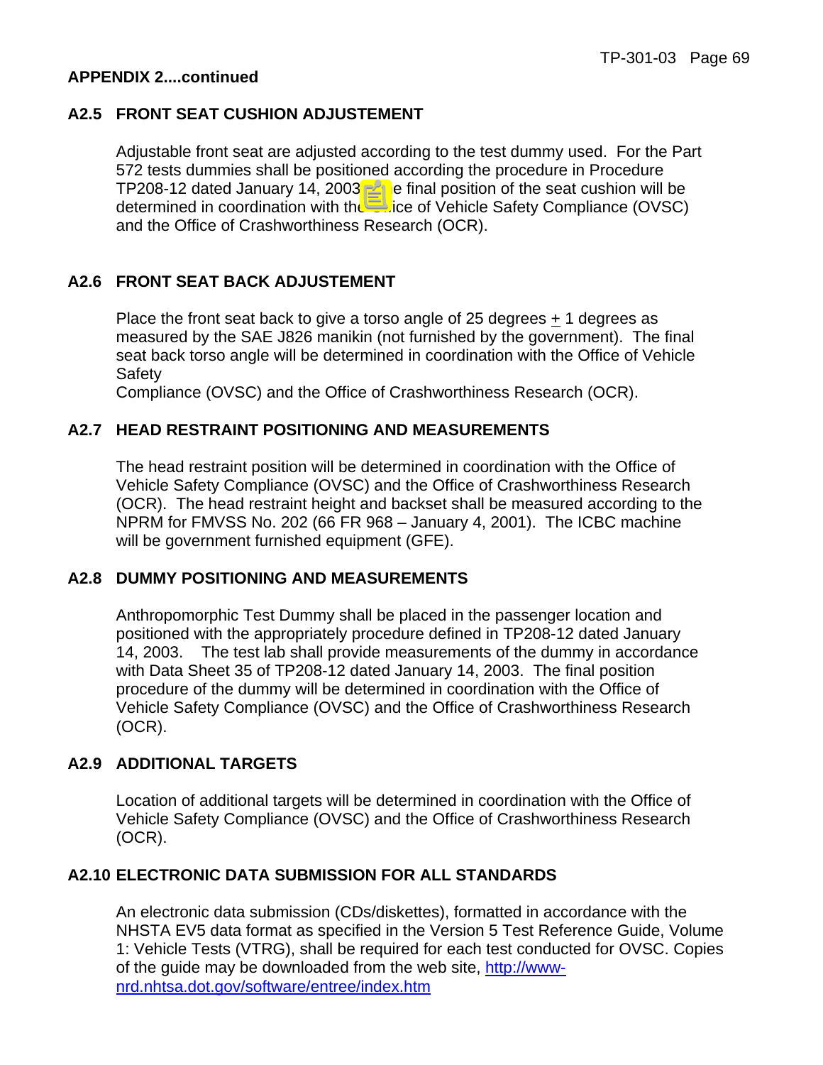**APPENDIX 2....continued**

## A2.5 FRONT SEAT CUSHION ADJUSTEMENT

Adjustable front seat are adjusted according to the test dummy used. For the Part 572 tests dummies shall be positioned according the procedure in Procedure TP208-12 dated January 14, 2003. The final position of the seat cushion will be determined in coordination with the Office of Vehicle Safety Compliance (OVSC) and the Office of Crashworthiness Research (OCR).

## A2.6 FRONT SEAT BACK ADJUSTEMENT

Place the front seat back to give a torso angle of 25 degrees ± 1 degrees as measured by the SAE J826 manikin (not furnished by the government). The final seat back torso angle will be determined in coordination with the Office of Vehicle Safety
Compliance (OVSC) and the Office of Crashworthiness Research (OCR).

## A2.7 HEAD RESTRAINT POSITIONING AND MEASUREMENTS

The head restraint position will be determined in coordination with the Office of Vehicle Safety Compliance (OVSC) and the Office of Crashworthiness Research (OCR). The head restraint height and backset shall be measured according to the NPRM for FMVSS No. 202 (66 FR 968 – January 4, 2001). The ICBC machine will be government furnished equipment (GFE).

## A2.8 DUMMY POSITIONING AND MEASUREMENTS

Anthropomorphic Test Dummy shall be placed in the passenger location and positioned with the appropriately procedure defined in TP208-12 dated January 14, 2003. The test lab shall provide measurements of the dummy in accordance with Data Sheet 35 of TP208-12 dated January 14, 2003. The final position procedure of the dummy will be determined in coordination with the Office of Vehicle Safety Compliance (OVSC) and the Office of Crashworthiness Research (OCR).

## A2.9 ADDITIONAL TARGETS

Location of additional targets will be determined in coordination with the Office of Vehicle Safety Compliance (OVSC) and the Office of Crashworthiness Research (OCR).

## A2.10 ELECTRONIC DATA SUBMISSION FOR ALL STANDARDS

An electronic data submission (CDs/diskettes), formatted in accordance with the NHSTA EV5 data format as specified in the Version 5 Test Reference Guide, Volume 1: Vehicle Tests (VTRG), shall be required for each test conducted for OVSC. Copies of the guide may be downloaded from the web site, http://www-nrd.nhtsa.dot.gov/software/entree/index.htm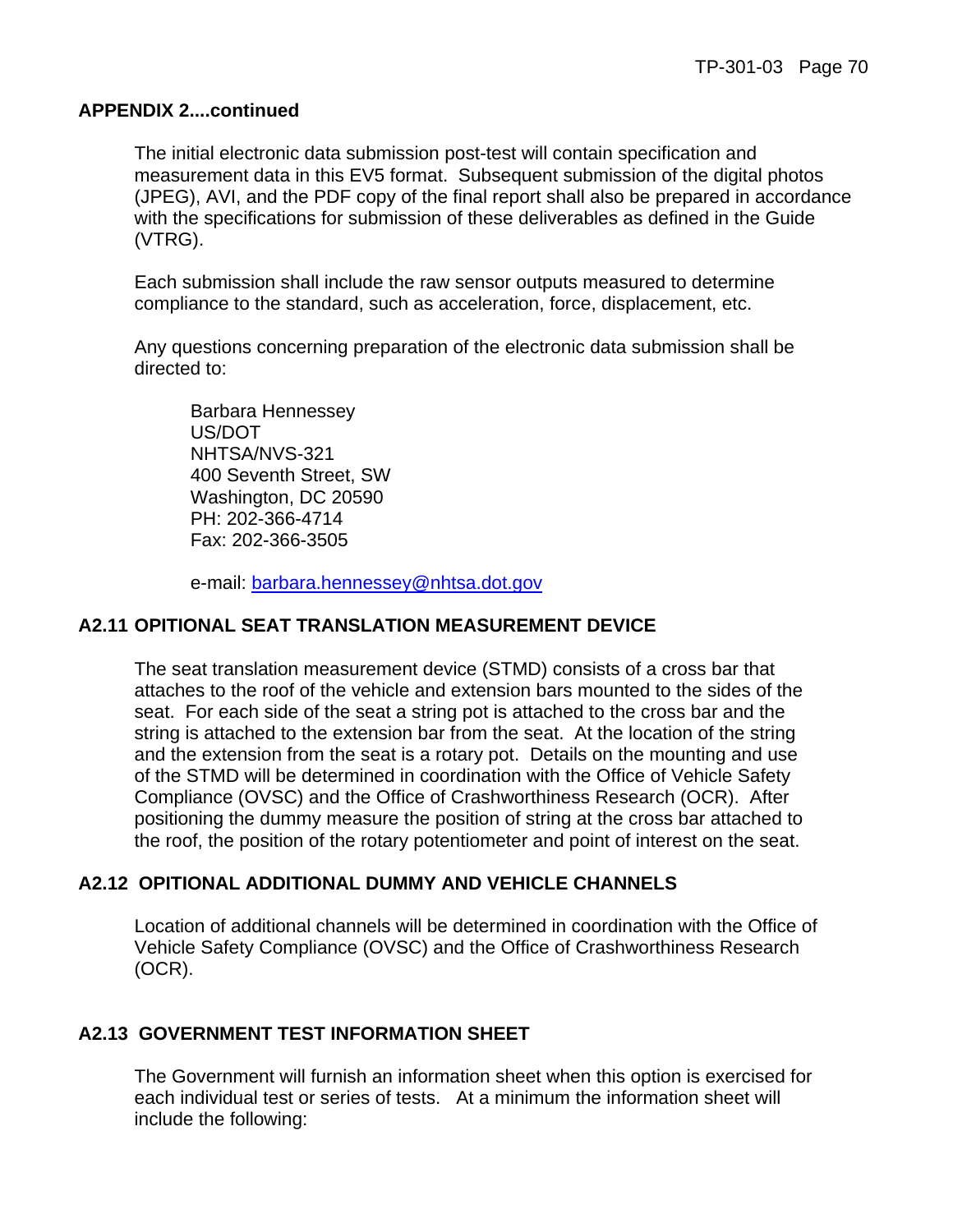**APPENDIX 2....continued**

The initial electronic data submission post-test will contain specification and measurement data in this EV5 format. Subsequent submission of the digital photos (JPEG), AVI, and the PDF copy of the final report shall also be prepared in accordance with the specifications for submission of these deliverables as defined in the Guide (VTRG).

Each submission shall include the raw sensor outputs measured to determine compliance to the standard, such as acceleration, force, displacement, etc.

Any questions concerning preparation of the electronic data submission shall be directed to:

Barbara Hennessey
US/DOT
NHTSA/NVS-321
400 Seventh Street, SW
Washington, DC 20590
PH: 202-366-4714
Fax: 202-366-3505

e-mail: barbara.hennessey@nhtsa.dot.gov

## A2.11 OPITIONAL SEAT TRANSLATION MEASUREMENT DEVICE

The seat translation measurement device (STMD) consists of a cross bar that attaches to the roof of the vehicle and extension bars mounted to the sides of the seat. For each side of the seat a string pot is attached to the cross bar and the string is attached to the extension bar from the seat. At the location of the string and the extension from the seat is a rotary pot. Details on the mounting and use of the STMD will be determined in coordination with the Office of Vehicle Safety Compliance (OVSC) and the Office of Crashworthiness Research (OCR). After positioning the dummy measure the position of string at the cross bar attached to the roof, the position of the rotary potentiometer and point of interest on the seat.

## A2.12 OPITIONAL ADDITIONAL DUMMY AND VEHICLE CHANNELS

Location of additional channels will be determined in coordination with the Office of Vehicle Safety Compliance (OVSC) and the Office of Crashworthiness Research (OCR).

## A2.13 GOVERNMENT TEST INFORMATION SHEET

The Government will furnish an information sheet when this option is exercised for each individual test or series of tests. At a minimum the information sheet will include the following: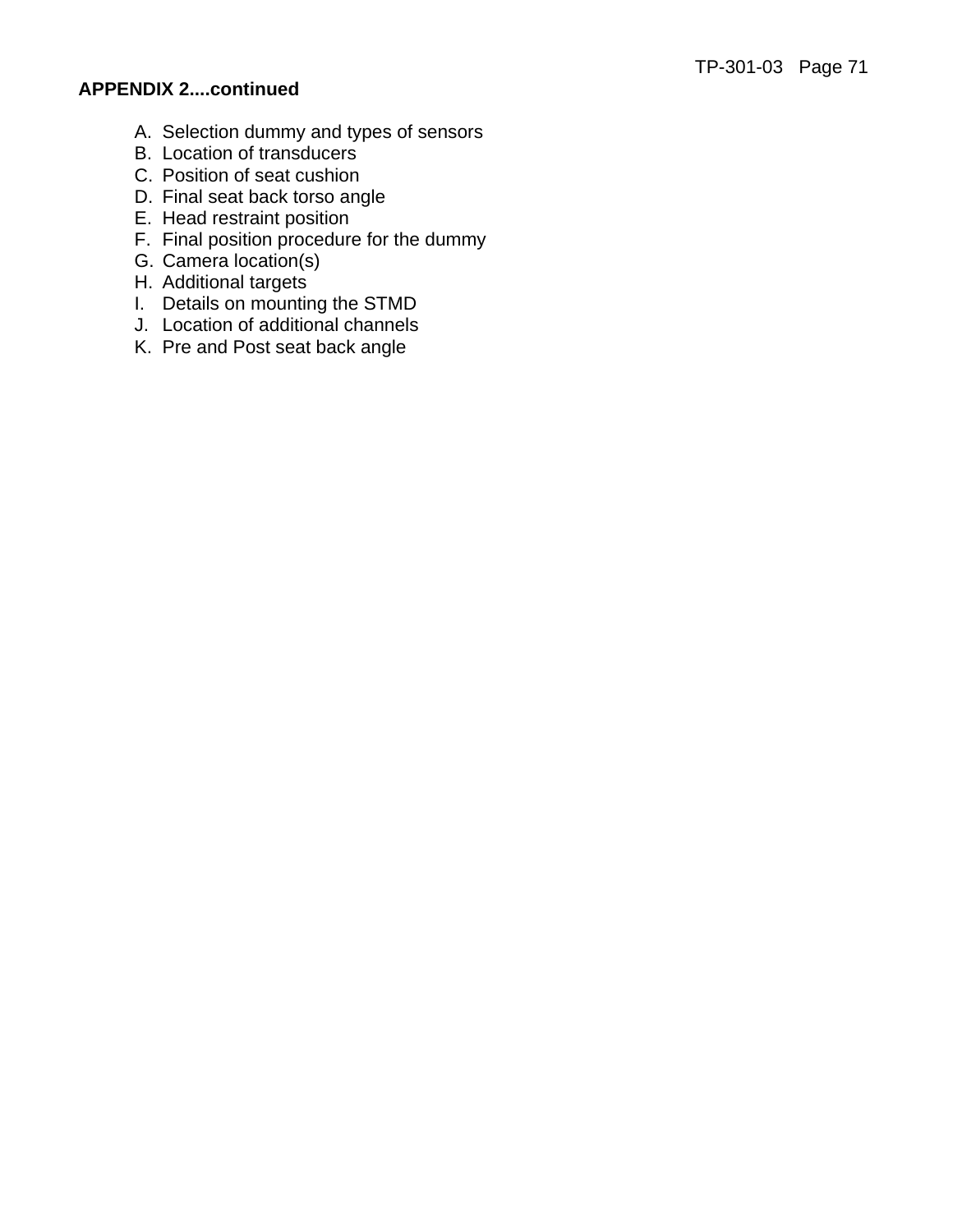**APPENDIX 2....continued**

A. Selection dummy and types of sensors
B. Location of transducers
C. Position of seat cushion
D. Final seat back torso angle
E. Head restraint position
F. Final position procedure for the dummy
G. Camera location(s)
H. Additional targets
I. Details on mounting the STMD
J. Location of additional channels
K. Pre and Post seat back angle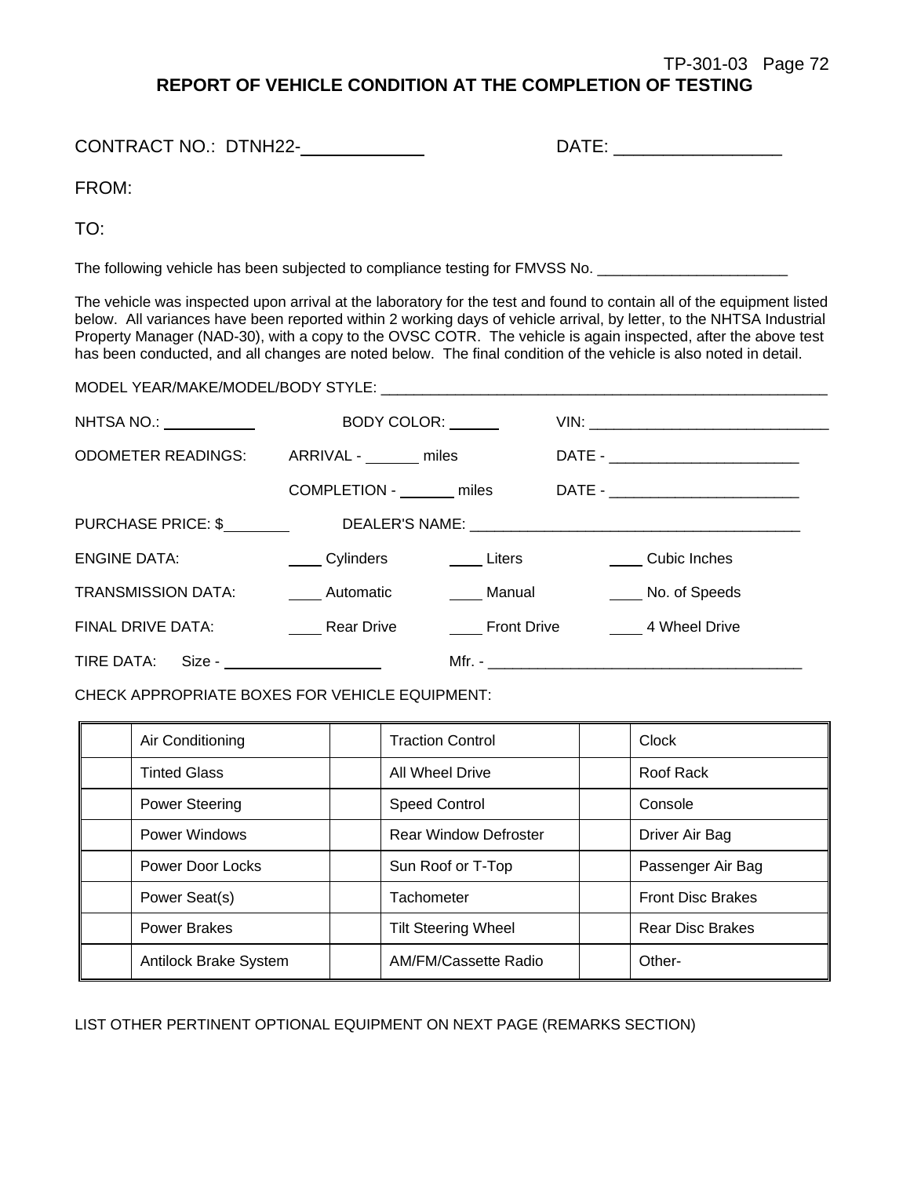# REPORT OF VEHICLE CONDITION AT THE COMPLETION OF TESTING

CONTRACT NO.: DTNH22-_____________ DATE: _________________

FROM:

TO:

The following vehicle has been subjected to compliance testing for FMVSS No. _______________________

The vehicle was inspected upon arrival at the laboratory for the test and found to contain all of the equipment listed below. All variances have been reported within 2 working days of vehicle arrival, by letter, to the NHTSA Industrial Property Manager (NAD-30), with a copy to the OVSC COTR. The vehicle is again inspected, after the above test has been conducted, and all changes are noted below. The final condition of the vehicle is also noted in detail.

MODEL YEAR/MAKE/MODEL/BODY STYLE: _________________________________________________________

NHTSA NO.: ___________ BODY COLOR: ______ VIN: ______________________________

ODOMETER READINGS: ARRIVAL - _______ miles DATE - _______________________

COMPLETION - _______ miles DATE - _______________________

PURCHASE PRICE: $________ DEALER'S NAME: ________________________________________

ENGINE DATA: ____ Cylinders ____ Liters ____ Cubic Inches

TRANSMISSION DATA: ____ Automatic ____ Manual ____ No. of Speeds

FINAL DRIVE DATA: ____ Rear Drive ____ Front Drive ____ 4 Wheel Drive

TIRE DATA: Size - ___________________ Mfr. - ______________________________________

CHECK APPROPRIATE BOXES FOR VEHICLE EQUIPMENT:

| | | | | | |
|---|---|---|---|---|---|
| | Air Conditioning | | Traction Control | | Clock |
| | Tinted Glass | | All Wheel Drive | | Roof Rack |
| | Power Steering | | Speed Control | | Console |
| | Power Windows | | Rear Window Defroster | | Driver Air Bag |
| | Power Door Locks | | Sun Roof or T-Top | | Passenger Air Bag |
| | Power Seat(s) | | Tachometer | | Front Disc Brakes |
| | Power Brakes | | Tilt Steering Wheel | | Rear Disc Brakes |
| | Antilock Brake System | | AM/FM/Cassette Radio | | Other- |

LIST OTHER PERTINENT OPTIONAL EQUIPMENT ON NEXT PAGE (REMARKS SECTION)